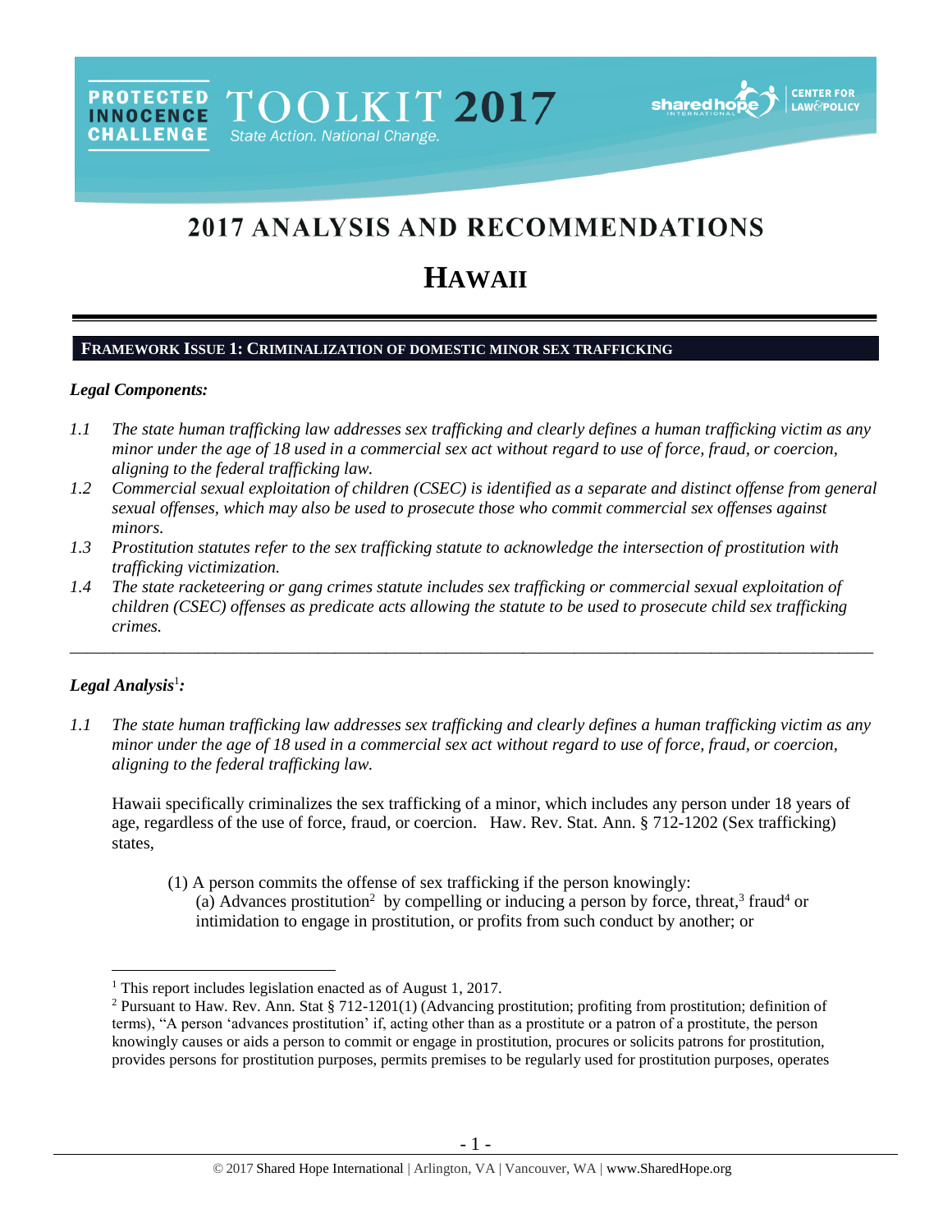PROTECTED INNOCENCE CHALLENGE TOOLKIT 2017 State Action. National Change.

# 2017 ANALYSIS AND RECOMMENDATIONS

# HAWAII

## FRAMEWORK ISSUE 1: CRIMINALIZATION OF DOMESTIC MINOR SEX TRAFFICKING

### *Legal Components:*

*1.1 The state human trafficking law addresses sex trafficking and clearly defines a human trafficking victim as any minor under the age of 18 used in a commercial sex act without regard to use of force, fraud, or coercion, aligning to the federal trafficking law.*

*1.2 Commercial sexual exploitation of children (CSEC) is identified as a separate and distinct offense from general sexual offenses, which may also be used to prosecute those who commit commercial sex offenses against minors.*

*1.3 Prostitution statutes refer to the sex trafficking statute to acknowledge the intersection of prostitution with trafficking victimization.*

*1.4 The state racketeering or gang crimes statute includes sex trafficking or commercial sexual exploitation of children (CSEC) offenses as predicate acts allowing the statute to be used to prosecute child sex trafficking crimes.*

---

### *Legal Analysis*[1]*:*

*1.1 The state human trafficking law addresses sex trafficking and clearly defines a human trafficking victim as any minor under the age of 18 used in a commercial sex act without regard to use of force, fraud, or coercion, aligning to the federal trafficking law.*

Hawaii specifically criminalizes the sex trafficking of a minor, which includes any person under 18 years of age, regardless of the use of force, fraud, or coercion. Haw. Rev. Stat. Ann. § 712-1202 (Sex trafficking) states,

> (1) A person commits the offense of sex trafficking if the person knowingly:
> (a) Advances prostitution[2] by compelling or inducing a person by force, threat,[3] fraud[4] or intimidation to engage in prostitution, or profits from such conduct by another; or

---

[1] This report includes legislation enacted as of August 1, 2017.

[2] Pursuant to Haw. Rev. Ann. Stat § 712-1201(1) (Advancing prostitution; profiting from prostitution; definition of terms), "A person 'advances prostitution' if, acting other than as a prostitute or a patron of a prostitute, the person knowingly causes or aids a person to commit or engage in prostitution, procures or solicits patrons for prostitution, provides persons for prostitution purposes, permits premises to be regularly used for prostitution purposes, operates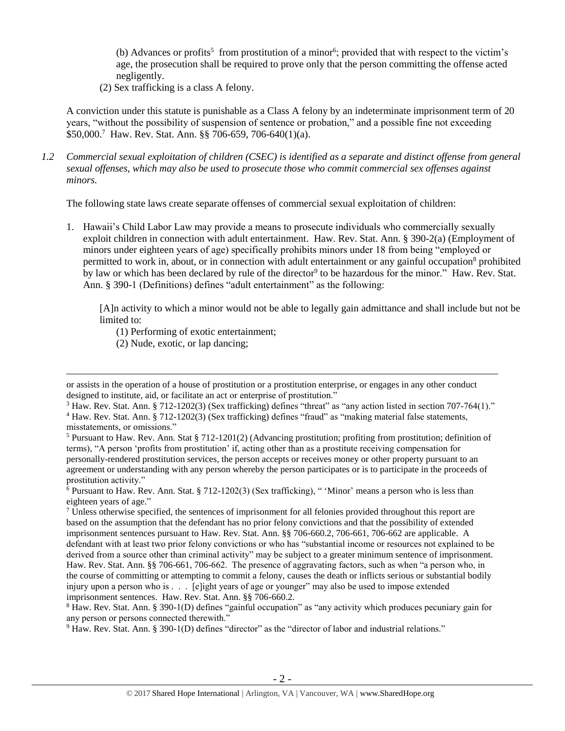(b) Advances or profits[5] from prostitution of a minor[6]; provided that with respect to the victim's age, the prosecution shall be required to prove only that the person committing the offense acted negligently.

(2) Sex trafficking is a class A felony.

A conviction under this statute is punishable as a Class A felony by an indeterminate imprisonment term of 20 years, "without the possibility of suspension of sentence or probation," and a possible fine not exceeding $50,000.[7] Haw. Rev. Stat. Ann. §§ 706-659, 706-640(1)(a).

*1.2 Commercial sexual exploitation of children (CSEC) is identified as a separate and distinct offense from general sexual offenses, which may also be used to prosecute those who commit commercial sex offenses against minors.*

The following state laws create separate offenses of commercial sexual exploitation of children:

1. Hawaii's Child Labor Law may provide a means to prosecute individuals who commercially sexually exploit children in connection with adult entertainment. Haw. Rev. Stat. Ann. § 390-2(a) (Employment of minors under eighteen years of age) specifically prohibits minors under 18 from being "employed or permitted to work in, about, or in connection with adult entertainment or any gainful occupation[8] prohibited by law or which has been declared by rule of the director[9] to be hazardous for the minor." Haw. Rev. Stat. Ann. § 390-1 (Definitions) defines "adult entertainment" as the following:

   [A]n activity to which a minor would not be able to legally gain admittance and shall include but not be limited to:

   (1) Performing of exotic entertainment;
   (2) Nude, exotic, or lap dancing;

---

or assists in the operation of a house of prostitution or a prostitution enterprise, or engages in any other conduct designed to institute, aid, or facilitate an act or enterprise of prostitution."

[3] Haw. Rev. Stat. Ann. § 712-1202(3) (Sex trafficking) defines "threat" as "any action listed in section 707-764(1)."

[4] Haw. Rev. Stat. Ann. § 712-1202(3) (Sex trafficking) defines "fraud" as "making material false statements, misstatements, or omissions."

[5] Pursuant to Haw. Rev. Ann. Stat § 712-1201(2) (Advancing prostitution; profiting from prostitution; definition of terms), "A person 'profits from prostitution' if, acting other than as a prostitute receiving compensation for personally-rendered prostitution services, the person accepts or receives money or other property pursuant to an agreement or understanding with any person whereby the person participates or is to participate in the proceeds of prostitution activity."

[6] Pursuant to Haw. Rev. Ann. Stat. § 712-1202(3) (Sex trafficking), " 'Minor' means a person who is less than eighteen years of age."

[7] Unless otherwise specified, the sentences of imprisonment for all felonies provided throughout this report are based on the assumption that the defendant has no prior felony convictions and that the possibility of extended imprisonment sentences pursuant to Haw. Rev. Stat. Ann. §§ 706-660.2, 706-661, 706-662 are applicable. A defendant with at least two prior felony convictions or who has "substantial income or resources not explained to be derived from a source other than criminal activity" may be subject to a greater minimum sentence of imprisonment. Haw. Rev. Stat. Ann. §§ 706-661, 706-662. The presence of aggravating factors, such as when "a person who, in the course of committing or attempting to commit a felony, causes the death or inflicts serious or substantial bodily injury upon a person who is . . . [e]ight years of age or younger" may also be used to impose extended imprisonment sentences. Haw. Rev. Stat. Ann. §§ 706-660.2.

[8] Haw. Rev. Stat. Ann. § 390-1(D) defines "gainful occupation" as "any activity which produces pecuniary gain for any person or persons connected therewith."

[9] Haw. Rev. Stat. Ann. § 390-1(D) defines "director" as the "director of labor and industrial relations."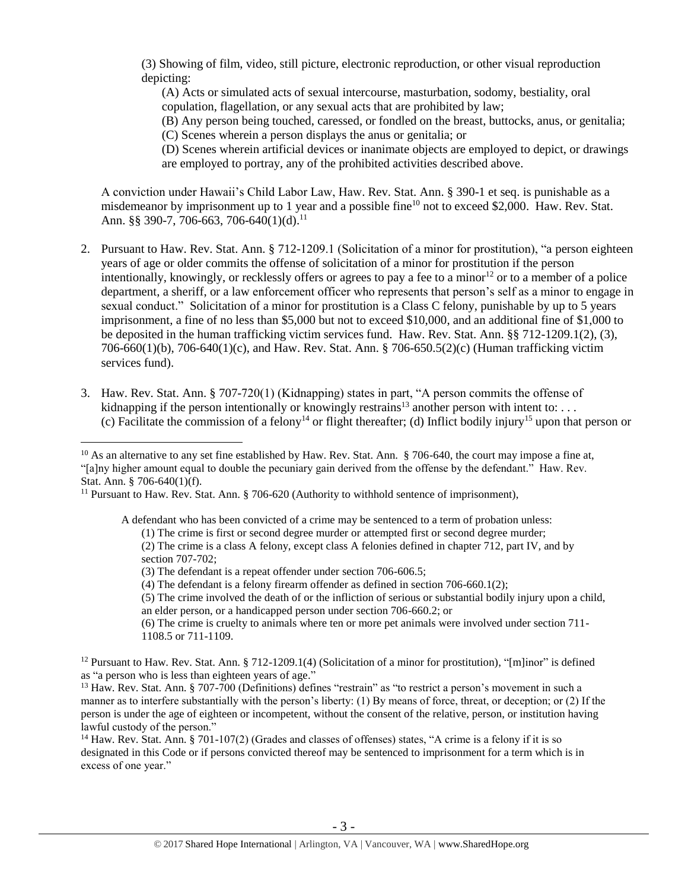(3) Showing of film, video, still picture, electronic reproduction, or other visual reproduction depicting:

(A) Acts or simulated acts of sexual intercourse, masturbation, sodomy, bestiality, oral copulation, flagellation, or any sexual acts that are prohibited by law;
(B) Any person being touched, caressed, or fondled on the breast, buttocks, anus, or genitalia;
(C) Scenes wherein a person displays the anus or genitalia; or
(D) Scenes wherein artificial devices or inanimate objects are employed to depict, or drawings are employed to portray, any of the prohibited activities described above.

A conviction under Hawaii's Child Labor Law, Haw. Rev. Stat. Ann. § 390-1 et seq. is punishable as a misdemeanor by imprisonment up to 1 year and a possible fine[10] not to exceed $2,000. Haw. Rev. Stat. Ann. §§ 390-7, 706-663, 706-640(1)(d).[11]

2. Pursuant to Haw. Rev. Stat. Ann. § 712-1209.1 (Solicitation of a minor for prostitution), "a person eighteen years of age or older commits the offense of solicitation of a minor for prostitution if the person intentionally, knowingly, or recklessly offers or agrees to pay a fee to a minor[12] or to a member of a police department, a sheriff, or a law enforcement officer who represents that person's self as a minor to engage in sexual conduct." Solicitation of a minor for prostitution is a Class C felony, punishable by up to 5 years imprisonment, a fine of no less than $5,000 but not to exceed $10,000, and an additional fine of $1,000 to be deposited in the human trafficking victim services fund. Haw. Rev. Stat. Ann. §§ 712-1209.1(2), (3), 706-660(1)(b), 706-640(1)(c), and Haw. Rev. Stat. Ann. § 706-650.5(2)(c) (Human trafficking victim services fund).

3. Haw. Rev. Stat. Ann. § 707-720(1) (Kidnapping) states in part, "A person commits the offense of kidnapping if the person intentionally or knowingly restrains[13] another person with intent to: . . . (c) Facilitate the commission of a felony[14] or flight thereafter; (d) Inflict bodily injury[15] upon that person or

---

[10] As an alternative to any set fine established by Haw. Rev. Stat. Ann. § 706-640, the court may impose a fine at, "[a]ny higher amount equal to double the pecuniary gain derived from the offense by the defendant." Haw. Rev. Stat. Ann. § 706-640(1)(f).

[11] Pursuant to Haw. Rev. Stat. Ann. § 706-620 (Authority to withhold sentence of imprisonment),

> A defendant who has been convicted of a crime may be sentenced to a term of probation unless:
> (1) The crime is first or second degree murder or attempted first or second degree murder;
> (2) The crime is a class A felony, except class A felonies defined in chapter 712, part IV, and by section 707-702;
> (3) The defendant is a repeat offender under section 706-606.5;
> (4) The defendant is a felony firearm offender as defined in section 706-660.1(2);
> (5) The crime involved the death of or the infliction of serious or substantial bodily injury upon a child, an elder person, or a handicapped person under section 706-660.2; or
> (6) The crime is cruelty to animals where ten or more pet animals were involved under section 711-1108.5 or 711-1109.

[12] Pursuant to Haw. Rev. Stat. Ann. § 712-1209.1(4) (Solicitation of a minor for prostitution), "[m]inor" is defined as "a person who is less than eighteen years of age."

[13] Haw. Rev. Stat. Ann. § 707-700 (Definitions) defines "restrain" as "to restrict a person's movement in such a manner as to interfere substantially with the person's liberty: (1) By means of force, threat, or deception; or (2) If the person is under the age of eighteen or incompetent, without the consent of the relative, person, or institution having lawful custody of the person."

[14] Haw. Rev. Stat. Ann. § 701-107(2) (Grades and classes of offenses) states, "A crime is a felony if it is so designated in this Code or if persons convicted thereof may be sentenced to imprisonment for a term which is in excess of one year."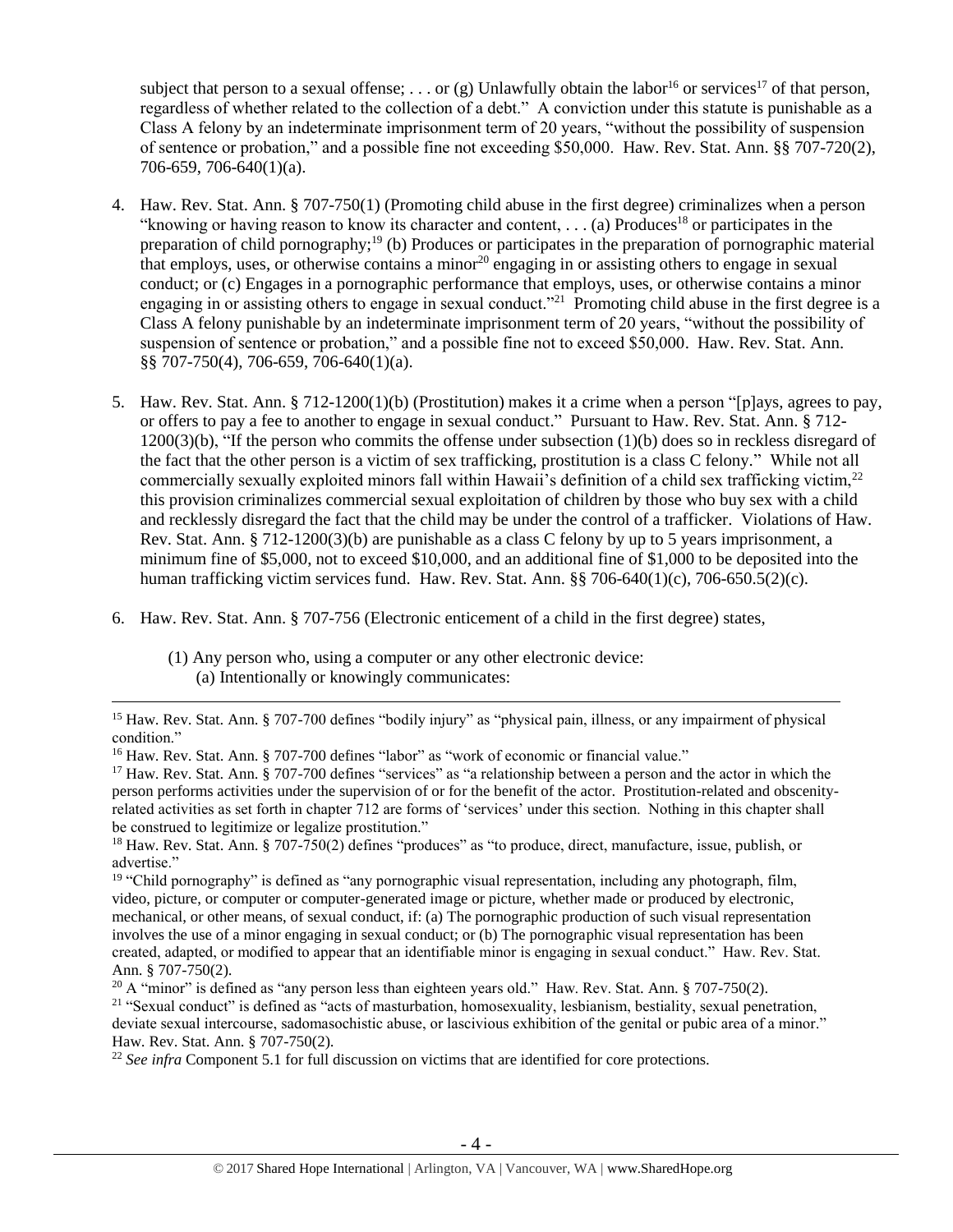subject that person to a sexual offense; . . . or (g) Unlawfully obtain the labor[16] or services[17] of that person, regardless of whether related to the collection of a debt." A conviction under this statute is punishable as a Class A felony by an indeterminate imprisonment term of 20 years, "without the possibility of suspension of sentence or probation," and a possible fine not exceeding $50,000. Haw. Rev. Stat. Ann. §§ 707-720(2), 706-659, 706-640(1)(a).

4. Haw. Rev. Stat. Ann. § 707-750(1) (Promoting child abuse in the first degree) criminalizes when a person "knowing or having reason to know its character and content, . . . (a) Produces[18] or participates in the preparation of child pornography;[19] (b) Produces or participates in the preparation of pornographic material that employs, uses, or otherwise contains a minor[20] engaging in or assisting others to engage in sexual conduct; or (c) Engages in a pornographic performance that employs, uses, or otherwise contains a minor engaging in or assisting others to engage in sexual conduct."[21] Promoting child abuse in the first degree is a Class A felony punishable by an indeterminate imprisonment term of 20 years, "without the possibility of suspension of sentence or probation," and a possible fine not to exceed $50,000. Haw. Rev. Stat. Ann. §§ 707-750(4), 706-659, 706-640(1)(a).

5. Haw. Rev. Stat. Ann. § 712-1200(1)(b) (Prostitution) makes it a crime when a person "[p]ays, agrees to pay, or offers to pay a fee to another to engage in sexual conduct." Pursuant to Haw. Rev. Stat. Ann. § 712-1200(3)(b), "If the person who commits the offense under subsection (1)(b) does so in reckless disregard of the fact that the other person is a victim of sex trafficking, prostitution is a class C felony." While not all commercially sexually exploited minors fall within Hawaii's definition of a child sex trafficking victim,[22] this provision criminalizes commercial sexual exploitation of children by those who buy sex with a child and recklessly disregard the fact that the child may be under the control of a trafficker. Violations of Haw. Rev. Stat. Ann. § 712-1200(3)(b) are punishable as a class C felony by up to 5 years imprisonment, a minimum fine of $5,000, not to exceed $10,000, and an additional fine of $1,000 to be deposited into the human trafficking victim services fund. Haw. Rev. Stat. Ann. §§ 706-640(1)(c), 706-650.5(2)(c).

6. Haw. Rev. Stat. Ann. § 707-756 (Electronic enticement of a child in the first degree) states,

   (1) Any person who, using a computer or any other electronic device:
   (a) Intentionally or knowingly communicates:

---

[15] Haw. Rev. Stat. Ann. § 707-700 defines "bodily injury" as "physical pain, illness, or any impairment of physical condition."

[16] Haw. Rev. Stat. Ann. § 707-700 defines "labor" as "work of economic or financial value."

[17] Haw. Rev. Stat. Ann. § 707-700 defines "services" as "a relationship between a person and the actor in which the person performs activities under the supervision of or for the benefit of the actor. Prostitution-related and obscenity-related activities as set forth in chapter 712 are forms of 'services' under this section. Nothing in this chapter shall be construed to legitimize or legalize prostitution."

[18] Haw. Rev. Stat. Ann. § 707-750(2) defines "produces" as "to produce, direct, manufacture, issue, publish, or advertise."

[19] "Child pornography" is defined as "any pornographic visual representation, including any photograph, film, video, picture, or computer or computer-generated image or picture, whether made or produced by electronic, mechanical, or other means, of sexual conduct, if: (a) The pornographic production of such visual representation involves the use of a minor engaging in sexual conduct; or (b) The pornographic visual representation has been created, adapted, or modified to appear that an identifiable minor is engaging in sexual conduct." Haw. Rev. Stat. Ann. § 707-750(2).

[20] A "minor" is defined as "any person less than eighteen years old." Haw. Rev. Stat. Ann. § 707-750(2).

[21] "Sexual conduct" is defined as "acts of masturbation, homosexuality, lesbianism, bestiality, sexual penetration, deviate sexual intercourse, sadomasochistic abuse, or lascivious exhibition of the genital or pubic area of a minor." Haw. Rev. Stat. Ann. § 707-750(2).

[22] *See infra* Component 5.1 for full discussion on victims that are identified for core protections.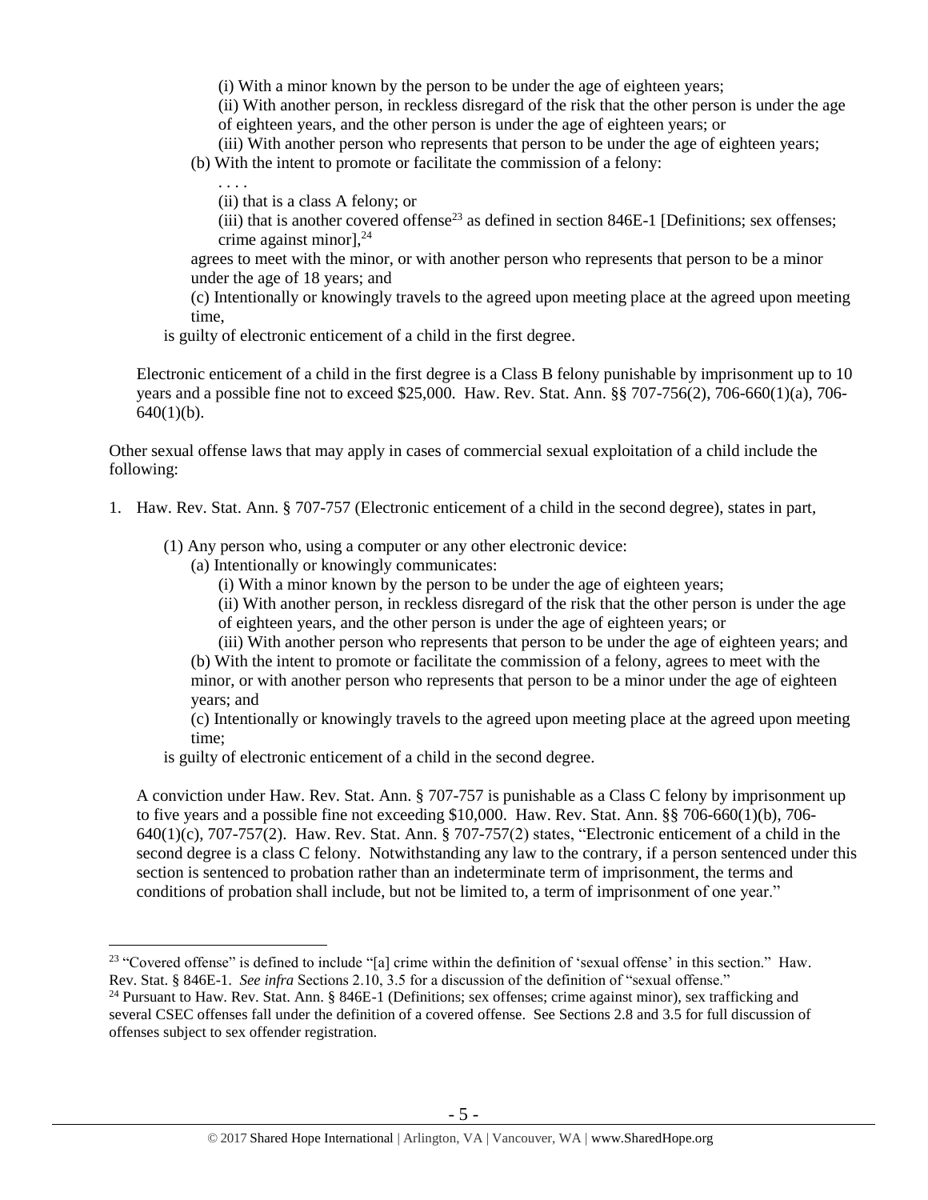(i) With a minor known by the person to be under the age of eighteen years;

(ii) With another person, in reckless disregard of the risk that the other person is under the age of eighteen years, and the other person is under the age of eighteen years; or

(iii) With another person who represents that person to be under the age of eighteen years;

(b) With the intent to promote or facilitate the commission of a felony:

. . . .

(ii) that is a class A felony; or

(iii) that is another covered offense[23] as defined in section 846E-1 [Definitions; sex offenses; crime against minor],[24]

agrees to meet with the minor, or with another person who represents that person to be a minor under the age of 18 years; and

(c) Intentionally or knowingly travels to the agreed upon meeting place at the agreed upon meeting time,

is guilty of electronic enticement of a child in the first degree.

Electronic enticement of a child in the first degree is a Class B felony punishable by imprisonment up to 10 years and a possible fine not to exceed $25,000. Haw. Rev. Stat. Ann. §§ 707-756(2), 706-660(1)(a), 706-640(1)(b).

Other sexual offense laws that may apply in cases of commercial sexual exploitation of a child include the following:

1. Haw. Rev. Stat. Ann. § 707-757 (Electronic enticement of a child in the second degree), states in part,

   (1) Any person who, using a computer or any other electronic device:

   (a) Intentionally or knowingly communicates:

   (i) With a minor known by the person to be under the age of eighteen years;

   (ii) With another person, in reckless disregard of the risk that the other person is under the age of eighteen years, and the other person is under the age of eighteen years; or

   (iii) With another person who represents that person to be under the age of eighteen years; and

   (b) With the intent to promote or facilitate the commission of a felony, agrees to meet with the minor, or with another person who represents that person to be a minor under the age of eighteen years; and

   (c) Intentionally or knowingly travels to the agreed upon meeting place at the agreed upon meeting time;

   is guilty of electronic enticement of a child in the second degree.

   A conviction under Haw. Rev. Stat. Ann. § 707-757 is punishable as a Class C felony by imprisonment up to five years and a possible fine not exceeding $10,000. Haw. Rev. Stat. Ann. §§ 706-660(1)(b), 706-640(1)(c), 707-757(2). Haw. Rev. Stat. Ann. § 707-757(2) states, "Electronic enticement of a child in the second degree is a class C felony. Notwithstanding any law to the contrary, if a person sentenced under this section is sentenced to probation rather than an indeterminate term of imprisonment, the terms and conditions of probation shall include, but not be limited to, a term of imprisonment of one year."

---

[23] "Covered offense" is defined to include "[a] crime within the definition of 'sexual offense' in this section." Haw. Rev. Stat. § 846E-1. *See infra* Sections 2.10, 3.5 for a discussion of the definition of "sexual offense."

[24] Pursuant to Haw. Rev. Stat. Ann. § 846E-1 (Definitions; sex offenses; crime against minor), sex trafficking and several CSEC offenses fall under the definition of a covered offense. See Sections 2.8 and 3.5 for full discussion of offenses subject to sex offender registration.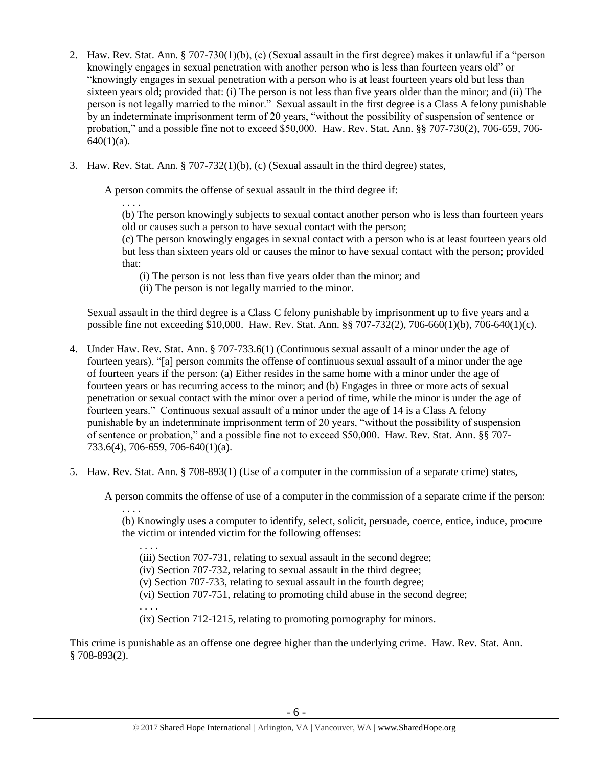2. Haw. Rev. Stat. Ann. § 707-730(1)(b), (c) (Sexual assault in the first degree) makes it unlawful if a "person knowingly engages in sexual penetration with another person who is less than fourteen years old" or "knowingly engages in sexual penetration with a person who is at least fourteen years old but less than sixteen years old; provided that: (i) The person is not less than five years older than the minor; and (ii) The person is not legally married to the minor." Sexual assault in the first degree is a Class A felony punishable by an indeterminate imprisonment term of 20 years, "without the possibility of suspension of sentence or probation," and a possible fine not to exceed $50,000. Haw. Rev. Stat. Ann. §§ 707-730(2), 706-659, 706-640(1)(a).

3. Haw. Rev. Stat. Ann. § 707-732(1)(b), (c) (Sexual assault in the third degree) states,

   A person commits the offense of sexual assault in the third degree if:

   . . . .
   (b) The person knowingly subjects to sexual contact another person who is less than fourteen years old or causes such a person to have sexual contact with the person;
   (c) The person knowingly engages in sexual contact with a person who is at least fourteen years old but less than sixteen years old or causes the minor to have sexual contact with the person; provided that:
   (i) The person is not less than five years older than the minor; and
   (ii) The person is not legally married to the minor.

   Sexual assault in the third degree is a Class C felony punishable by imprisonment up to five years and a possible fine not exceeding $10,000. Haw. Rev. Stat. Ann. §§ 707-732(2), 706-660(1)(b), 706-640(1)(c).

4. Under Haw. Rev. Stat. Ann. § 707-733.6(1) (Continuous sexual assault of a minor under the age of fourteen years), "[a] person commits the offense of continuous sexual assault of a minor under the age of fourteen years if the person: (a) Either resides in the same home with a minor under the age of fourteen years or has recurring access to the minor; and (b) Engages in three or more acts of sexual penetration or sexual contact with the minor over a period of time, while the minor is under the age of fourteen years." Continuous sexual assault of a minor under the age of 14 is a Class A felony punishable by an indeterminate imprisonment term of 20 years, "without the possibility of suspension of sentence or probation," and a possible fine not to exceed $50,000. Haw. Rev. Stat. Ann. §§ 707-733.6(4), 706-659, 706-640(1)(a).

5. Haw. Rev. Stat. Ann. § 708-893(1) (Use of a computer in the commission of a separate crime) states,

   A person commits the offense of use of a computer in the commission of a separate crime if the person:

   . . . .
   (b) Knowingly uses a computer to identify, select, solicit, persuade, coerce, entice, induce, procure the victim or intended victim for the following offenses:

   . . . .
   (iii) Section 707-731, relating to sexual assault in the second degree;
   (iv) Section 707-732, relating to sexual assault in the third degree;
   (v) Section 707-733, relating to sexual assault in the fourth degree;
   (vi) Section 707-751, relating to promoting child abuse in the second degree;
   . . . .
   (ix) Section 712-1215, relating to promoting pornography for minors.

This crime is punishable as an offense one degree higher than the underlying crime. Haw. Rev. Stat. Ann. § 708-893(2).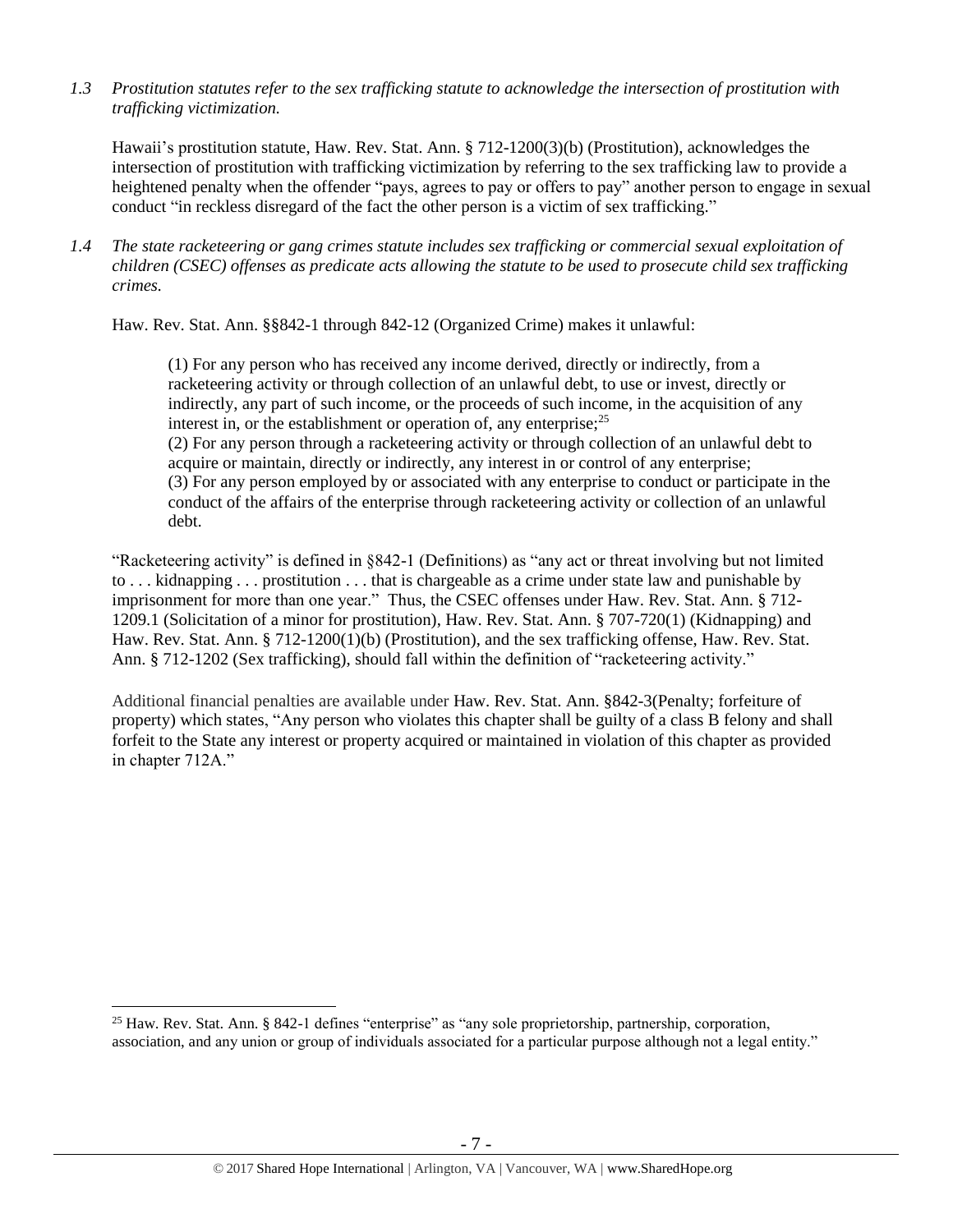*1.3 Prostitution statutes refer to the sex trafficking statute to acknowledge the intersection of prostitution with trafficking victimization.*

Hawaii's prostitution statute, Haw. Rev. Stat. Ann. § 712-1200(3)(b) (Prostitution), acknowledges the intersection of prostitution with trafficking victimization by referring to the sex trafficking law to provide a heightened penalty when the offender "pays, agrees to pay or offers to pay" another person to engage in sexual conduct "in reckless disregard of the fact the other person is a victim of sex trafficking."

*1.4 The state racketeering or gang crimes statute includes sex trafficking or commercial sexual exploitation of children (CSEC) offenses as predicate acts allowing the statute to be used to prosecute child sex trafficking crimes.*

Haw. Rev. Stat. Ann. §§842-1 through 842-12 (Organized Crime) makes it unlawful:

> (1) For any person who has received any income derived, directly or indirectly, from a racketeering activity or through collection of an unlawful debt, to use or invest, directly or indirectly, any part of such income, or the proceeds of such income, in the acquisition of any interest in, or the establishment or operation of, any enterprise;[25]
> (2) For any person through a racketeering activity or through collection of an unlawful debt to acquire or maintain, directly or indirectly, any interest in or control of any enterprise;
> (3) For any person employed by or associated with any enterprise to conduct or participate in the conduct of the affairs of the enterprise through racketeering activity or collection of an unlawful debt.

"Racketeering activity" is defined in §842-1 (Definitions) as "any act or threat involving but not limited to . . . kidnapping . . . prostitution . . . that is chargeable as a crime under state law and punishable by imprisonment for more than one year." Thus, the CSEC offenses under Haw. Rev. Stat. Ann. § 712-1209.1 (Solicitation of a minor for prostitution), Haw. Rev. Stat. Ann. § 707-720(1) (Kidnapping) and Haw. Rev. Stat. Ann. § 712-1200(1)(b) (Prostitution), and the sex trafficking offense, Haw. Rev. Stat. Ann. § 712-1202 (Sex trafficking), should fall within the definition of "racketeering activity."

Additional financial penalties are available under Haw. Rev. Stat. Ann. §842-3(Penalty; forfeiture of property) which states, "Any person who violates this chapter shall be guilty of a class B felony and shall forfeit to the State any interest or property acquired or maintained in violation of this chapter as provided in chapter 712A."

---

[25] Haw. Rev. Stat. Ann. § 842-1 defines "enterprise" as "any sole proprietorship, partnership, corporation, association, and any union or group of individuals associated for a particular purpose although not a legal entity."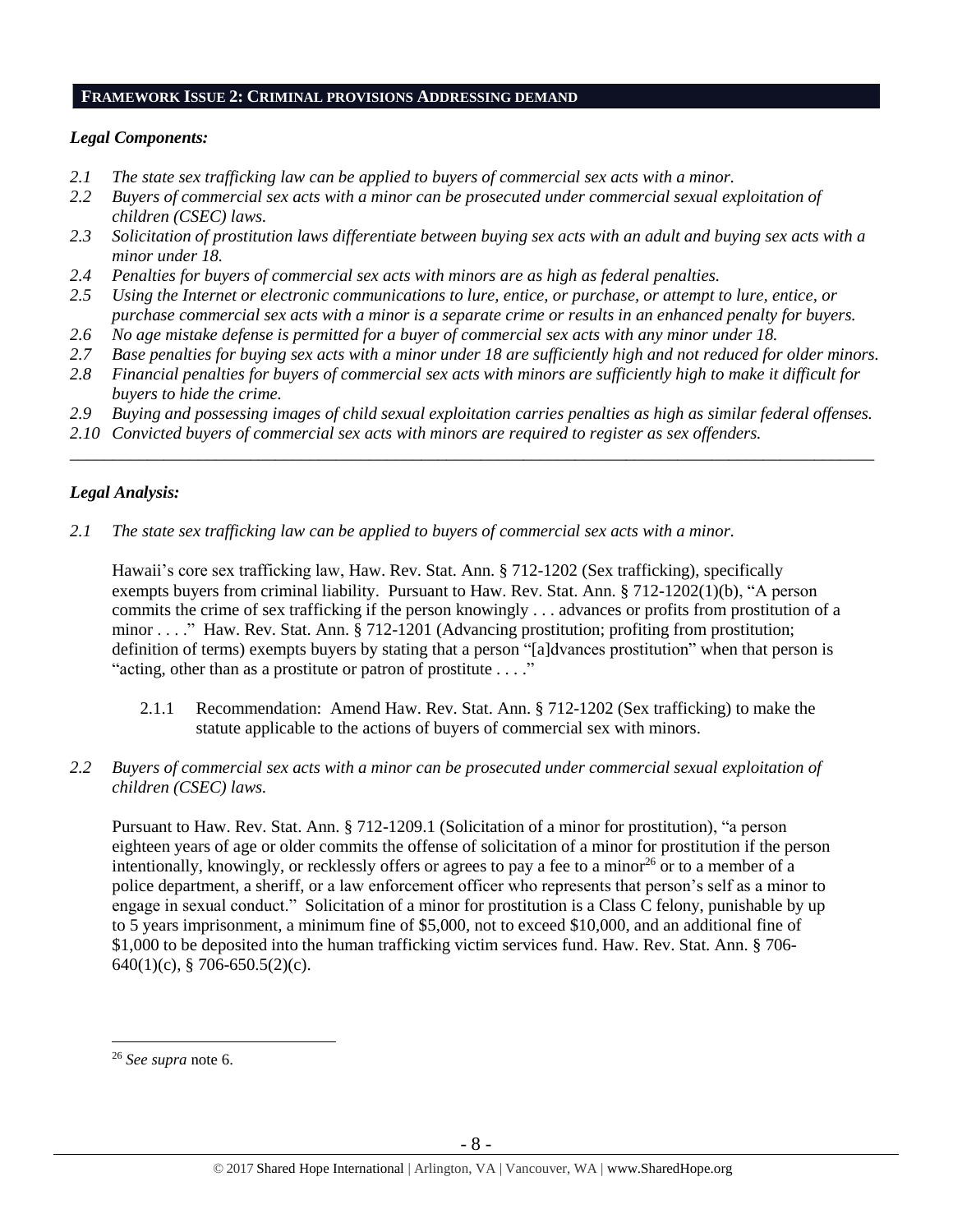## FRAMEWORK ISSUE 2: CRIMINAL PROVISIONS ADDRESSING DEMAND

### *Legal Components:*

*2.1 The state sex trafficking law can be applied to buyers of commercial sex acts with a minor.*
*2.2 Buyers of commercial sex acts with a minor can be prosecuted under commercial sexual exploitation of children (CSEC) laws.*
*2.3 Solicitation of prostitution laws differentiate between buying sex acts with an adult and buying sex acts with a minor under 18.*
*2.4 Penalties for buyers of commercial sex acts with minors are as high as federal penalties.*
*2.5 Using the Internet or electronic communications to lure, entice, or purchase, or attempt to lure, entice, or purchase commercial sex acts with a minor is a separate crime or results in an enhanced penalty for buyers.*
*2.6 No age mistake defense is permitted for a buyer of commercial sex acts with any minor under 18.*
*2.7 Base penalties for buying sex acts with a minor under 18 are sufficiently high and not reduced for older minors.*
*2.8 Financial penalties for buyers of commercial sex acts with minors are sufficiently high to make it difficult for buyers to hide the crime.*
*2.9 Buying and possessing images of child sexual exploitation carries penalties as high as similar federal offenses.*
*2.10 Convicted buyers of commercial sex acts with minors are required to register as sex offenders.*

---

### *Legal Analysis:*

*2.1 The state sex trafficking law can be applied to buyers of commercial sex acts with a minor.*

Hawaii's core sex trafficking law, Haw. Rev. Stat. Ann. § 712-1202 (Sex trafficking), specifically exempts buyers from criminal liability. Pursuant to Haw. Rev. Stat. Ann. § 712-1202(1)(b), "A person commits the crime of sex trafficking if the person knowingly . . . advances or profits from prostitution of a minor . . . ." Haw. Rev. Stat. Ann. § 712-1201 (Advancing prostitution; profiting from prostitution; definition of terms) exempts buyers by stating that a person "[a]dvances prostitution" when that person is "acting, other than as a prostitute or patron of prostitute . . . ."

2.1.1 Recommendation: Amend Haw. Rev. Stat. Ann. § 712-1202 (Sex trafficking) to make the statute applicable to the actions of buyers of commercial sex with minors.

*2.2 Buyers of commercial sex acts with a minor can be prosecuted under commercial sexual exploitation of children (CSEC) laws.*

Pursuant to Haw. Rev. Stat. Ann. § 712-1209.1 (Solicitation of a minor for prostitution), "a person eighteen years of age or older commits the offense of solicitation of a minor for prostitution if the person intentionally, knowingly, or recklessly offers or agrees to pay a fee to a minor[26] or to a member of a police department, a sheriff, or a law enforcement officer who represents that person's self as a minor to engage in sexual conduct." Solicitation of a minor for prostitution is a Class C felony, punishable by up to 5 years imprisonment, a minimum fine of $5,000, not to exceed $10,000, and an additional fine of $1,000 to be deposited into the human trafficking victim services fund. Haw. Rev. Stat. Ann. § 706-640(1)(c), § 706-650.5(2)(c).

---

[26] *See supra* note 6.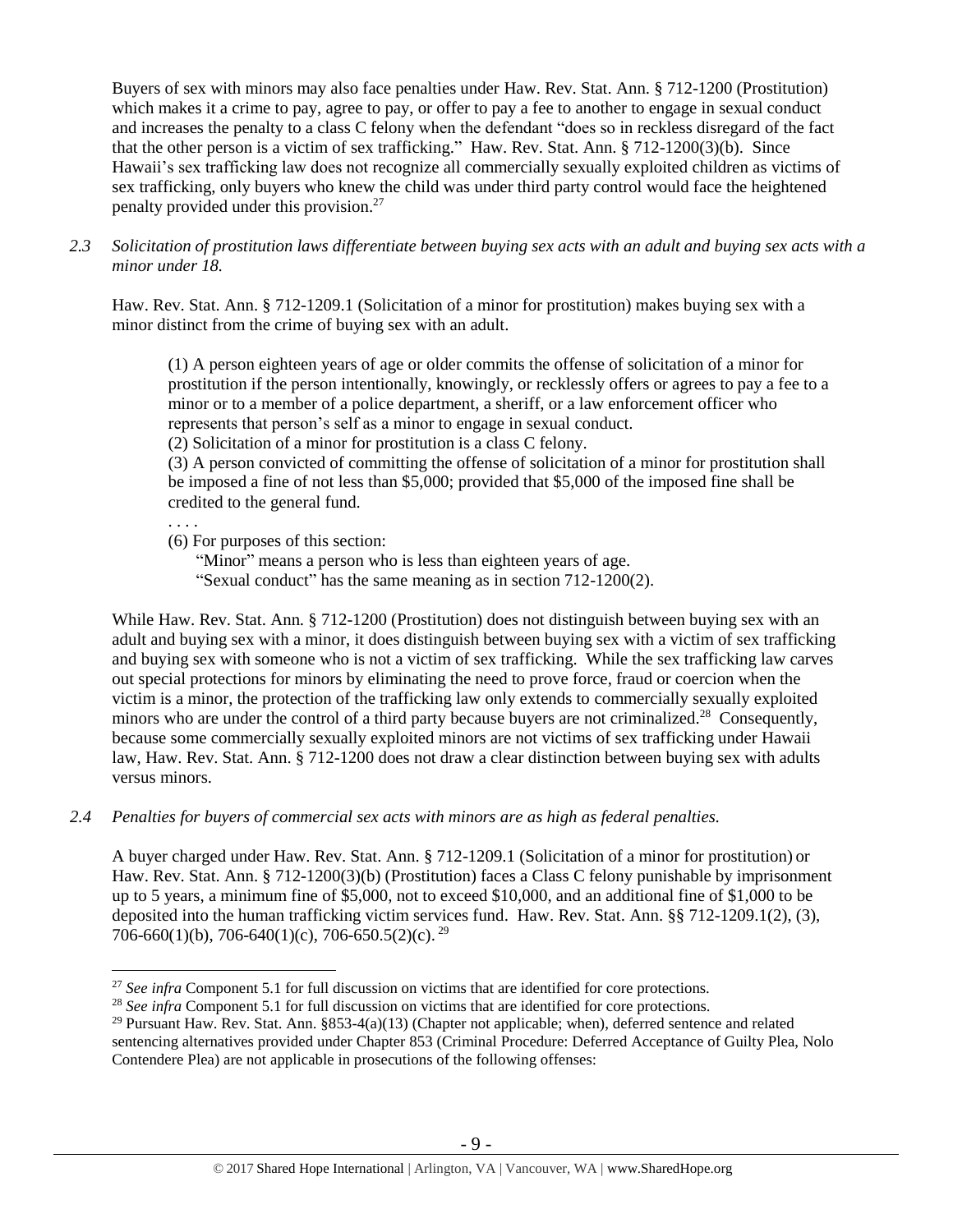Buyers of sex with minors may also face penalties under Haw. Rev. Stat. Ann. § 712-1200 (Prostitution) which makes it a crime to pay, agree to pay, or offer to pay a fee to another to engage in sexual conduct and increases the penalty to a class C felony when the defendant "does so in reckless disregard of the fact that the other person is a victim of sex trafficking." Haw. Rev. Stat. Ann. § 712-1200(3)(b). Since Hawaii's sex trafficking law does not recognize all commercially sexually exploited children as victims of sex trafficking, only buyers who knew the child was under third party control would face the heightened penalty provided under this provision.[27]

*2.3 Solicitation of prostitution laws differentiate between buying sex acts with an adult and buying sex acts with a minor under 18.*

Haw. Rev. Stat. Ann. § 712-1209.1 (Solicitation of a minor for prostitution) makes buying sex with a minor distinct from the crime of buying sex with an adult.

> (1) A person eighteen years of age or older commits the offense of solicitation of a minor for prostitution if the person intentionally, knowingly, or recklessly offers or agrees to pay a fee to a minor or to a member of a police department, a sheriff, or a law enforcement officer who represents that person's self as a minor to engage in sexual conduct.
> (2) Solicitation of a minor for prostitution is a class C felony.
> (3) A person convicted of committing the offense of solicitation of a minor for prostitution shall be imposed a fine of not less than $5,000; provided that $5,000 of the imposed fine shall be credited to the general fund.
> . . . .
> (6) For purposes of this section:
> "Minor" means a person who is less than eighteen years of age.
> "Sexual conduct" has the same meaning as in section 712-1200(2).

While Haw. Rev. Stat. Ann. § 712-1200 (Prostitution) does not distinguish between buying sex with an adult and buying sex with a minor, it does distinguish between buying sex with a victim of sex trafficking and buying sex with someone who is not a victim of sex trafficking. While the sex trafficking law carves out special protections for minors by eliminating the need to prove force, fraud or coercion when the victim is a minor, the protection of the trafficking law only extends to commercially sexually exploited minors who are under the control of a third party because buyers are not criminalized.[28] Consequently, because some commercially sexually exploited minors are not victims of sex trafficking under Hawaii law, Haw. Rev. Stat. Ann. § 712-1200 does not draw a clear distinction between buying sex with adults versus minors.

*2.4 Penalties for buyers of commercial sex acts with minors are as high as federal penalties.*

A buyer charged under Haw. Rev. Stat. Ann. § 712-1209.1 (Solicitation of a minor for prostitution) or Haw. Rev. Stat. Ann. § 712-1200(3)(b) (Prostitution) faces a Class C felony punishable by imprisonment up to 5 years, a minimum fine of $5,000, not to exceed $10,000, and an additional fine of $1,000 to be deposited into the human trafficking victim services fund. Haw. Rev. Stat. Ann. §§ 712-1209.1(2), (3), 706-660(1)(b), 706-640(1)(c), 706-650.5(2)(c).[29]

---

[27] *See infra* Component 5.1 for full discussion on victims that are identified for core protections.

[28] *See infra* Component 5.1 for full discussion on victims that are identified for core protections.

[29] Pursuant Haw. Rev. Stat. Ann. §853-4(a)(13) (Chapter not applicable; when), deferred sentence and related sentencing alternatives provided under Chapter 853 (Criminal Procedure: Deferred Acceptance of Guilty Plea, Nolo Contendere Plea) are not applicable in prosecutions of the following offenses: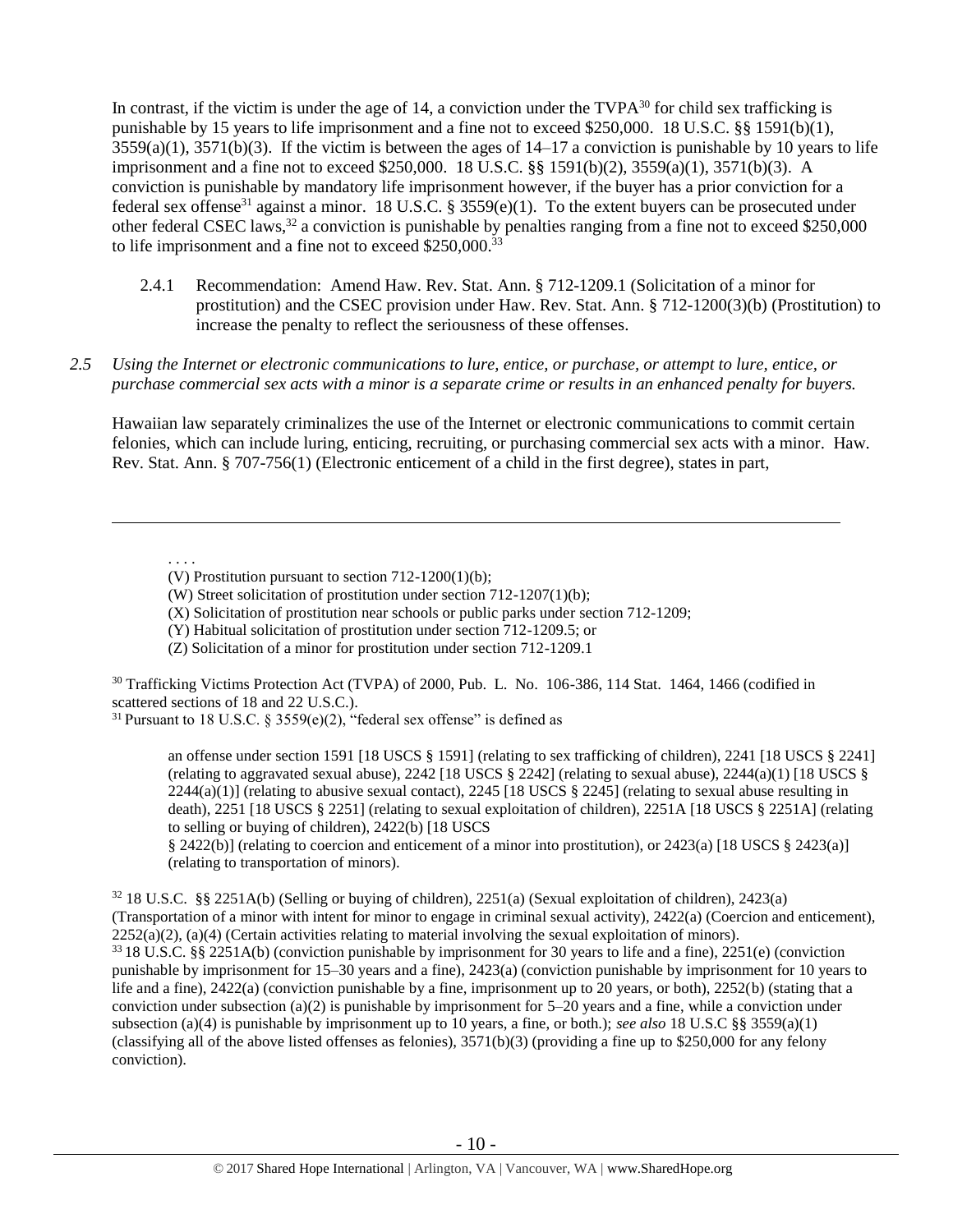In contrast, if the victim is under the age of 14, a conviction under the TVPA[30] for child sex trafficking is punishable by 15 years to life imprisonment and a fine not to exceed $250,000. 18 U.S.C. §§ 1591(b)(1), 3559(a)(1), 3571(b)(3). If the victim is between the ages of 14–17 a conviction is punishable by 10 years to life imprisonment and a fine not to exceed $250,000. 18 U.S.C. §§ 1591(b)(2), 3559(a)(1), 3571(b)(3). A conviction is punishable by mandatory life imprisonment however, if the buyer has a prior conviction for a federal sex offense[31] against a minor. 18 U.S.C. § 3559(e)(1). To the extent buyers can be prosecuted under other federal CSEC laws,[32] a conviction is punishable by penalties ranging from a fine not to exceed $250,000 to life imprisonment and a fine not to exceed $250,000.[33]

2.4.1 Recommendation: Amend Haw. Rev. Stat. Ann. § 712-1209.1 (Solicitation of a minor for prostitution) and the CSEC provision under Haw. Rev. Stat. Ann. § 712-1200(3)(b) (Prostitution) to increase the penalty to reflect the seriousness of these offenses.

*2.5 Using the Internet or electronic communications to lure, entice, or purchase, or attempt to lure, entice, or purchase commercial sex acts with a minor is a separate crime or results in an enhanced penalty for buyers.*

Hawaiian law separately criminalizes the use of the Internet or electronic communications to commit certain felonies, which can include luring, enticing, recruiting, or purchasing commercial sex acts with a minor. Haw. Rev. Stat. Ann. § 707-756(1) (Electronic enticement of a child in the first degree), states in part,

---

. . . .
(V) Prostitution pursuant to section 712-1200(1)(b);
(W) Street solicitation of prostitution under section 712-1207(1)(b);
(X) Solicitation of prostitution near schools or public parks under section 712-1209;
(Y) Habitual solicitation of prostitution under section 712-1209.5; or
(Z) Solicitation of a minor for prostitution under section 712-1209.1

[30] Trafficking Victims Protection Act (TVPA) of 2000, Pub. L. No. 106-386, 114 Stat. 1464, 1466 (codified in scattered sections of 18 and 22 U.S.C.).

[31] Pursuant to 18 U.S.C. § 3559(e)(2), "federal sex offense" is defined as

> an offense under section 1591 [18 USCS § 1591] (relating to sex trafficking of children), 2241 [18 USCS § 2241] (relating to aggravated sexual abuse), 2242 [18 USCS § 2242] (relating to sexual abuse), 2244(a)(1) [18 USCS § 2244(a)(1)] (relating to abusive sexual contact), 2245 [18 USCS § 2245] (relating to sexual abuse resulting in death), 2251 [18 USCS § 2251] (relating to sexual exploitation of children), 2251A [18 USCS § 2251A] (relating to selling or buying of children), 2422(b) [18 USCS § 2422(b)] (relating to coercion and enticement of a minor into prostitution), or 2423(a) [18 USCS § 2423(a)] (relating to transportation of minors).

[32] 18 U.S.C. §§ 2251A(b) (Selling or buying of children), 2251(a) (Sexual exploitation of children), 2423(a) (Transportation of a minor with intent for minor to engage in criminal sexual activity), 2422(a) (Coercion and enticement), 2252(a)(2), (a)(4) (Certain activities relating to material involving the sexual exploitation of minors).

[33] 18 U.S.C. §§ 2251A(b) (conviction punishable by imprisonment for 30 years to life and a fine), 2251(e) (conviction punishable by imprisonment for 15–30 years and a fine), 2423(a) (conviction punishable by imprisonment for 10 years to life and a fine), 2422(a) (conviction punishable by a fine, imprisonment up to 20 years, or both), 2252(b) (stating that a conviction under subsection (a)(2) is punishable by imprisonment for 5–20 years and a fine, while a conviction under subsection (a)(4) is punishable by imprisonment up to 10 years, a fine, or both.); *see also* 18 U.S.C §§ 3559(a)(1) (classifying all of the above listed offenses as felonies), 3571(b)(3) (providing a fine up to $250,000 for any felony conviction).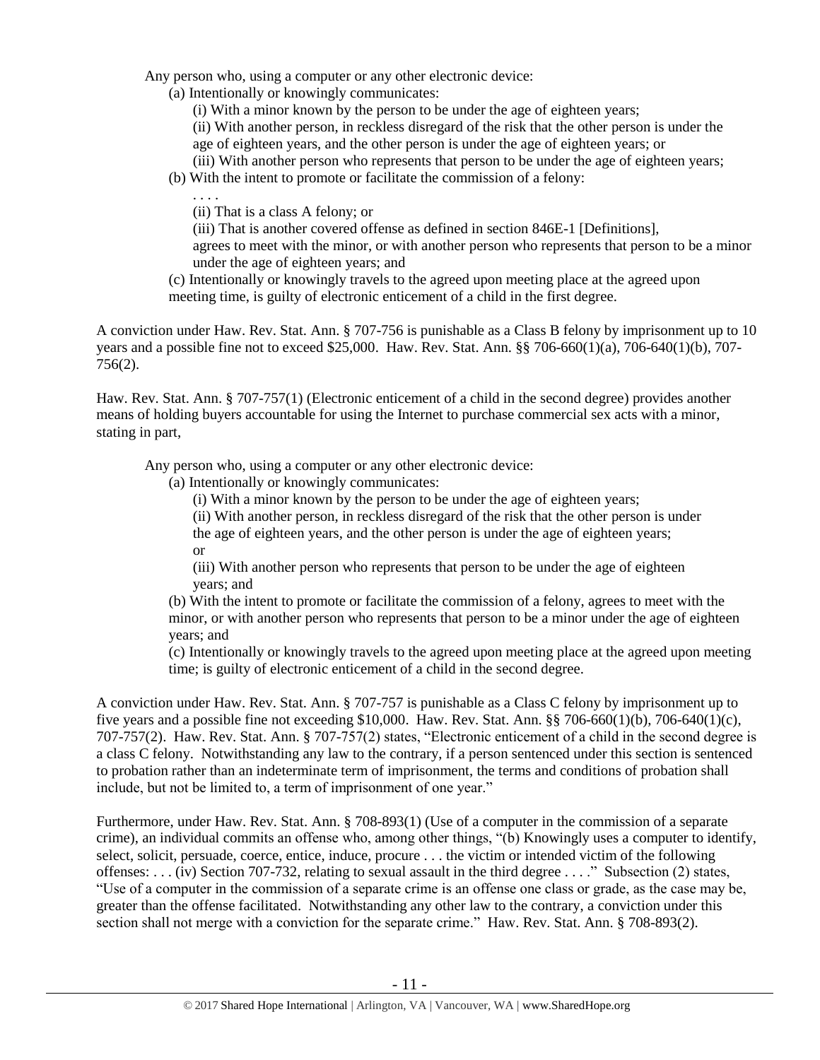> Any person who, using a computer or any other electronic device:
>
> (a) Intentionally or knowingly communicates:
>
> (i) With a minor known by the person to be under the age of eighteen years;
>
> (ii) With another person, in reckless disregard of the risk that the other person is under the age of eighteen years, and the other person is under the age of eighteen years; or
>
> (iii) With another person who represents that person to be under the age of eighteen years;
>
> (b) With the intent to promote or facilitate the commission of a felony:
>
> . . . .
>
> (ii) That is a class A felony; or
>
> (iii) That is another covered offense as defined in section 846E-1 [Definitions],
>
> agrees to meet with the minor, or with another person who represents that person to be a minor under the age of eighteen years; and
>
> (c) Intentionally or knowingly travels to the agreed upon meeting place at the agreed upon meeting time, is guilty of electronic enticement of a child in the first degree.

A conviction under Haw. Rev. Stat. Ann. § 707-756 is punishable as a Class B felony by imprisonment up to 10 years and a possible fine not to exceed $25,000. Haw. Rev. Stat. Ann. §§ 706-660(1)(a), 706-640(1)(b), 707-756(2).

Haw. Rev. Stat. Ann. § 707-757(1) (Electronic enticement of a child in the second degree) provides another means of holding buyers accountable for using the Internet to purchase commercial sex acts with a minor, stating in part,

> Any person who, using a computer or any other electronic device:
>
> (a) Intentionally or knowingly communicates:
>
> (i) With a minor known by the person to be under the age of eighteen years;
>
> (ii) With another person, in reckless disregard of the risk that the other person is under the age of eighteen years, and the other person is under the age of eighteen years; or
>
> (iii) With another person who represents that person to be under the age of eighteen years; and
>
> (b) With the intent to promote or facilitate the commission of a felony, agrees to meet with the minor, or with another person who represents that person to be a minor under the age of eighteen years; and
>
> (c) Intentionally or knowingly travels to the agreed upon meeting place at the agreed upon meeting time; is guilty of electronic enticement of a child in the second degree.

A conviction under Haw. Rev. Stat. Ann. § 707-757 is punishable as a Class C felony by imprisonment up to five years and a possible fine not exceeding $10,000. Haw. Rev. Stat. Ann. §§ 706-660(1)(b), 706-640(1)(c), 707-757(2). Haw. Rev. Stat. Ann. § 707-757(2) states, "Electronic enticement of a child in the second degree is a class C felony. Notwithstanding any law to the contrary, if a person sentenced under this section is sentenced to probation rather than an indeterminate term of imprisonment, the terms and conditions of probation shall include, but not be limited to, a term of imprisonment of one year."

Furthermore, under Haw. Rev. Stat. Ann. § 708-893(1) (Use of a computer in the commission of a separate crime), an individual commits an offense who, among other things, "(b) Knowingly uses a computer to identify, select, solicit, persuade, coerce, entice, induce, procure . . . the victim or intended victim of the following offenses: . . . (iv) Section 707-732, relating to sexual assault in the third degree . . . ." Subsection (2) states, "Use of a computer in the commission of a separate crime is an offense one class or grade, as the case may be, greater than the offense facilitated. Notwithstanding any other law to the contrary, a conviction under this section shall not merge with a conviction for the separate crime." Haw. Rev. Stat. Ann. § 708-893(2).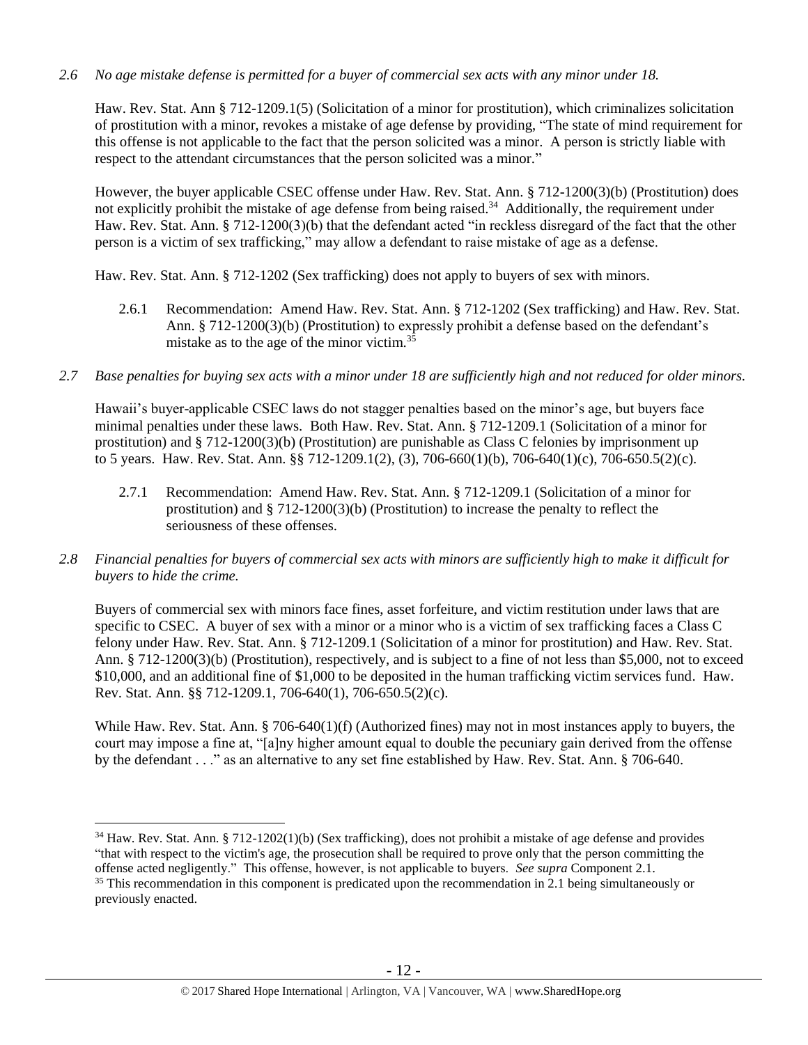*2.6 No age mistake defense is permitted for a buyer of commercial sex acts with any minor under 18.*

Haw. Rev. Stat. Ann § 712-1209.1(5) (Solicitation of a minor for prostitution), which criminalizes solicitation of prostitution with a minor, revokes a mistake of age defense by providing, "The state of mind requirement for this offense is not applicable to the fact that the person solicited was a minor. A person is strictly liable with respect to the attendant circumstances that the person solicited was a minor."

However, the buyer applicable CSEC offense under Haw. Rev. Stat. Ann. § 712-1200(3)(b) (Prostitution) does not explicitly prohibit the mistake of age defense from being raised.[34] Additionally, the requirement under Haw. Rev. Stat. Ann. § 712-1200(3)(b) that the defendant acted "in reckless disregard of the fact that the other person is a victim of sex trafficking," may allow a defendant to raise mistake of age as a defense.

Haw. Rev. Stat. Ann. § 712-1202 (Sex trafficking) does not apply to buyers of sex with minors.

2.6.1 Recommendation: Amend Haw. Rev. Stat. Ann. § 712-1202 (Sex trafficking) and Haw. Rev. Stat. Ann. § 712-1200(3)(b) (Prostitution) to expressly prohibit a defense based on the defendant's mistake as to the age of the minor victim.[35]

*2.7 Base penalties for buying sex acts with a minor under 18 are sufficiently high and not reduced for older minors.*

Hawaii's buyer-applicable CSEC laws do not stagger penalties based on the minor's age, but buyers face minimal penalties under these laws. Both Haw. Rev. Stat. Ann. § 712-1209.1 (Solicitation of a minor for prostitution) and § 712-1200(3)(b) (Prostitution) are punishable as Class C felonies by imprisonment up to 5 years. Haw. Rev. Stat. Ann. §§ 712-1209.1(2), (3), 706-660(1)(b), 706-640(1)(c), 706-650.5(2)(c).

2.7.1 Recommendation: Amend Haw. Rev. Stat. Ann. § 712-1209.1 (Solicitation of a minor for prostitution) and § 712-1200(3)(b) (Prostitution) to increase the penalty to reflect the seriousness of these offenses.

*2.8 Financial penalties for buyers of commercial sex acts with minors are sufficiently high to make it difficult for buyers to hide the crime.*

Buyers of commercial sex with minors face fines, asset forfeiture, and victim restitution under laws that are specific to CSEC. A buyer of sex with a minor or a minor who is a victim of sex trafficking faces a Class C felony under Haw. Rev. Stat. Ann. § 712-1209.1 (Solicitation of a minor for prostitution) and Haw. Rev. Stat. Ann. § 712-1200(3)(b) (Prostitution), respectively, and is subject to a fine of not less than $5,000, not to exceed $10,000, and an additional fine of $1,000 to be deposited in the human trafficking victim services fund. Haw. Rev. Stat. Ann. §§ 712-1209.1, 706-640(1), 706-650.5(2)(c).

While Haw. Rev. Stat. Ann. § 706-640(1)(f) (Authorized fines) may not in most instances apply to buyers, the court may impose a fine at, "[a]ny higher amount equal to double the pecuniary gain derived from the offense by the defendant . . ." as an alternative to any set fine established by Haw. Rev. Stat. Ann. § 706-640.

---

[34] Haw. Rev. Stat. Ann. § 712-1202(1)(b) (Sex trafficking), does not prohibit a mistake of age defense and provides "that with respect to the victim's age, the prosecution shall be required to prove only that the person committing the offense acted negligently." This offense, however, is not applicable to buyers. *See supra* Component 2.1.

[35] This recommendation in this component is predicated upon the recommendation in 2.1 being simultaneously or previously enacted.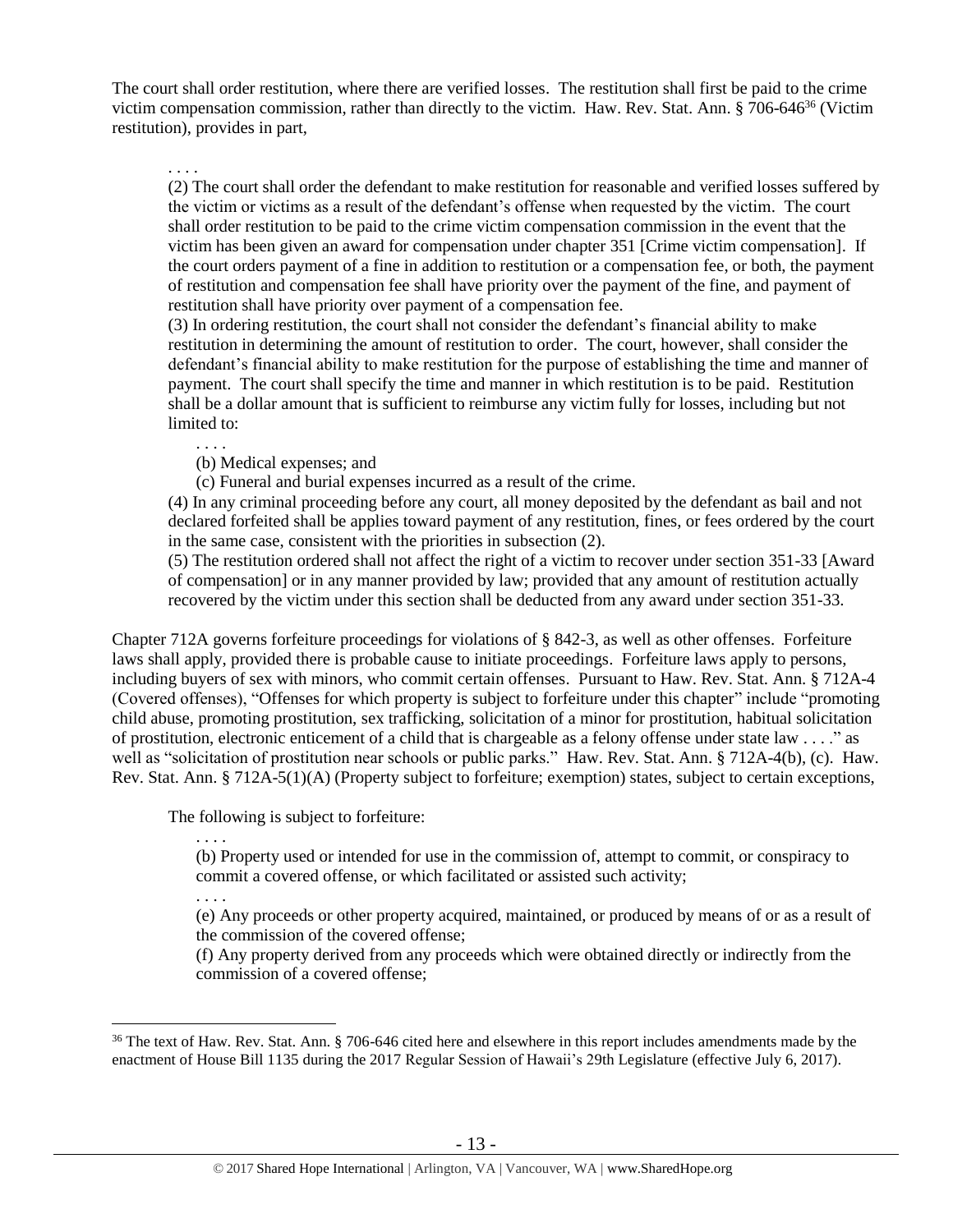The court shall order restitution, where there are verified losses. The restitution shall first be paid to the crime victim compensation commission, rather than directly to the victim. Haw. Rev. Stat. Ann. § 706-646[36] (Victim restitution), provides in part,

> . . . .
>
> (2) The court shall order the defendant to make restitution for reasonable and verified losses suffered by the victim or victims as a result of the defendant's offense when requested by the victim. The court shall order restitution to be paid to the crime victim compensation commission in the event that the victim has been given an award for compensation under chapter 351 [Crime victim compensation]. If the court orders payment of a fine in addition to restitution or a compensation fee, or both, the payment of restitution and compensation fee shall have priority over the payment of the fine, and payment of restitution shall have priority over payment of a compensation fee.
>
> (3) In ordering restitution, the court shall not consider the defendant's financial ability to make restitution in determining the amount of restitution to order. The court, however, shall consider the defendant's financial ability to make restitution for the purpose of establishing the time and manner of payment. The court shall specify the time and manner in which restitution is to be paid. Restitution shall be a dollar amount that is sufficient to reimburse any victim fully for losses, including but not limited to:
>
> > . . . .
> >
> > (b) Medical expenses; and
> >
> > (c) Funeral and burial expenses incurred as a result of the crime.
>
> (4) In any criminal proceeding before any court, all money deposited by the defendant as bail and not declared forfeited shall be applies toward payment of any restitution, fines, or fees ordered by the court in the same case, consistent with the priorities in subsection (2).
>
> (5) The restitution ordered shall not affect the right of a victim to recover under section 351-33 [Award of compensation] or in any manner provided by law; provided that any amount of restitution actually recovered by the victim under this section shall be deducted from any award under section 351-33.

Chapter 712A governs forfeiture proceedings for violations of § 842-3, as well as other offenses. Forfeiture laws shall apply, provided there is probable cause to initiate proceedings. Forfeiture laws apply to persons, including buyers of sex with minors, who commit certain offenses. Pursuant to Haw. Rev. Stat. Ann. § 712A-4 (Covered offenses), "Offenses for which property is subject to forfeiture under this chapter" include "promoting child abuse, promoting prostitution, sex trafficking, solicitation of a minor for prostitution, habitual solicitation of prostitution, electronic enticement of a child that is chargeable as a felony offense under state law . . . ." as well as "solicitation of prostitution near schools or public parks." Haw. Rev. Stat. Ann. § 712A-4(b), (c). Haw. Rev. Stat. Ann. § 712A-5(1)(A) (Property subject to forfeiture; exemption) states, subject to certain exceptions,

> The following is subject to forfeiture:
>
> > . . . .
> >
> > (b) Property used or intended for use in the commission of, attempt to commit, or conspiracy to commit a covered offense, or which facilitated or assisted such activity;
> >
> > . . . .
> >
> > (e) Any proceeds or other property acquired, maintained, or produced by means of or as a result of the commission of the covered offense;
> >
> > (f) Any property derived from any proceeds which were obtained directly or indirectly from the commission of a covered offense;

---

[36] The text of Haw. Rev. Stat. Ann. § 706-646 cited here and elsewhere in this report includes amendments made by the enactment of House Bill 1135 during the 2017 Regular Session of Hawaii's 29th Legislature (effective July 6, 2017).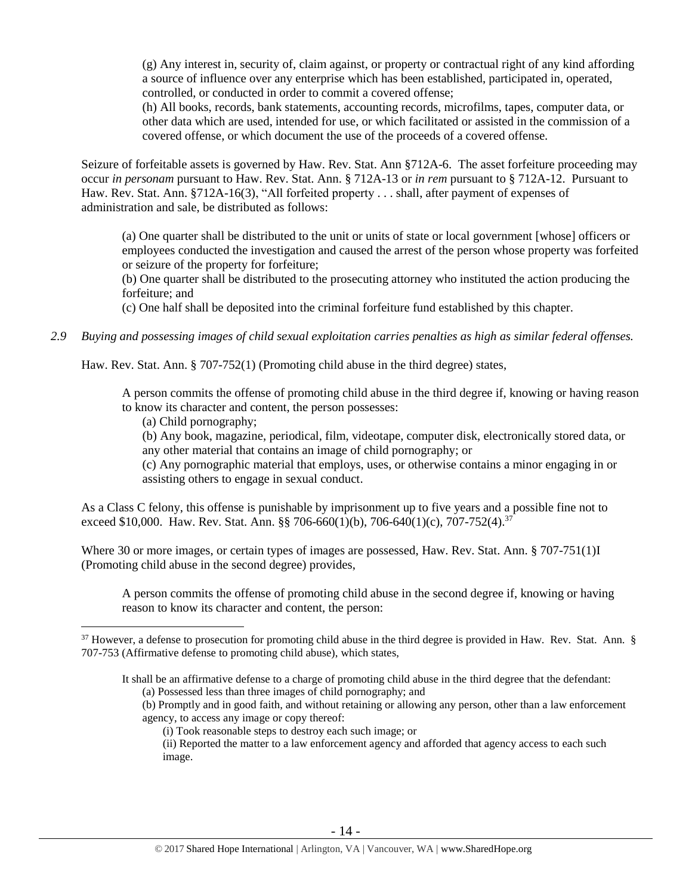(g) Any interest in, security of, claim against, or property or contractual right of any kind affording a source of influence over any enterprise which has been established, participated in, operated, controlled, or conducted in order to commit a covered offense;

(h) All books, records, bank statements, accounting records, microfilms, tapes, computer data, or other data which are used, intended for use, or which facilitated or assisted in the commission of a covered offense, or which document the use of the proceeds of a covered offense.

Seizure of forfeitable assets is governed by Haw. Rev. Stat. Ann §712A-6. The asset forfeiture proceeding may occur *in personam* pursuant to Haw. Rev. Stat. Ann. § 712A-13 or *in rem* pursuant to § 712A-12. Pursuant to Haw. Rev. Stat. Ann. §712A-16(3), "All forfeited property . . . shall, after payment of expenses of administration and sale, be distributed as follows:

> (a) One quarter shall be distributed to the unit or units of state or local government [whose] officers or employees conducted the investigation and caused the arrest of the person whose property was forfeited or seizure of the property for forfeiture;
>
> (b) One quarter shall be distributed to the prosecuting attorney who instituted the action producing the forfeiture; and
>
> (c) One half shall be deposited into the criminal forfeiture fund established by this chapter.

*2.9 Buying and possessing images of child sexual exploitation carries penalties as high as similar federal offenses.*

Haw. Rev. Stat. Ann. § 707-752(1) (Promoting child abuse in the third degree) states,

> A person commits the offense of promoting child abuse in the third degree if, knowing or having reason to know its character and content, the person possesses:
>
> (a) Child pornography;
>
> (b) Any book, magazine, periodical, film, videotape, computer disk, electronically stored data, or any other material that contains an image of child pornography; or
>
> (c) Any pornographic material that employs, uses, or otherwise contains a minor engaging in or assisting others to engage in sexual conduct.

As a Class C felony, this offense is punishable by imprisonment up to five years and a possible fine not to exceed $10,000. Haw. Rev. Stat. Ann. §§ 706-660(1)(b), 706-640(1)(c), 707-752(4).[37]

Where 30 or more images, or certain types of images are possessed, Haw. Rev. Stat. Ann. § 707-751(1)I (Promoting child abuse in the second degree) provides,

> A person commits the offense of promoting child abuse in the second degree if, knowing or having reason to know its character and content, the person:

---

[37] However, a defense to prosecution for promoting child abuse in the third degree is provided in Haw. Rev. Stat. Ann. § 707-753 (Affirmative defense to promoting child abuse), which states,

> It shall be an affirmative defense to a charge of promoting child abuse in the third degree that the defendant:
>
> (a) Possessed less than three images of child pornography; and
>
> (b) Promptly and in good faith, and without retaining or allowing any person, other than a law enforcement agency, to access any image or copy thereof:
>
> (i) Took reasonable steps to destroy each such image; or
>
> (ii) Reported the matter to a law enforcement agency and afforded that agency access to each such image.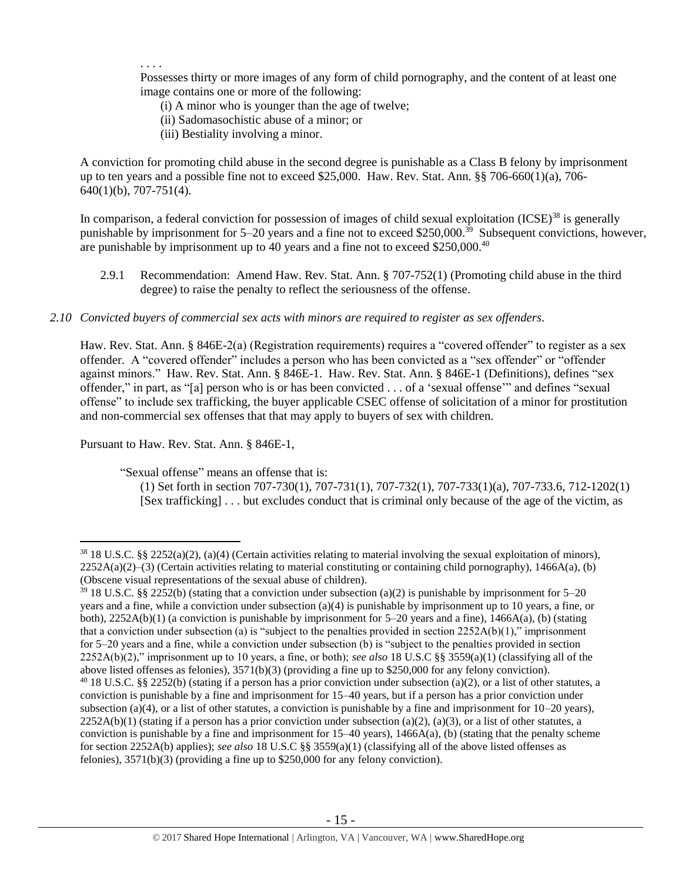. . . .

Possesses thirty or more images of any form of child pornography, and the content of at least one image contains one or more of the following:

(i) A minor who is younger than the age of twelve;

(ii) Sadomasochistic abuse of a minor; or

(iii) Bestiality involving a minor.

A conviction for promoting child abuse in the second degree is punishable as a Class B felony by imprisonment up to ten years and a possible fine not to exceed $25,000. Haw. Rev. Stat. Ann. §§ 706-660(1)(a), 706-640(1)(b), 707-751(4).

In comparison, a federal conviction for possession of images of child sexual exploitation (ICSE)[38] is generally punishable by imprisonment for 5–20 years and a fine not to exceed $250,000.[39] Subsequent convictions, however, are punishable by imprisonment up to 40 years and a fine not to exceed $250,000.[40]

2.9.1 Recommendation: Amend Haw. Rev. Stat. Ann. § 707-752(1) (Promoting child abuse in the third degree) to raise the penalty to reflect the seriousness of the offense.

*2.10 Convicted buyers of commercial sex acts with minors are required to register as sex offenders.*

Haw. Rev. Stat. Ann. § 846E-2(a) (Registration requirements) requires a "covered offender" to register as a sex offender. A "covered offender" includes a person who has been convicted as a "sex offender" or "offender against minors." Haw. Rev. Stat. Ann. § 846E-1. Haw. Rev. Stat. Ann. § 846E-1 (Definitions), defines "sex offender," in part, as "[a] person who is or has been convicted . . . of a 'sexual offense'" and defines "sexual offense" to include sex trafficking, the buyer applicable CSEC offense of solicitation of a minor for prostitution and non-commercial sex offenses that that may apply to buyers of sex with children.

Pursuant to Haw. Rev. Stat. Ann. § 846E-1,

"Sexual offense" means an offense that is:

(1) Set forth in section 707-730(1), 707-731(1), 707-732(1), 707-733(1)(a), 707-733.6, 712-1202(1) [Sex trafficking] . . . but excludes conduct that is criminal only because of the age of the victim, as

---

[38] 18 U.S.C. §§ 2252(a)(2), (a)(4) (Certain activities relating to material involving the sexual exploitation of minors), 2252A(a)(2)–(3) (Certain activities relating to material constituting or containing child pornography), 1466A(a), (b) (Obscene visual representations of the sexual abuse of children).

[39] 18 U.S.C. §§ 2252(b) (stating that a conviction under subsection (a)(2) is punishable by imprisonment for 5–20 years and a fine, while a conviction under subsection (a)(4) is punishable by imprisonment up to 10 years, a fine, or both), 2252A(b)(1) (a conviction is punishable by imprisonment for 5–20 years and a fine), 1466A(a), (b) (stating that a conviction under subsection (a) is "subject to the penalties provided in section 2252A(b)(1)," imprisonment for 5–20 years and a fine, while a conviction under subsection (b) is "subject to the penalties provided in section 2252A(b)(2)," imprisonment up to 10 years, a fine, or both); *see also* 18 U.S.C §§ 3559(a)(1) (classifying all of the above listed offenses as felonies), 3571(b)(3) (providing a fine up to $250,000 for any felony conviction).

[40] 18 U.S.C. §§ 2252(b) (stating if a person has a prior conviction under subsection (a)(2), or a list of other statutes, a conviction is punishable by a fine and imprisonment for 15–40 years, but if a person has a prior conviction under subsection (a)(4), or a list of other statutes, a conviction is punishable by a fine and imprisonment for 10–20 years), 2252A(b)(1) (stating if a person has a prior conviction under subsection (a)(2), (a)(3), or a list of other statutes, a conviction is punishable by a fine and imprisonment for 15–40 years), 1466A(a), (b) (stating that the penalty scheme for section 2252A(b) applies); *see also* 18 U.S.C §§ 3559(a)(1) (classifying all of the above listed offenses as felonies), 3571(b)(3) (providing a fine up to $250,000 for any felony conviction).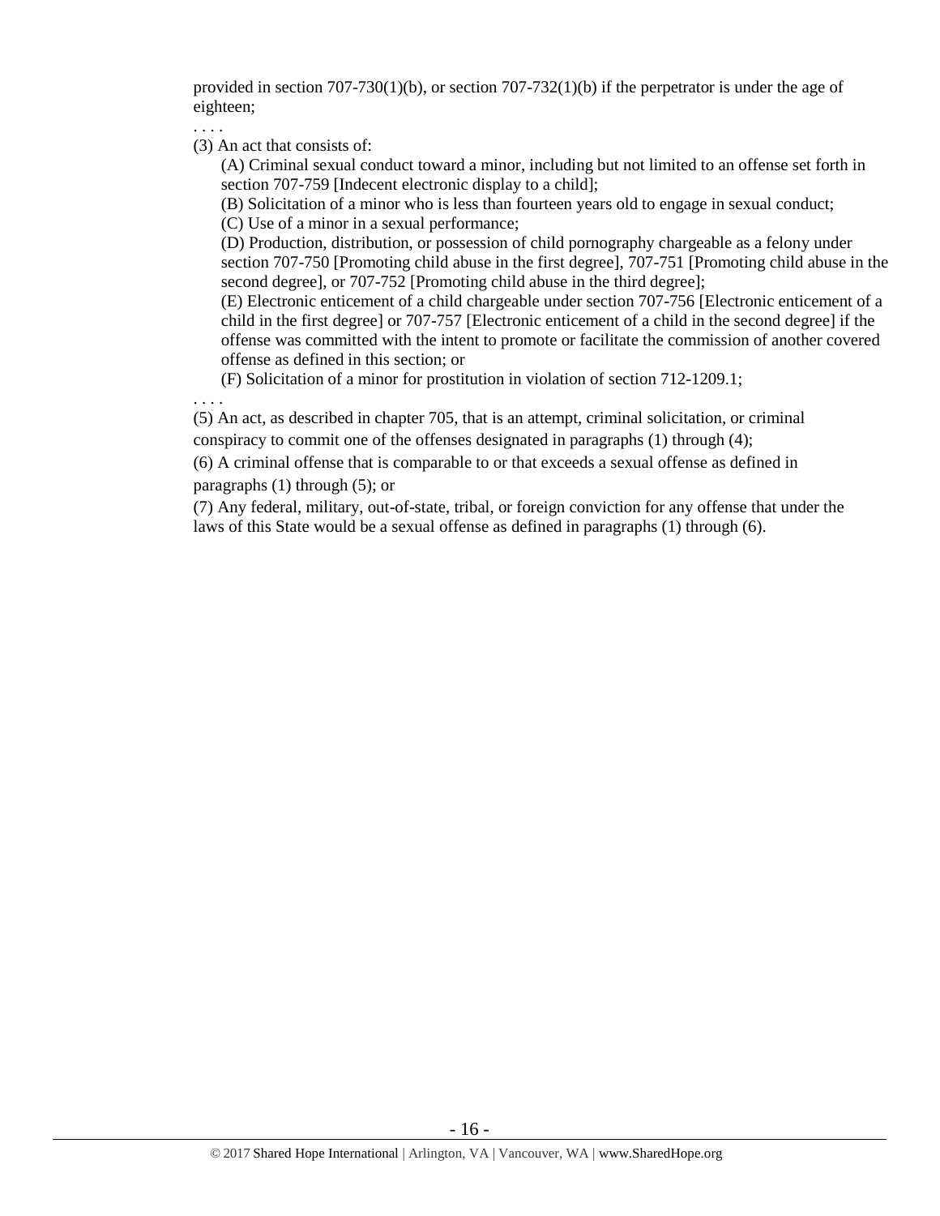provided in section 707-730(1)(b), or section 707-732(1)(b) if the perpetrator is under the age of eighteen;

. . . .

(3) An act that consists of:

(A) Criminal sexual conduct toward a minor, including but not limited to an offense set forth in section 707-759 [Indecent electronic display to a child];

(B) Solicitation of a minor who is less than fourteen years old to engage in sexual conduct;

(C) Use of a minor in a sexual performance;

(D) Production, distribution, or possession of child pornography chargeable as a felony under section 707-750 [Promoting child abuse in the first degree], 707-751 [Promoting child abuse in the second degree], or 707-752 [Promoting child abuse in the third degree];

(E) Electronic enticement of a child chargeable under section 707-756 [Electronic enticement of a child in the first degree] or 707-757 [Electronic enticement of a child in the second degree] if the offense was committed with the intent to promote or facilitate the commission of another covered offense as defined in this section; or

(F) Solicitation of a minor for prostitution in violation of section 712-1209.1;

. . . .

(5) An act, as described in chapter 705, that is an attempt, criminal solicitation, or criminal conspiracy to commit one of the offenses designated in paragraphs (1) through (4);

(6) A criminal offense that is comparable to or that exceeds a sexual offense as defined in paragraphs (1) through (5); or

(7) Any federal, military, out-of-state, tribal, or foreign conviction for any offense that under the laws of this State would be a sexual offense as defined in paragraphs (1) through (6).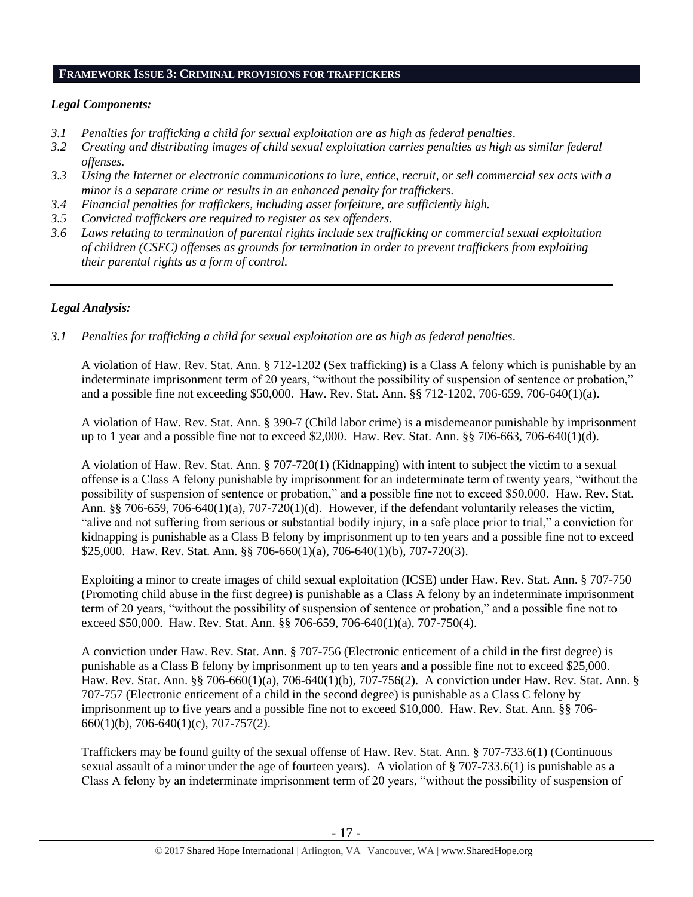## FRAMEWORK ISSUE 3: CRIMINAL PROVISIONS FOR TRAFFICKERS

### *Legal Components:*

- *3.1 Penalties for trafficking a child for sexual exploitation are as high as federal penalties.*
- *3.2 Creating and distributing images of child sexual exploitation carries penalties as high as similar federal offenses.*
- *3.3 Using the Internet or electronic communications to lure, entice, recruit, or sell commercial sex acts with a minor is a separate crime or results in an enhanced penalty for traffickers.*
- *3.4 Financial penalties for traffickers, including asset forfeiture, are sufficiently high.*
- *3.5 Convicted traffickers are required to register as sex offenders.*
- *3.6 Laws relating to termination of parental rights include sex trafficking or commercial sexual exploitation of children (CSEC) offenses as grounds for termination in order to prevent traffickers from exploiting their parental rights as a form of control.*

---

### *Legal Analysis:*

*3.1 Penalties for trafficking a child for sexual exploitation are as high as federal penalties.*

A violation of Haw. Rev. Stat. Ann. § 712-1202 (Sex trafficking) is a Class A felony which is punishable by an indeterminate imprisonment term of 20 years, "without the possibility of suspension of sentence or probation," and a possible fine not exceeding $50,000. Haw. Rev. Stat. Ann. §§ 712-1202, 706-659, 706-640(1)(a).

A violation of Haw. Rev. Stat. Ann. § 390-7 (Child labor crime) is a misdemeanor punishable by imprisonment up to 1 year and a possible fine not to exceed $2,000. Haw. Rev. Stat. Ann. §§ 706-663, 706-640(1)(d).

A violation of Haw. Rev. Stat. Ann. § 707-720(1) (Kidnapping) with intent to subject the victim to a sexual offense is a Class A felony punishable by imprisonment for an indeterminate term of twenty years, "without the possibility of suspension of sentence or probation," and a possible fine not to exceed $50,000. Haw. Rev. Stat. Ann. §§ 706-659, 706-640(1)(a), 707-720(1)(d). However, if the defendant voluntarily releases the victim, "alive and not suffering from serious or substantial bodily injury, in a safe place prior to trial," a conviction for kidnapping is punishable as a Class B felony by imprisonment up to ten years and a possible fine not to exceed $25,000. Haw. Rev. Stat. Ann. §§ 706-660(1)(a), 706-640(1)(b), 707-720(3).

Exploiting a minor to create images of child sexual exploitation (ICSE) under Haw. Rev. Stat. Ann. § 707-750 (Promoting child abuse in the first degree) is punishable as a Class A felony by an indeterminate imprisonment term of 20 years, "without the possibility of suspension of sentence or probation," and a possible fine not to exceed $50,000. Haw. Rev. Stat. Ann. §§ 706-659, 706-640(1)(a), 707-750(4).

A conviction under Haw. Rev. Stat. Ann. § 707-756 (Electronic enticement of a child in the first degree) is punishable as a Class B felony by imprisonment up to ten years and a possible fine not to exceed $25,000. Haw. Rev. Stat. Ann. §§ 706-660(1)(a), 706-640(1)(b), 707-756(2). A conviction under Haw. Rev. Stat. Ann. § 707-757 (Electronic enticement of a child in the second degree) is punishable as a Class C felony by imprisonment up to five years and a possible fine not to exceed $10,000. Haw. Rev. Stat. Ann. §§ 706-660(1)(b), 706-640(1)(c), 707-757(2).

Traffickers may be found guilty of the sexual offense of Haw. Rev. Stat. Ann. § 707-733.6(1) (Continuous sexual assault of a minor under the age of fourteen years). A violation of § 707-733.6(1) is punishable as a Class A felony by an indeterminate imprisonment term of 20 years, "without the possibility of suspension of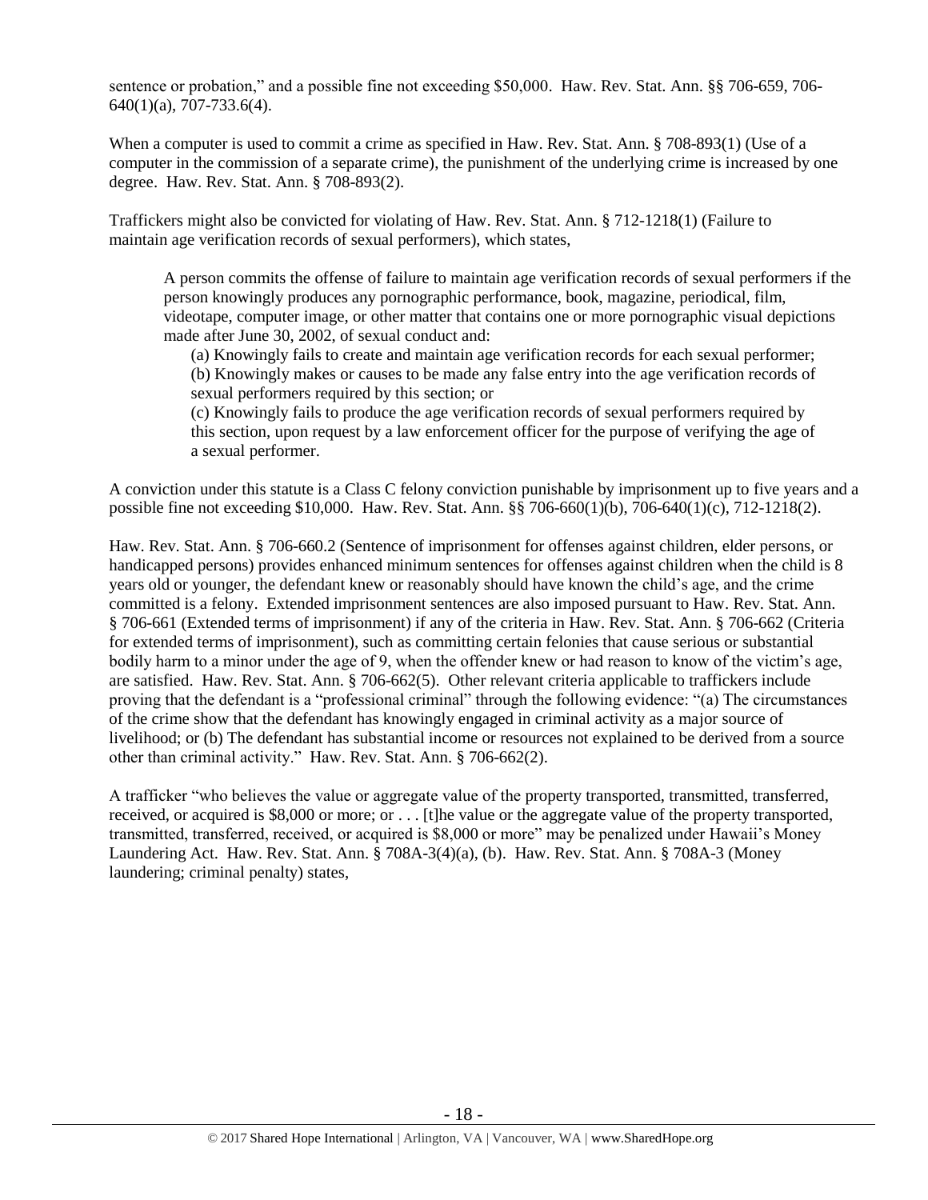sentence or probation," and a possible fine not exceeding $50,000. Haw. Rev. Stat. Ann. §§ 706-659, 706-640(1)(a), 707-733.6(4).

When a computer is used to commit a crime as specified in Haw. Rev. Stat. Ann. § 708-893(1) (Use of a computer in the commission of a separate crime), the punishment of the underlying crime is increased by one degree. Haw. Rev. Stat. Ann. § 708-893(2).

Traffickers might also be convicted for violating of Haw. Rev. Stat. Ann. § 712-1218(1) (Failure to maintain age verification records of sexual performers), which states,

> A person commits the offense of failure to maintain age verification records of sexual performers if the person knowingly produces any pornographic performance, book, magazine, periodical, film, videotape, computer image, or other matter that contains one or more pornographic visual depictions made after June 30, 2002, of sexual conduct and:
>
> (a) Knowingly fails to create and maintain age verification records for each sexual performer;
> (b) Knowingly makes or causes to be made any false entry into the age verification records of sexual performers required by this section; or
> (c) Knowingly fails to produce the age verification records of sexual performers required by this section, upon request by a law enforcement officer for the purpose of verifying the age of a sexual performer.

A conviction under this statute is a Class C felony conviction punishable by imprisonment up to five years and a possible fine not exceeding $10,000. Haw. Rev. Stat. Ann. §§ 706-660(1)(b), 706-640(1)(c), 712-1218(2).

Haw. Rev. Stat. Ann. § 706-660.2 (Sentence of imprisonment for offenses against children, elder persons, or handicapped persons) provides enhanced minimum sentences for offenses against children when the child is 8 years old or younger, the defendant knew or reasonably should have known the child's age, and the crime committed is a felony. Extended imprisonment sentences are also imposed pursuant to Haw. Rev. Stat. Ann. § 706-661 (Extended terms of imprisonment) if any of the criteria in Haw. Rev. Stat. Ann. § 706-662 (Criteria for extended terms of imprisonment), such as committing certain felonies that cause serious or substantial bodily harm to a minor under the age of 9, when the offender knew or had reason to know of the victim's age, are satisfied. Haw. Rev. Stat. Ann. § 706-662(5). Other relevant criteria applicable to traffickers include proving that the defendant is a "professional criminal" through the following evidence: "(a) The circumstances of the crime show that the defendant has knowingly engaged in criminal activity as a major source of livelihood; or (b) The defendant has substantial income or resources not explained to be derived from a source other than criminal activity." Haw. Rev. Stat. Ann. § 706-662(2).

A trafficker "who believes the value or aggregate value of the property transported, transmitted, transferred, received, or acquired is $8,000 or more; or . . . [t]he value or the aggregate value of the property transported, transmitted, transferred, received, or acquired is $8,000 or more" may be penalized under Hawaii's Money Laundering Act. Haw. Rev. Stat. Ann. § 708A-3(4)(a), (b). Haw. Rev. Stat. Ann. § 708A-3 (Money laundering; criminal penalty) states,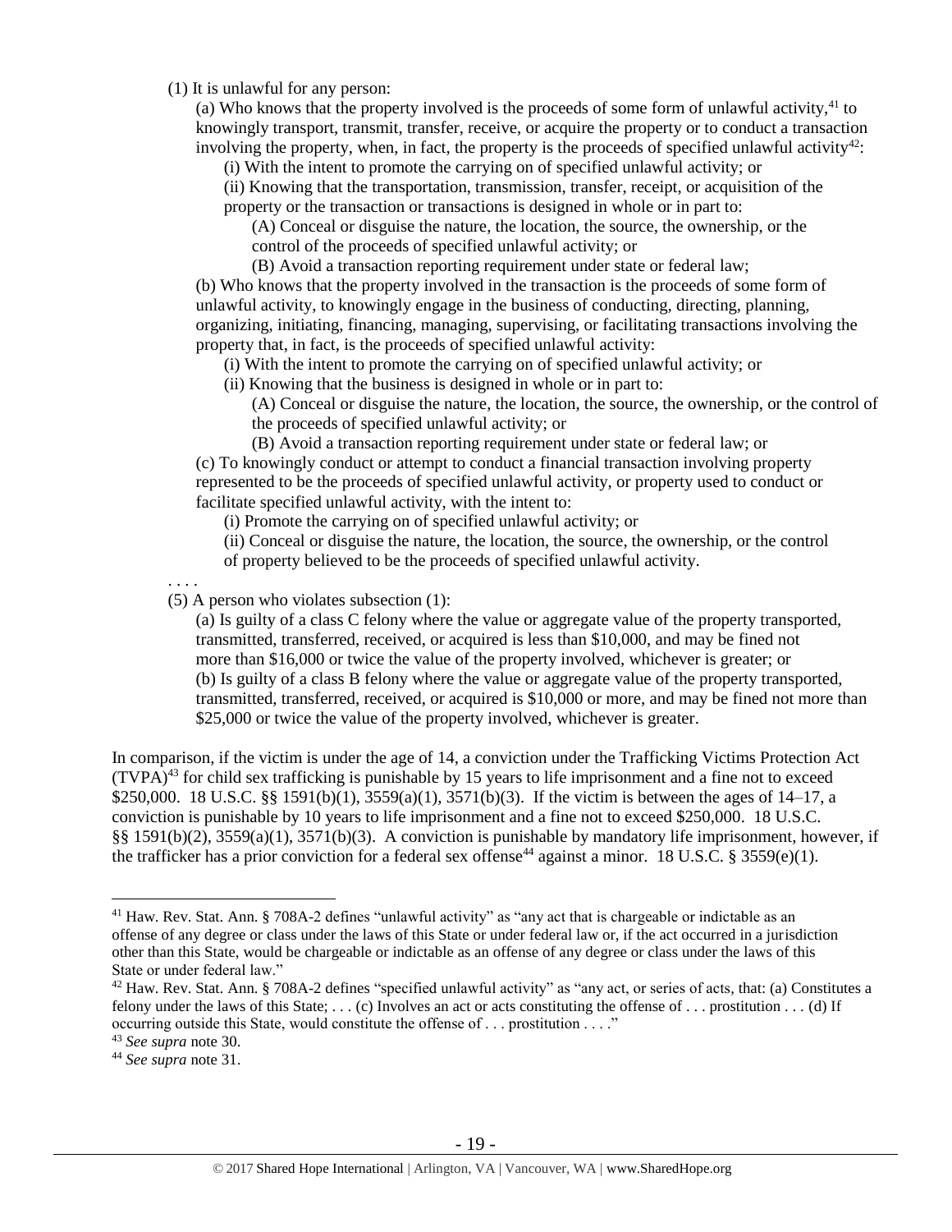(1) It is unlawful for any person:

(a) Who knows that the property involved is the proceeds of some form of unlawful activity,[41] to knowingly transport, transmit, transfer, receive, or acquire the property or to conduct a transaction involving the property, when, in fact, the property is the proceeds of specified unlawful activity[42]:

(i) With the intent to promote the carrying on of specified unlawful activity; or

(ii) Knowing that the transportation, transmission, transfer, receipt, or acquisition of the property or the transaction or transactions is designed in whole or in part to:

(A) Conceal or disguise the nature, the location, the source, the ownership, or the control of the proceeds of specified unlawful activity; or

(B) Avoid a transaction reporting requirement under state or federal law;

(b) Who knows that the property involved in the transaction is the proceeds of some form of unlawful activity, to knowingly engage in the business of conducting, directing, planning, organizing, initiating, financing, managing, supervising, or facilitating transactions involving the property that, in fact, is the proceeds of specified unlawful activity:

(i) With the intent to promote the carrying on of specified unlawful activity; or

(ii) Knowing that the business is designed in whole or in part to:

(A) Conceal or disguise the nature, the location, the source, the ownership, or the control of the proceeds of specified unlawful activity; or

(B) Avoid a transaction reporting requirement under state or federal law; or

(c) To knowingly conduct or attempt to conduct a financial transaction involving property represented to be the proceeds of specified unlawful activity, or property used to conduct or facilitate specified unlawful activity, with the intent to:

(i) Promote the carrying on of specified unlawful activity; or

(ii) Conceal or disguise the nature, the location, the source, the ownership, or the control of property believed to be the proceeds of specified unlawful activity.

. . . .

(5) A person who violates subsection (1):

(a) Is guilty of a class C felony where the value or aggregate value of the property transported, transmitted, transferred, received, or acquired is less than $10,000, and may be fined not more than $16,000 or twice the value of the property involved, whichever is greater; or

(b) Is guilty of a class B felony where the value or aggregate value of the property transported, transmitted, transferred, received, or acquired is $10,000 or more, and may be fined not more than $25,000 or twice the value of the property involved, whichever is greater.

In comparison, if the victim is under the age of 14, a conviction under the Trafficking Victims Protection Act (TVPA)[43] for child sex trafficking is punishable by 15 years to life imprisonment and a fine not to exceed $250,000. 18 U.S.C. §§ 1591(b)(1), 3559(a)(1), 3571(b)(3). If the victim is between the ages of 14–17, a conviction is punishable by 10 years to life imprisonment and a fine not to exceed $250,000. 18 U.S.C. §§ 1591(b)(2), 3559(a)(1), 3571(b)(3). A conviction is punishable by mandatory life imprisonment, however, if the trafficker has a prior conviction for a federal sex offense[44] against a minor. 18 U.S.C. § 3559(e)(1).

---

[41] Haw. Rev. Stat. Ann. § 708A-2 defines "unlawful activity" as "any act that is chargeable or indictable as an offense of any degree or class under the laws of this State or under federal law or, if the act occurred in a jurisdiction other than this State, would be chargeable or indictable as an offense of any degree or class under the laws of this State or under federal law."

[42] Haw. Rev. Stat. Ann. § 708A-2 defines "specified unlawful activity" as "any act, or series of acts, that: (a) Constitutes a felony under the laws of this State; . . . (c) Involves an act or acts constituting the offense of . . . prostitution . . . (d) If occurring outside this State, would constitute the offense of . . . prostitution . . . ."

[43] *See supra* note 30.

[44] *See supra* note 31.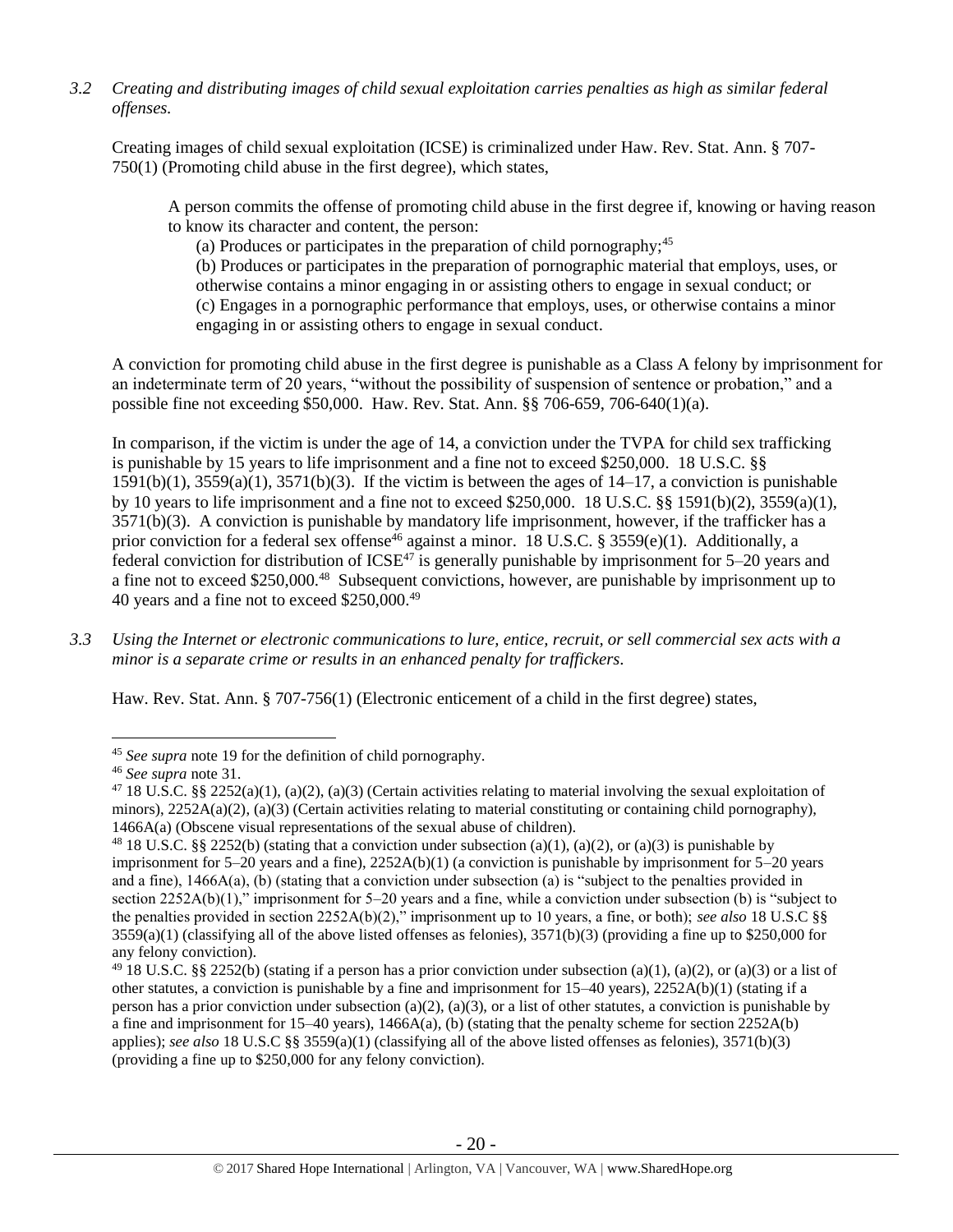*3.2 Creating and distributing images of child sexual exploitation carries penalties as high as similar federal offenses.*

Creating images of child sexual exploitation (ICSE) is criminalized under Haw. Rev. Stat. Ann. § 707-750(1) (Promoting child abuse in the first degree), which states,

> A person commits the offense of promoting child abuse in the first degree if, knowing or having reason to know its character and content, the person:
>
> (a) Produces or participates in the preparation of child pornography;[45]
>
> (b) Produces or participates in the preparation of pornographic material that employs, uses, or otherwise contains a minor engaging in or assisting others to engage in sexual conduct; or
>
> (c) Engages in a pornographic performance that employs, uses, or otherwise contains a minor engaging in or assisting others to engage in sexual conduct.

A conviction for promoting child abuse in the first degree is punishable as a Class A felony by imprisonment for an indeterminate term of 20 years, "without the possibility of suspension of sentence or probation," and a possible fine not exceeding $50,000. Haw. Rev. Stat. Ann. §§ 706-659, 706-640(1)(a).

In comparison, if the victim is under the age of 14, a conviction under the TVPA for child sex trafficking is punishable by 15 years to life imprisonment and a fine not to exceed $250,000. 18 U.S.C. §§ 1591(b)(1), 3559(a)(1), 3571(b)(3). If the victim is between the ages of 14–17, a conviction is punishable by 10 years to life imprisonment and a fine not to exceed $250,000. 18 U.S.C. §§ 1591(b)(2), 3559(a)(1), 3571(b)(3). A conviction is punishable by mandatory life imprisonment, however, if the trafficker has a prior conviction for a federal sex offense[46] against a minor. 18 U.S.C. § 3559(e)(1). Additionally, a federal conviction for distribution of ICSE[47] is generally punishable by imprisonment for 5–20 years and a fine not to exceed $250,000.[48] Subsequent convictions, however, are punishable by imprisonment up to 40 years and a fine not to exceed $250,000.[49]

*3.3 Using the Internet or electronic communications to lure, entice, recruit, or sell commercial sex acts with a minor is a separate crime or results in an enhanced penalty for traffickers.*

Haw. Rev. Stat. Ann. § 707-756(1) (Electronic enticement of a child in the first degree) states,

---

[45] *See supra* note 19 for the definition of child pornography.

[46] *See supra* note 31.

[47] 18 U.S.C. §§ 2252(a)(1), (a)(2), (a)(3) (Certain activities relating to material involving the sexual exploitation of minors), 2252A(a)(2), (a)(3) (Certain activities relating to material constituting or containing child pornography), 1466A(a) (Obscene visual representations of the sexual abuse of children).

[48] 18 U.S.C. §§ 2252(b) (stating that a conviction under subsection (a)(1), (a)(2), or (a)(3) is punishable by imprisonment for 5–20 years and a fine), 2252A(b)(1) (a conviction is punishable by imprisonment for 5–20 years and a fine), 1466A(a), (b) (stating that a conviction under subsection (a) is "subject to the penalties provided in section 2252A(b)(1)," imprisonment for 5–20 years and a fine, while a conviction under subsection (b) is "subject to the penalties provided in section 2252A(b)(2)," imprisonment up to 10 years, a fine, or both); *see also* 18 U.S.C §§ 3559(a)(1) (classifying all of the above listed offenses as felonies), 3571(b)(3) (providing a fine up to $250,000 for any felony conviction).

[49] 18 U.S.C. §§ 2252(b) (stating if a person has a prior conviction under subsection (a)(1), (a)(2), or (a)(3) or a list of other statutes, a conviction is punishable by a fine and imprisonment for 15–40 years), 2252A(b)(1) (stating if a person has a prior conviction under subsection (a)(2), (a)(3), or a list of other statutes, a conviction is punishable by a fine and imprisonment for 15–40 years), 1466A(a), (b) (stating that the penalty scheme for section 2252A(b) applies); *see also* 18 U.S.C §§ 3559(a)(1) (classifying all of the above listed offenses as felonies), 3571(b)(3) (providing a fine up to $250,000 for any felony conviction).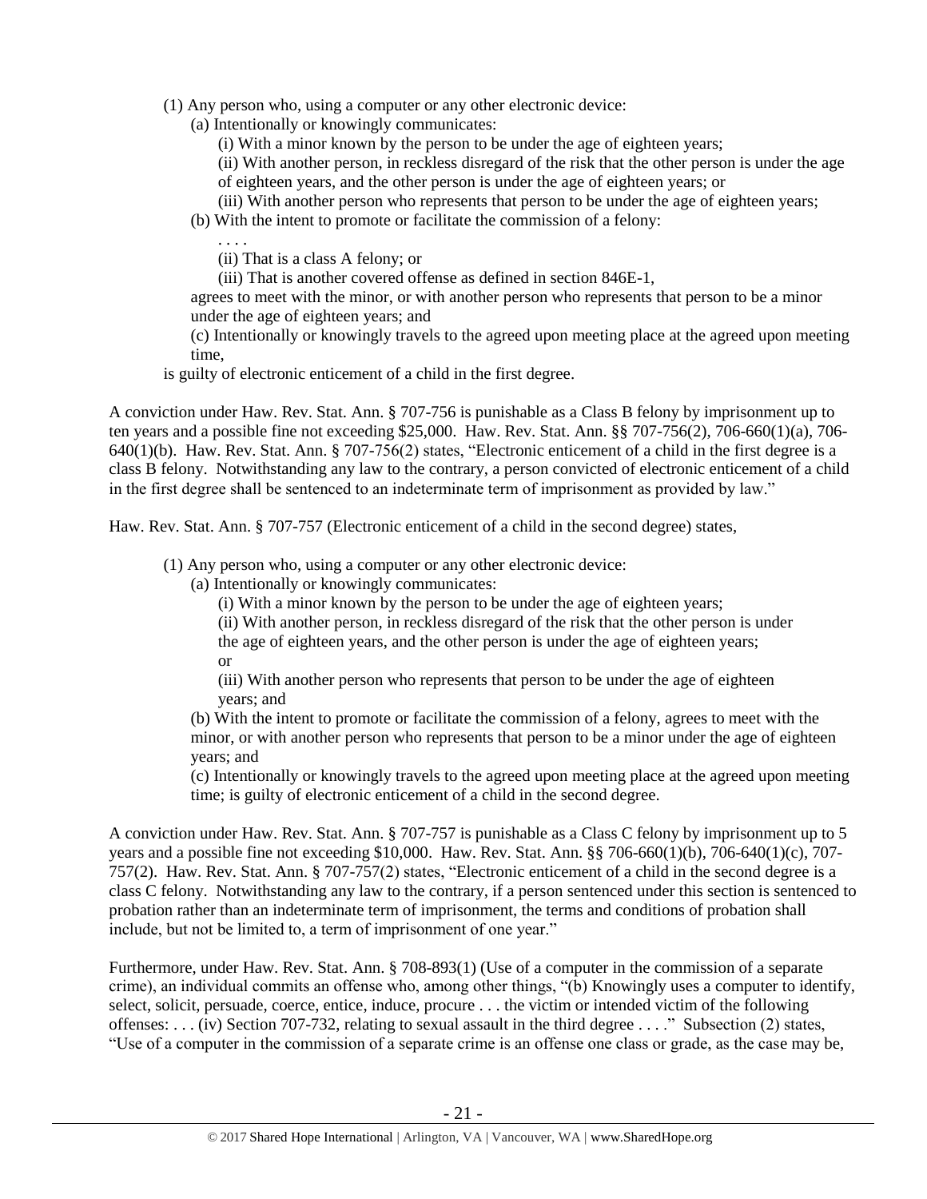(1) Any person who, using a computer or any other electronic device:

(a) Intentionally or knowingly communicates:

(i) With a minor known by the person to be under the age of eighteen years;

(ii) With another person, in reckless disregard of the risk that the other person is under the age of eighteen years, and the other person is under the age of eighteen years; or

(iii) With another person who represents that person to be under the age of eighteen years;

(b) With the intent to promote or facilitate the commission of a felony:

. . . .

(ii) That is a class A felony; or

(iii) That is another covered offense as defined in section 846E-1,

agrees to meet with the minor, or with another person who represents that person to be a minor under the age of eighteen years; and

(c) Intentionally or knowingly travels to the agreed upon meeting place at the agreed upon meeting time,

is guilty of electronic enticement of a child in the first degree.

A conviction under Haw. Rev. Stat. Ann. § 707-756 is punishable as a Class B felony by imprisonment up to ten years and a possible fine not exceeding $25,000. Haw. Rev. Stat. Ann. §§ 707-756(2), 706-660(1)(a), 706-640(1)(b). Haw. Rev. Stat. Ann. § 707-756(2) states, "Electronic enticement of a child in the first degree is a class B felony. Notwithstanding any law to the contrary, a person convicted of electronic enticement of a child in the first degree shall be sentenced to an indeterminate term of imprisonment as provided by law."

Haw. Rev. Stat. Ann. § 707-757 (Electronic enticement of a child in the second degree) states,

(1) Any person who, using a computer or any other electronic device:

(a) Intentionally or knowingly communicates:

(i) With a minor known by the person to be under the age of eighteen years;

(ii) With another person, in reckless disregard of the risk that the other person is under the age of eighteen years, and the other person is under the age of eighteen years; or

(iii) With another person who represents that person to be under the age of eighteen years; and

(b) With the intent to promote or facilitate the commission of a felony, agrees to meet with the minor, or with another person who represents that person to be a minor under the age of eighteen years; and

(c) Intentionally or knowingly travels to the agreed upon meeting place at the agreed upon meeting time; is guilty of electronic enticement of a child in the second degree.

A conviction under Haw. Rev. Stat. Ann. § 707-757 is punishable as a Class C felony by imprisonment up to 5 years and a possible fine not exceeding $10,000. Haw. Rev. Stat. Ann. §§ 706-660(1)(b), 706-640(1)(c), 707-757(2). Haw. Rev. Stat. Ann. § 707-757(2) states, "Electronic enticement of a child in the second degree is a class C felony. Notwithstanding any law to the contrary, if a person sentenced under this section is sentenced to probation rather than an indeterminate term of imprisonment, the terms and conditions of probation shall include, but not be limited to, a term of imprisonment of one year."

Furthermore, under Haw. Rev. Stat. Ann. § 708-893(1) (Use of a computer in the commission of a separate crime), an individual commits an offense who, among other things, "(b) Knowingly uses a computer to identify, select, solicit, persuade, coerce, entice, induce, procure . . . the victim or intended victim of the following offenses: . . . (iv) Section 707-732, relating to sexual assault in the third degree . . . ." Subsection (2) states, "Use of a computer in the commission of a separate crime is an offense one class or grade, as the case may be,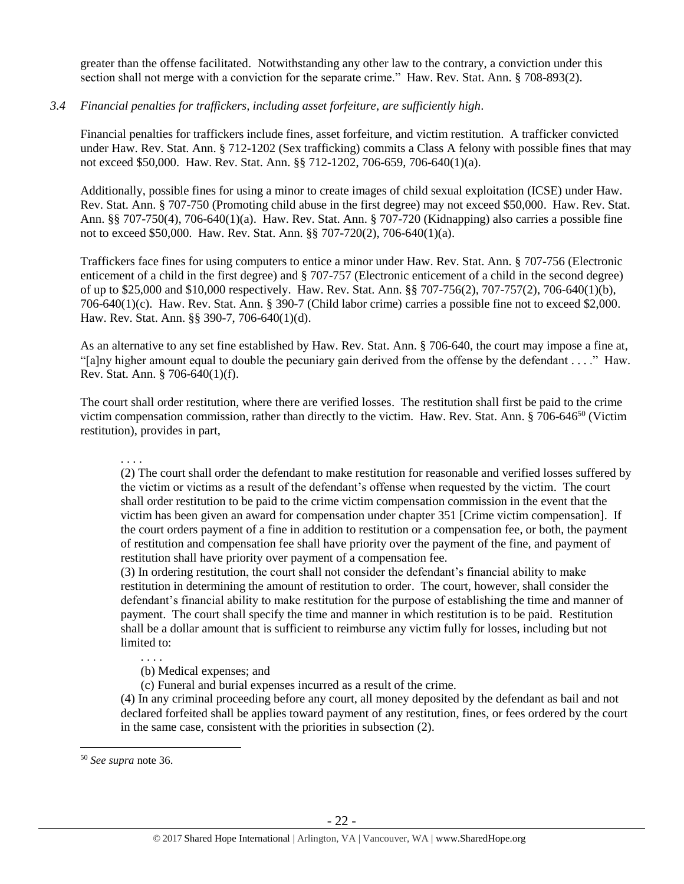greater than the offense facilitated. Notwithstanding any other law to the contrary, a conviction under this section shall not merge with a conviction for the separate crime." Haw. Rev. Stat. Ann. § 708-893(2).

*3.4 Financial penalties for traffickers, including asset forfeiture, are sufficiently high.*

Financial penalties for traffickers include fines, asset forfeiture, and victim restitution. A trafficker convicted under Haw. Rev. Stat. Ann. § 712-1202 (Sex trafficking) commits a Class A felony with possible fines that may not exceed $50,000. Haw. Rev. Stat. Ann. §§ 712-1202, 706-659, 706-640(1)(a).

Additionally, possible fines for using a minor to create images of child sexual exploitation (ICSE) under Haw. Rev. Stat. Ann. § 707-750 (Promoting child abuse in the first degree) may not exceed $50,000. Haw. Rev. Stat. Ann. §§ 707-750(4), 706-640(1)(a). Haw. Rev. Stat. Ann. § 707-720 (Kidnapping) also carries a possible fine not to exceed $50,000. Haw. Rev. Stat. Ann. §§ 707-720(2), 706-640(1)(a).

Traffickers face fines for using computers to entice a minor under Haw. Rev. Stat. Ann. § 707-756 (Electronic enticement of a child in the first degree) and § 707-757 (Electronic enticement of a child in the second degree) of up to $25,000 and $10,000 respectively. Haw. Rev. Stat. Ann. §§ 707-756(2), 707-757(2), 706-640(1)(b), 706-640(1)(c). Haw. Rev. Stat. Ann. § 390-7 (Child labor crime) carries a possible fine not to exceed $2,000. Haw. Rev. Stat. Ann. §§ 390-7, 706-640(1)(d).

As an alternative to any set fine established by Haw. Rev. Stat. Ann. § 706-640, the court may impose a fine at, "[a]ny higher amount equal to double the pecuniary gain derived from the offense by the defendant . . . ." Haw. Rev. Stat. Ann. § 706-640(1)(f).

The court shall order restitution, where there are verified losses. The restitution shall first be paid to the crime victim compensation commission, rather than directly to the victim. Haw. Rev. Stat. Ann. § 706-646[50] (Victim restitution), provides in part,

> . . . .
>
> (2) The court shall order the defendant to make restitution for reasonable and verified losses suffered by the victim or victims as a result of the defendant's offense when requested by the victim. The court shall order restitution to be paid to the crime victim compensation commission in the event that the victim has been given an award for compensation under chapter 351 [Crime victim compensation]. If the court orders payment of a fine in addition to restitution or a compensation fee, or both, the payment of restitution and compensation fee shall have priority over the payment of the fine, and payment of restitution shall have priority over payment of a compensation fee.
>
> (3) In ordering restitution, the court shall not consider the defendant's financial ability to make restitution in determining the amount of restitution to order. The court, however, shall consider the defendant's financial ability to make restitution for the purpose of establishing the time and manner of payment. The court shall specify the time and manner in which restitution is to be paid. Restitution shall be a dollar amount that is sufficient to reimburse any victim fully for losses, including but not limited to:
>
> > . . . .
> >
> > (b) Medical expenses; and
> >
> > (c) Funeral and burial expenses incurred as a result of the crime.
>
> (4) In any criminal proceeding before any court, all money deposited by the defendant as bail and not declared forfeited shall be applies toward payment of any restitution, fines, or fees ordered by the court in the same case, consistent with the priorities in subsection (2).

---

[50] *See supra* note 36.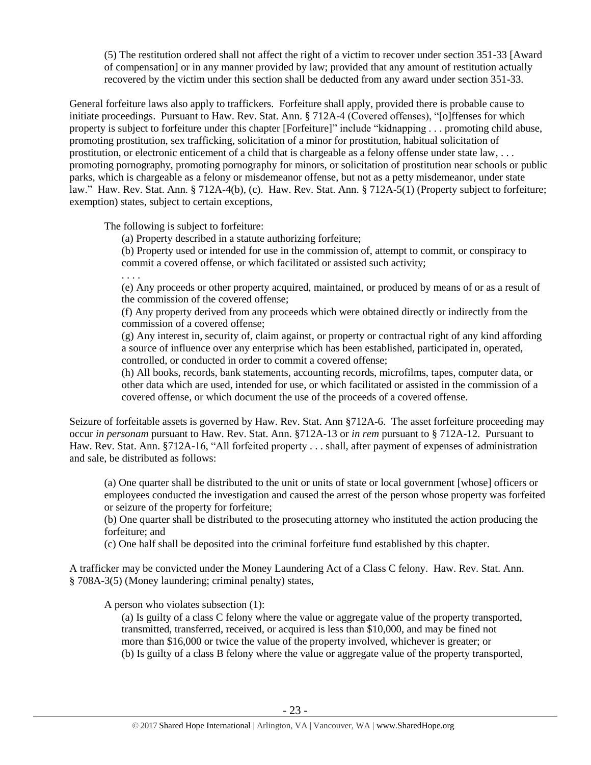> (5) The restitution ordered shall not affect the right of a victim to recover under section 351-33 [Award of compensation] or in any manner provided by law; provided that any amount of restitution actually recovered by the victim under this section shall be deducted from any award under section 351-33.

General forfeiture laws also apply to traffickers. Forfeiture shall apply, provided there is probable cause to initiate proceedings. Pursuant to Haw. Rev. Stat. Ann. § 712A-4 (Covered offenses), "[o]ffenses for which property is subject to forfeiture under this chapter [Forfeiture]" include "kidnapping . . . promoting child abuse, promoting prostitution, sex trafficking, solicitation of a minor for prostitution, habitual solicitation of prostitution, or electronic enticement of a child that is chargeable as a felony offense under state law, . . . promoting pornography, promoting pornography for minors, or solicitation of prostitution near schools or public parks, which is chargeable as a felony or misdemeanor offense, but not as a petty misdemeanor, under state law." Haw. Rev. Stat. Ann. § 712A-4(b), (c). Haw. Rev. Stat. Ann. § 712A-5(1) (Property subject to forfeiture; exemption) states, subject to certain exceptions,

> The following is subject to forfeiture:
>
> (a) Property described in a statute authorizing forfeiture;
>
> (b) Property used or intended for use in the commission of, attempt to commit, or conspiracy to commit a covered offense, or which facilitated or assisted such activity;
>
> . . . .
>
> (e) Any proceeds or other property acquired, maintained, or produced by means of or as a result of the commission of the covered offense;
>
> (f) Any property derived from any proceeds which were obtained directly or indirectly from the commission of a covered offense;
>
> (g) Any interest in, security of, claim against, or property or contractual right of any kind affording a source of influence over any enterprise which has been established, participated in, operated, controlled, or conducted in order to commit a covered offense;
>
> (h) All books, records, bank statements, accounting records, microfilms, tapes, computer data, or other data which are used, intended for use, or which facilitated or assisted in the commission of a covered offense, or which document the use of the proceeds of a covered offense.

Seizure of forfeitable assets is governed by Haw. Rev. Stat. Ann §712A-6. The asset forfeiture proceeding may occur *in personam* pursuant to Haw. Rev. Stat. Ann. §712A-13 or *in rem* pursuant to § 712A-12. Pursuant to Haw. Rev. Stat. Ann. §712A-16, "All forfeited property . . . shall, after payment of expenses of administration and sale, be distributed as follows:

> (a) One quarter shall be distributed to the unit or units of state or local government [whose] officers or employees conducted the investigation and caused the arrest of the person whose property was forfeited or seizure of the property for forfeiture;
>
> (b) One quarter shall be distributed to the prosecuting attorney who instituted the action producing the forfeiture; and
>
> (c) One half shall be deposited into the criminal forfeiture fund established by this chapter.

A trafficker may be convicted under the Money Laundering Act of a Class C felony. Haw. Rev. Stat. Ann. § 708A-3(5) (Money laundering; criminal penalty) states,

> A person who violates subsection (1):
>
> (a) Is guilty of a class C felony where the value or aggregate value of the property transported, transmitted, transferred, received, or acquired is less than $10,000, and may be fined not more than $16,000 or twice the value of the property involved, whichever is greater; or
>
> (b) Is guilty of a class B felony where the value or aggregate value of the property transported,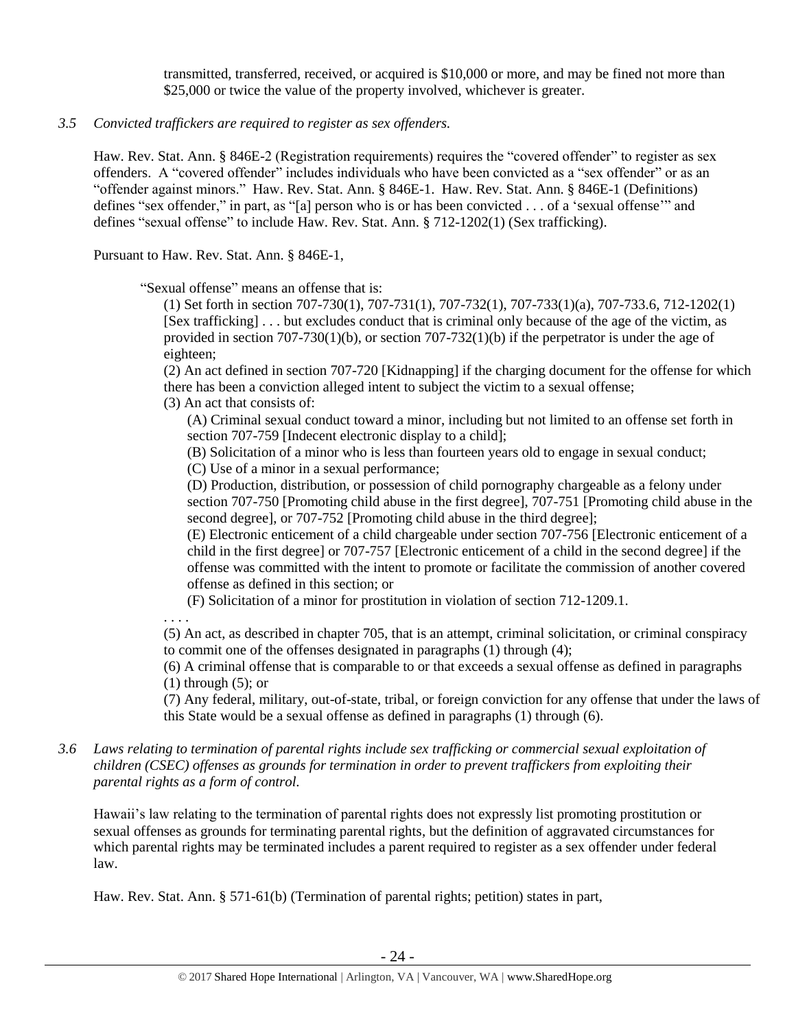transmitted, transferred, received, or acquired is $10,000 or more, and may be fined not more than $25,000 or twice the value of the property involved, whichever is greater.

*3.5 Convicted traffickers are required to register as sex offenders.*

Haw. Rev. Stat. Ann. § 846E-2 (Registration requirements) requires the "covered offender" to register as sex offenders. A "covered offender" includes individuals who have been convicted as a "sex offender" or as an "offender against minors." Haw. Rev. Stat. Ann. § 846E-1. Haw. Rev. Stat. Ann. § 846E-1 (Definitions) defines "sex offender," in part, as "[a] person who is or has been convicted . . . of a 'sexual offense'" and defines "sexual offense" to include Haw. Rev. Stat. Ann. § 712-1202(1) (Sex trafficking).

Pursuant to Haw. Rev. Stat. Ann. § 846E-1,

> "Sexual offense" means an offense that is:
>
> (1) Set forth in section 707-730(1), 707-731(1), 707-732(1), 707-733(1)(a), 707-733.6, 712-1202(1) [Sex trafficking] . . . but excludes conduct that is criminal only because of the age of the victim, as provided in section 707-730(1)(b), or section 707-732(1)(b) if the perpetrator is under the age of eighteen;
>
> (2) An act defined in section 707-720 [Kidnapping] if the charging document for the offense for which there has been a conviction alleged intent to subject the victim to a sexual offense;
>
> (3) An act that consists of:
>
> (A) Criminal sexual conduct toward a minor, including but not limited to an offense set forth in section 707-759 [Indecent electronic display to a child];
>
> (B) Solicitation of a minor who is less than fourteen years old to engage in sexual conduct;
>
> (C) Use of a minor in a sexual performance;
>
> (D) Production, distribution, or possession of child pornography chargeable as a felony under section 707-750 [Promoting child abuse in the first degree], 707-751 [Promoting child abuse in the second degree], or 707-752 [Promoting child abuse in the third degree];
>
> (E) Electronic enticement of a child chargeable under section 707-756 [Electronic enticement of a child in the first degree] or 707-757 [Electronic enticement of a child in the second degree] if the offense was committed with the intent to promote or facilitate the commission of another covered offense as defined in this section; or
>
> (F) Solicitation of a minor for prostitution in violation of section 712-1209.1.
>
> . . . .
>
> (5) An act, as described in chapter 705, that is an attempt, criminal solicitation, or criminal conspiracy to commit one of the offenses designated in paragraphs (1) through (4);
>
> (6) A criminal offense that is comparable to or that exceeds a sexual offense as defined in paragraphs (1) through (5); or
>
> (7) Any federal, military, out-of-state, tribal, or foreign conviction for any offense that under the laws of this State would be a sexual offense as defined in paragraphs (1) through (6).

*3.6 Laws relating to termination of parental rights include sex trafficking or commercial sexual exploitation of children (CSEC) offenses as grounds for termination in order to prevent traffickers from exploiting their parental rights as a form of control.*

Hawaii's law relating to the termination of parental rights does not expressly list promoting prostitution or sexual offenses as grounds for terminating parental rights, but the definition of aggravated circumstances for which parental rights may be terminated includes a parent required to register as a sex offender under federal law.

Haw. Rev. Stat. Ann. § 571-61(b) (Termination of parental rights; petition) states in part,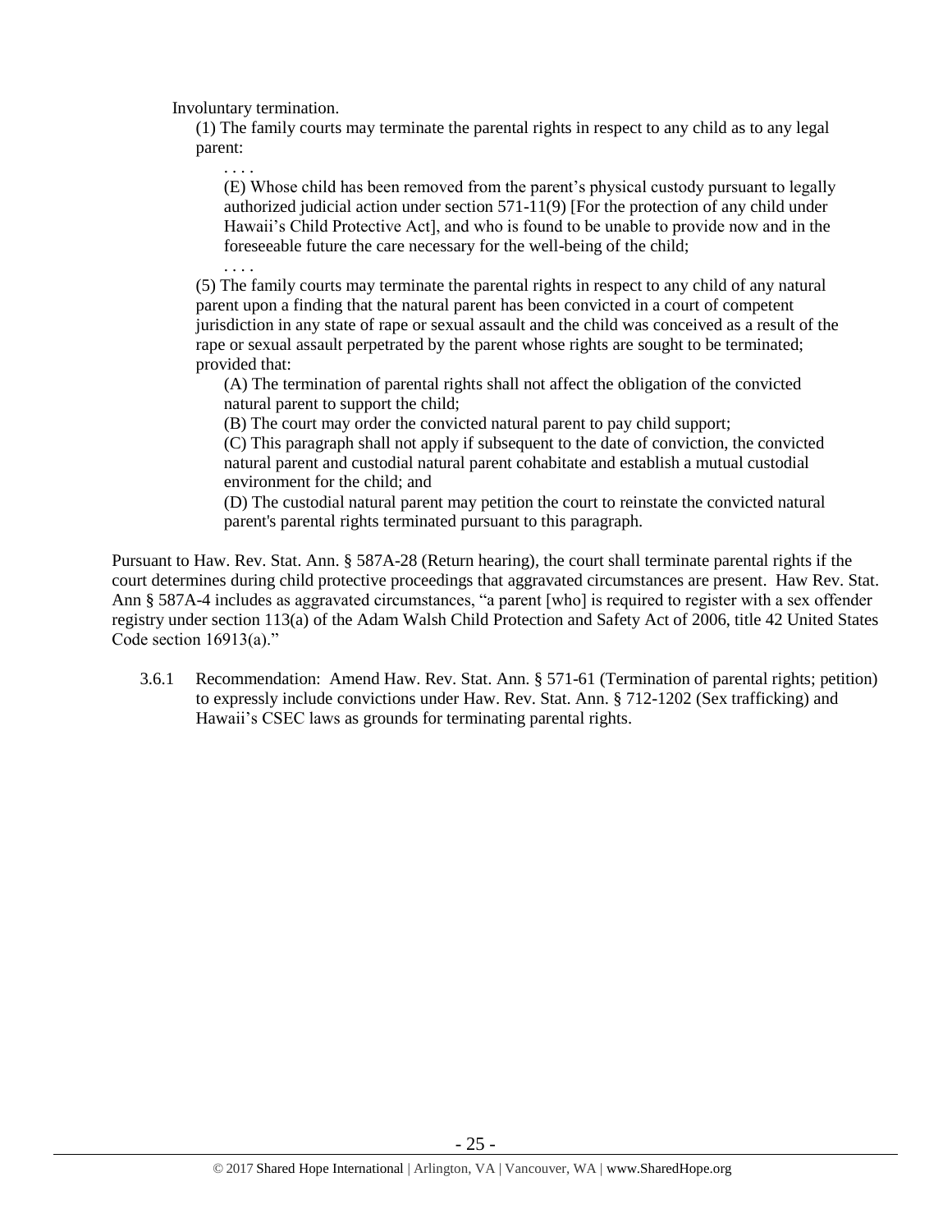Involuntary termination.

(1) The family courts may terminate the parental rights in respect to any child as to any legal parent:

. . . .

(E) Whose child has been removed from the parent's physical custody pursuant to legally authorized judicial action under section 571-11(9) [For the protection of any child under Hawaii's Child Protective Act], and who is found to be unable to provide now and in the foreseeable future the care necessary for the well-being of the child;

. . . .

(5) The family courts may terminate the parental rights in respect to any child of any natural parent upon a finding that the natural parent has been convicted in a court of competent jurisdiction in any state of rape or sexual assault and the child was conceived as a result of the rape or sexual assault perpetrated by the parent whose rights are sought to be terminated; provided that:

(A) The termination of parental rights shall not affect the obligation of the convicted natural parent to support the child;

(B) The court may order the convicted natural parent to pay child support;

(C) This paragraph shall not apply if subsequent to the date of conviction, the convicted natural parent and custodial natural parent cohabitate and establish a mutual custodial environment for the child; and

(D) The custodial natural parent may petition the court to reinstate the convicted natural parent's parental rights terminated pursuant to this paragraph.

Pursuant to Haw. Rev. Stat. Ann. § 587A-28 (Return hearing), the court shall terminate parental rights if the court determines during child protective proceedings that aggravated circumstances are present. Haw Rev. Stat. Ann § 587A-4 includes as aggravated circumstances, "a parent [who] is required to register with a sex offender registry under section 113(a) of the Adam Walsh Child Protection and Safety Act of 2006, title 42 United States Code section 16913(a)."

3.6.1 Recommendation: Amend Haw. Rev. Stat. Ann. § 571-61 (Termination of parental rights; petition) to expressly include convictions under Haw. Rev. Stat. Ann. § 712-1202 (Sex trafficking) and Hawaii's CSEC laws as grounds for terminating parental rights.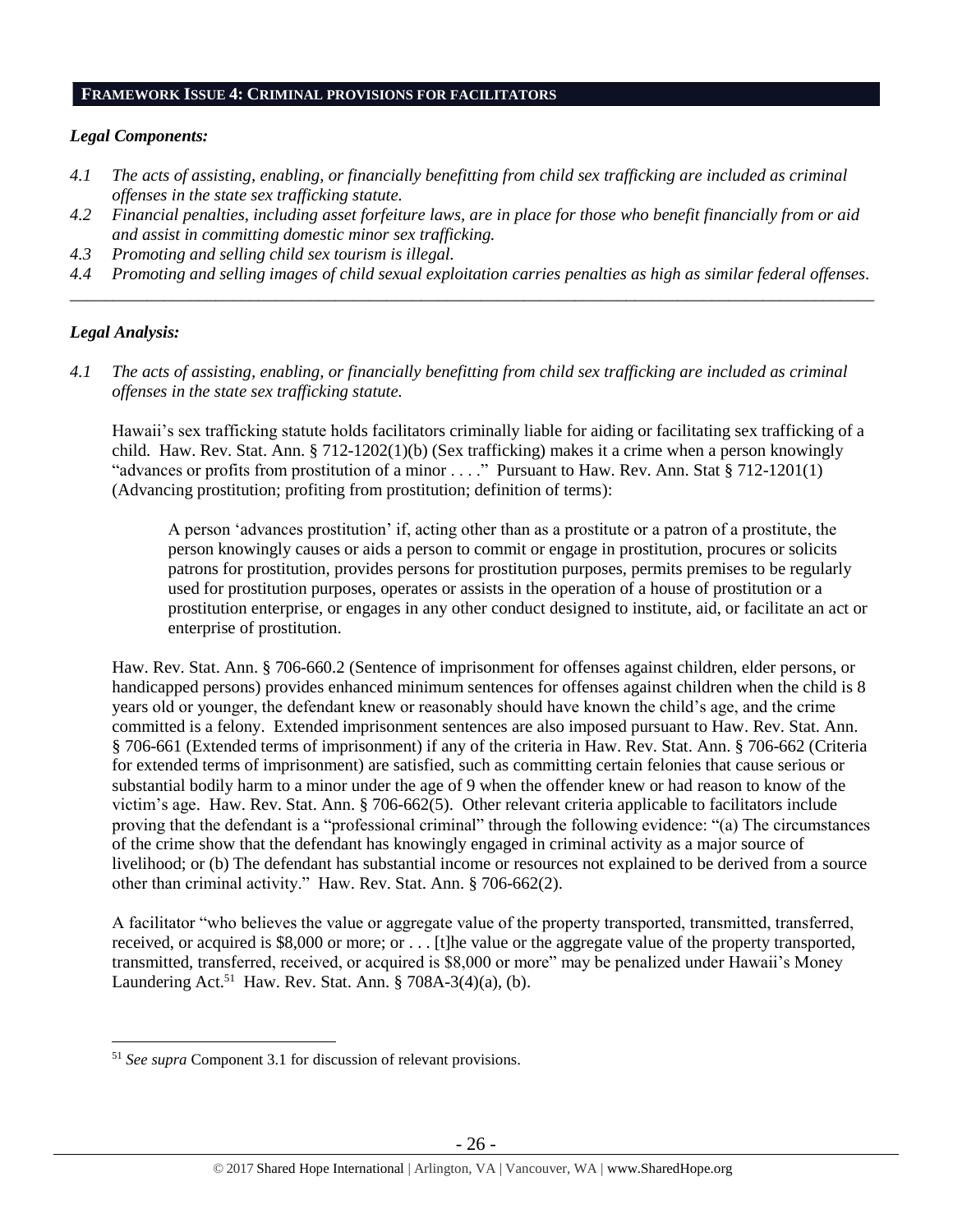## FRAMEWORK ISSUE 4: CRIMINAL PROVISIONS FOR FACILITATORS

### *Legal Components:*

*4.1 The acts of assisting, enabling, or financially benefitting from child sex trafficking are included as criminal offenses in the state sex trafficking statute.*

*4.2 Financial penalties, including asset forfeiture laws, are in place for those who benefit financially from or aid and assist in committing domestic minor sex trafficking.*

*4.3 Promoting and selling child sex tourism is illegal.*

*4.4 Promoting and selling images of child sexual exploitation carries penalties as high as similar federal offenses.*

---

### *Legal Analysis:*

*4.1 The acts of assisting, enabling, or financially benefitting from child sex trafficking are included as criminal offenses in the state sex trafficking statute.*

Hawaii's sex trafficking statute holds facilitators criminally liable for aiding or facilitating sex trafficking of a child. Haw. Rev. Stat. Ann. § 712-1202(1)(b) (Sex trafficking) makes it a crime when a person knowingly "advances or profits from prostitution of a minor . . . ." Pursuant to Haw. Rev. Ann. Stat § 712-1201(1) (Advancing prostitution; profiting from prostitution; definition of terms):

> A person 'advances prostitution' if, acting other than as a prostitute or a patron of a prostitute, the person knowingly causes or aids a person to commit or engage in prostitution, procures or solicits patrons for prostitution, provides persons for prostitution purposes, permits premises to be regularly used for prostitution purposes, operates or assists in the operation of a house of prostitution or a prostitution enterprise, or engages in any other conduct designed to institute, aid, or facilitate an act or enterprise of prostitution.

Haw. Rev. Stat. Ann. § 706-660.2 (Sentence of imprisonment for offenses against children, elder persons, or handicapped persons) provides enhanced minimum sentences for offenses against children when the child is 8 years old or younger, the defendant knew or reasonably should have known the child's age, and the crime committed is a felony. Extended imprisonment sentences are also imposed pursuant to Haw. Rev. Stat. Ann. § 706-661 (Extended terms of imprisonment) if any of the criteria in Haw. Rev. Stat. Ann. § 706-662 (Criteria for extended terms of imprisonment) are satisfied, such as committing certain felonies that cause serious or substantial bodily harm to a minor under the age of 9 when the offender knew or had reason to know of the victim's age. Haw. Rev. Stat. Ann. § 706-662(5). Other relevant criteria applicable to facilitators include proving that the defendant is a "professional criminal" through the following evidence: "(a) The circumstances of the crime show that the defendant has knowingly engaged in criminal activity as a major source of livelihood; or (b) The defendant has substantial income or resources not explained to be derived from a source other than criminal activity." Haw. Rev. Stat. Ann. § 706-662(2).

A facilitator "who believes the value or aggregate value of the property transported, transmitted, transferred, received, or acquired is $8,000 or more; or . . . [t]he value or the aggregate value of the property transported, transmitted, transferred, received, or acquired is $8,000 or more" may be penalized under Hawaii's Money Laundering Act.[51] Haw. Rev. Stat. Ann. § 708A-3(4)(a), (b).

---

[51] *See supra* Component 3.1 for discussion of relevant provisions.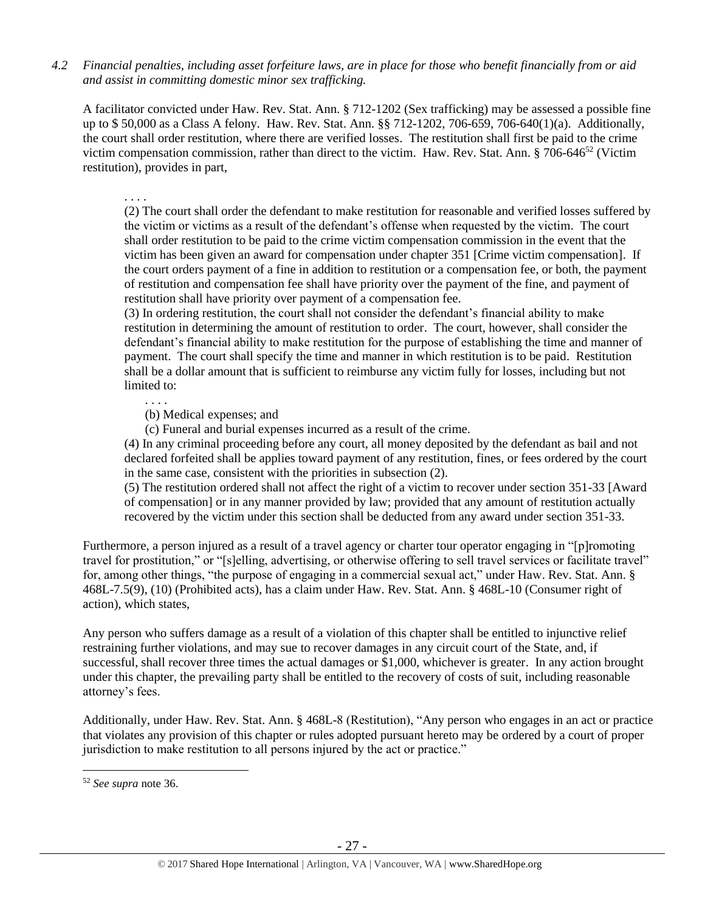*4.2 Financial penalties, including asset forfeiture laws, are in place for those who benefit financially from or aid and assist in committing domestic minor sex trafficking.*

A facilitator convicted under Haw. Rev. Stat. Ann. § 712-1202 (Sex trafficking) may be assessed a possible fine up to $ 50,000 as a Class A felony. Haw. Rev. Stat. Ann. §§ 712-1202, 706-659, 706-640(1)(a). Additionally, the court shall order restitution, where there are verified losses. The restitution shall first be paid to the crime victim compensation commission, rather than direct to the victim. Haw. Rev. Stat. Ann. § 706-646[52] (Victim restitution), provides in part,

> . . . .
>
> (2) The court shall order the defendant to make restitution for reasonable and verified losses suffered by the victim or victims as a result of the defendant's offense when requested by the victim. The court shall order restitution to be paid to the crime victim compensation commission in the event that the victim has been given an award for compensation under chapter 351 [Crime victim compensation]. If the court orders payment of a fine in addition to restitution or a compensation fee, or both, the payment of restitution and compensation fee shall have priority over the payment of the fine, and payment of restitution shall have priority over payment of a compensation fee.
>
> (3) In ordering restitution, the court shall not consider the defendant's financial ability to make restitution in determining the amount of restitution to order. The court, however, shall consider the defendant's financial ability to make restitution for the purpose of establishing the time and manner of payment. The court shall specify the time and manner in which restitution is to be paid. Restitution shall be a dollar amount that is sufficient to reimburse any victim fully for losses, including but not limited to:
>
> . . . .
>
> (b) Medical expenses; and
>
> (c) Funeral and burial expenses incurred as a result of the crime.
>
> (4) In any criminal proceeding before any court, all money deposited by the defendant as bail and not declared forfeited shall be applies toward payment of any restitution, fines, or fees ordered by the court in the same case, consistent with the priorities in subsection (2).
>
> (5) The restitution ordered shall not affect the right of a victim to recover under section 351-33 [Award of compensation] or in any manner provided by law; provided that any amount of restitution actually recovered by the victim under this section shall be deducted from any award under section 351-33.

Furthermore, a person injured as a result of a travel agency or charter tour operator engaging in "[p]romoting travel for prostitution," or "[s]elling, advertising, or otherwise offering to sell travel services or facilitate travel" for, among other things, "the purpose of engaging in a commercial sexual act," under Haw. Rev. Stat. Ann. § 468L-7.5(9), (10) (Prohibited acts), has a claim under Haw. Rev. Stat. Ann. § 468L-10 (Consumer right of action), which states,

> Any person who suffers damage as a result of a violation of this chapter shall be entitled to injunctive relief restraining further violations, and may sue to recover damages in any circuit court of the State, and, if successful, shall recover three times the actual damages or $1,000, whichever is greater. In any action brought under this chapter, the prevailing party shall be entitled to the recovery of costs of suit, including reasonable attorney's fees.

Additionally, under Haw. Rev. Stat. Ann. § 468L-8 (Restitution), "Any person who engages in an act or practice that violates any provision of this chapter or rules adopted pursuant hereto may be ordered by a court of proper jurisdiction to make restitution to all persons injured by the act or practice."

---

[52] *See supra* note 36.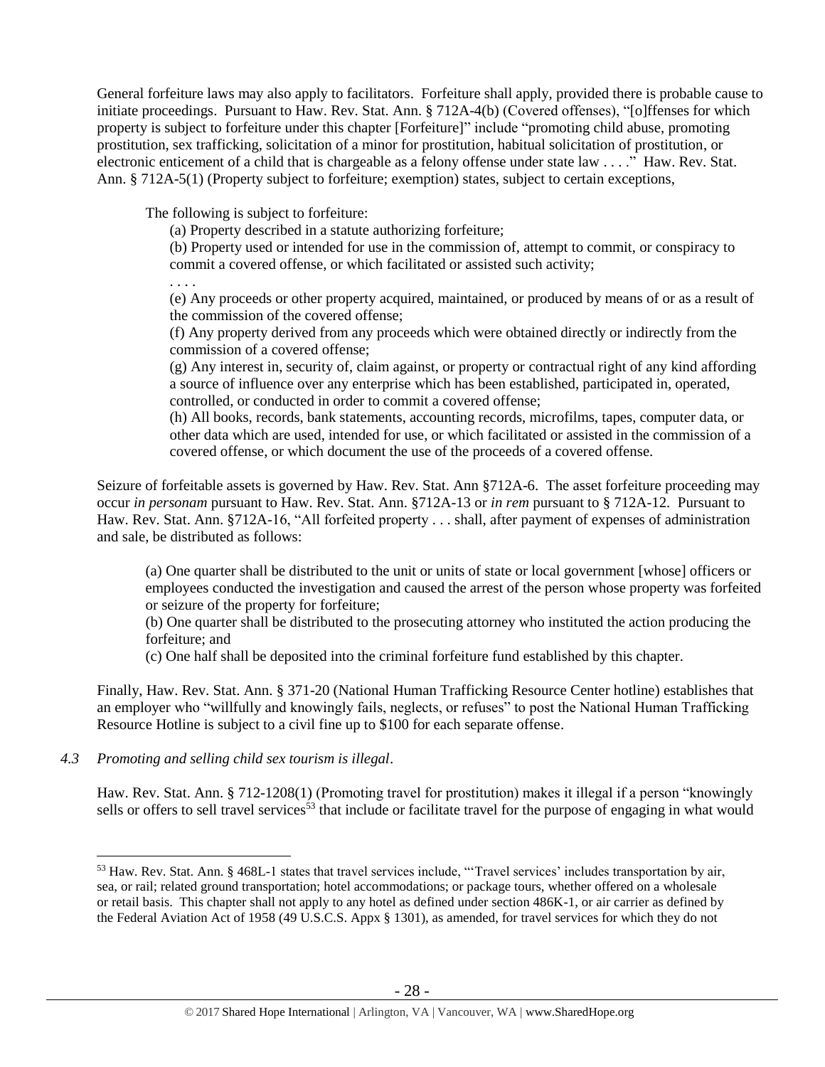General forfeiture laws may also apply to facilitators. Forfeiture shall apply, provided there is probable cause to initiate proceedings. Pursuant to Haw. Rev. Stat. Ann. § 712A-4(b) (Covered offenses), "[o]ffenses for which property is subject to forfeiture under this chapter [Forfeiture]" include "promoting child abuse, promoting prostitution, sex trafficking, solicitation of a minor for prostitution, habitual solicitation of prostitution, or electronic enticement of a child that is chargeable as a felony offense under state law . . . ." Haw. Rev. Stat. Ann. § 712A-5(1) (Property subject to forfeiture; exemption) states, subject to certain exceptions,

> The following is subject to forfeiture:
>
> (a) Property described in a statute authorizing forfeiture;
>
> (b) Property used or intended for use in the commission of, attempt to commit, or conspiracy to commit a covered offense, or which facilitated or assisted such activity;
>
> . . . .
>
> (e) Any proceeds or other property acquired, maintained, or produced by means of or as a result of the commission of the covered offense;
>
> (f) Any property derived from any proceeds which were obtained directly or indirectly from the commission of a covered offense;
>
> (g) Any interest in, security of, claim against, or property or contractual right of any kind affording a source of influence over any enterprise which has been established, participated in, operated, controlled, or conducted in order to commit a covered offense;
>
> (h) All books, records, bank statements, accounting records, microfilms, tapes, computer data, or other data which are used, intended for use, or which facilitated or assisted in the commission of a covered offense, or which document the use of the proceeds of a covered offense.

Seizure of forfeitable assets is governed by Haw. Rev. Stat. Ann §712A-6. The asset forfeiture proceeding may occur *in personam* pursuant to Haw. Rev. Stat. Ann. §712A-13 or *in rem* pursuant to § 712A-12. Pursuant to Haw. Rev. Stat. Ann. §712A-16, "All forfeited property . . . shall, after payment of expenses of administration and sale, be distributed as follows:

> (a) One quarter shall be distributed to the unit or units of state or local government [whose] officers or employees conducted the investigation and caused the arrest of the person whose property was forfeited or seizure of the property for forfeiture;
>
> (b) One quarter shall be distributed to the prosecuting attorney who instituted the action producing the forfeiture; and
>
> (c) One half shall be deposited into the criminal forfeiture fund established by this chapter.

Finally, Haw. Rev. Stat. Ann. § 371-20 (National Human Trafficking Resource Center hotline) establishes that an employer who "willfully and knowingly fails, neglects, or refuses" to post the National Human Trafficking Resource Hotline is subject to a civil fine up to $100 for each separate offense.

*4.3 Promoting and selling child sex tourism is illegal.*

Haw. Rev. Stat. Ann. § 712-1208(1) (Promoting travel for prostitution) makes it illegal if a person "knowingly sells or offers to sell travel services[53] that include or facilitate travel for the purpose of engaging in what would

---

[53] Haw. Rev. Stat. Ann. § 468L-1 states that travel services include, "'Travel services' includes transportation by air, sea, or rail; related ground transportation; hotel accommodations; or package tours, whether offered on a wholesale or retail basis. This chapter shall not apply to any hotel as defined under section 486K-1, or air carrier as defined by the Federal Aviation Act of 1958 (49 U.S.C.S. Appx § 1301), as amended, for travel services for which they do not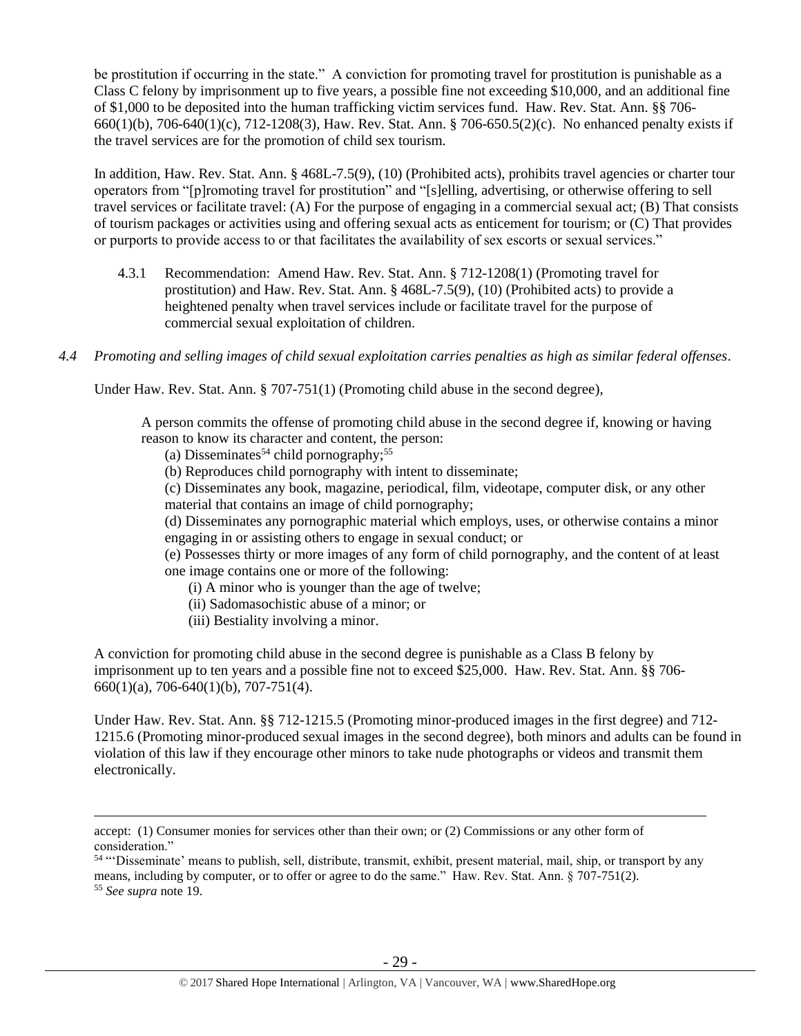be prostitution if occurring in the state." A conviction for promoting travel for prostitution is punishable as a Class C felony by imprisonment up to five years, a possible fine not exceeding $10,000, and an additional fine of $1,000 to be deposited into the human trafficking victim services fund. Haw. Rev. Stat. Ann. §§ 706-660(1)(b), 706-640(1)(c), 712-1208(3), Haw. Rev. Stat. Ann. § 706-650.5(2)(c). No enhanced penalty exists if the travel services are for the promotion of child sex tourism.

In addition, Haw. Rev. Stat. Ann. § 468L-7.5(9), (10) (Prohibited acts), prohibits travel agencies or charter tour operators from "[p]romoting travel for prostitution" and "[s]elling, advertising, or otherwise offering to sell travel services or facilitate travel: (A) For the purpose of engaging in a commercial sexual act; (B) That consists of tourism packages or activities using and offering sexual acts as enticement for tourism; or (C) That provides or purports to provide access to or that facilitates the availability of sex escorts or sexual services."

> 4.3.1 Recommendation: Amend Haw. Rev. Stat. Ann. § 712-1208(1) (Promoting travel for prostitution) and Haw. Rev. Stat. Ann. § 468L-7.5(9), (10) (Prohibited acts) to provide a heightened penalty when travel services include or facilitate travel for the purpose of commercial sexual exploitation of children.

*4.4 Promoting and selling images of child sexual exploitation carries penalties as high as similar federal offenses.*

Under Haw. Rev. Stat. Ann. § 707-751(1) (Promoting child abuse in the second degree),

> A person commits the offense of promoting child abuse in the second degree if, knowing or having reason to know its character and content, the person:
>
> (a) Disseminates[54] child pornography;[55]
>
> (b) Reproduces child pornography with intent to disseminate;
>
> (c) Disseminates any book, magazine, periodical, film, videotape, computer disk, or any other material that contains an image of child pornography;
>
> (d) Disseminates any pornographic material which employs, uses, or otherwise contains a minor engaging in or assisting others to engage in sexual conduct; or
>
> (e) Possesses thirty or more images of any form of child pornography, and the content of at least one image contains one or more of the following:
>
> (i) A minor who is younger than the age of twelve;
>
> (ii) Sadomasochistic abuse of a minor; or
>
> (iii) Bestiality involving a minor.

A conviction for promoting child abuse in the second degree is punishable as a Class B felony by imprisonment up to ten years and a possible fine not to exceed $25,000. Haw. Rev. Stat. Ann. §§ 706-660(1)(a), 706-640(1)(b), 707-751(4).

Under Haw. Rev. Stat. Ann. §§ 712-1215.5 (Promoting minor-produced images in the first degree) and 712-1215.6 (Promoting minor-produced sexual images in the second degree), both minors and adults can be found in violation of this law if they encourage other minors to take nude photographs or videos and transmit them electronically.

---

accept: (1) Consumer monies for services other than their own; or (2) Commissions or any other form of consideration."

[54] "'Disseminate' means to publish, sell, distribute, transmit, exhibit, present material, mail, ship, or transport by any means, including by computer, or to offer or agree to do the same." Haw. Rev. Stat. Ann. § 707-751(2).

[55] *See supra* note 19.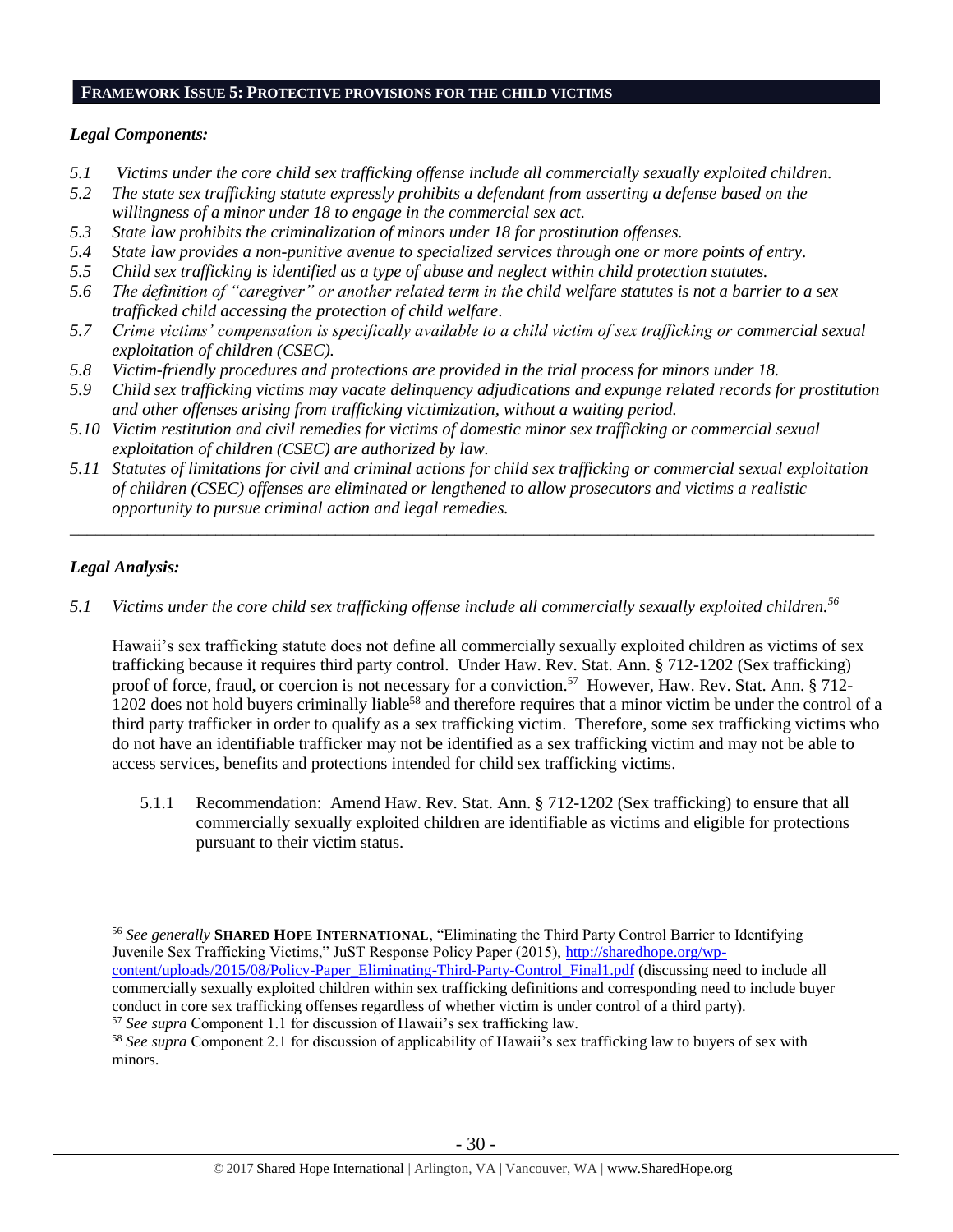## FRAMEWORK ISSUE 5: PROTECTIVE PROVISIONS FOR THE CHILD VICTIMS

### *Legal Components:*

*5.1 Victims under the core child sex trafficking offense include all commercially sexually exploited children.*
*5.2 The state sex trafficking statute expressly prohibits a defendant from asserting a defense based on the willingness of a minor under 18 to engage in the commercial sex act.*
*5.3 State law prohibits the criminalization of minors under 18 for prostitution offenses.*
*5.4 State law provides a non-punitive avenue to specialized services through one or more points of entry.*
*5.5 Child sex trafficking is identified as a type of abuse and neglect within child protection statutes.*
*5.6 The definition of "caregiver" or another related term in the child welfare statutes is not a barrier to a sex trafficked child accessing the protection of child welfare.*
*5.7 Crime victims' compensation is specifically available to a child victim of sex trafficking or commercial sexual exploitation of children (CSEC).*
*5.8 Victim-friendly procedures and protections are provided in the trial process for minors under 18.*
*5.9 Child sex trafficking victims may vacate delinquency adjudications and expunge related records for prostitution and other offenses arising from trafficking victimization, without a waiting period.*
*5.10 Victim restitution and civil remedies for victims of domestic minor sex trafficking or commercial sexual exploitation of children (CSEC) are authorized by law.*
*5.11 Statutes of limitations for civil and criminal actions for child sex trafficking or commercial sexual exploitation of children (CSEC) offenses are eliminated or lengthened to allow prosecutors and victims a realistic opportunity to pursue criminal action and legal remedies.*

---

### *Legal Analysis:*

*5.1 Victims under the core child sex trafficking offense include all commercially sexually exploited children.*[56]

Hawaii's sex trafficking statute does not define all commercially sexually exploited children as victims of sex trafficking because it requires third party control. Under Haw. Rev. Stat. Ann. § 712-1202 (Sex trafficking) proof of force, fraud, or coercion is not necessary for a conviction.[57] However, Haw. Rev. Stat. Ann. § 712-1202 does not hold buyers criminally liable[58] and therefore requires that a minor victim be under the control of a third party trafficker in order to qualify as a sex trafficking victim. Therefore, some sex trafficking victims who do not have an identifiable trafficker may not be identified as a sex trafficking victim and may not be able to access services, benefits and protections intended for child sex trafficking victims.

5.1.1 Recommendation: Amend Haw. Rev. Stat. Ann. § 712-1202 (Sex trafficking) to ensure that all commercially sexually exploited children are identifiable as victims and eligible for protections pursuant to their victim status.

---

[56] *See generally* **SHARED HOPE INTERNATIONAL**, "Eliminating the Third Party Control Barrier to Identifying Juvenile Sex Trafficking Victims," JuST Response Policy Paper (2015), http://sharedhope.org/wp-content/uploads/2015/08/Policy-Paper_Eliminating-Third-Party-Control_Final1.pdf (discussing need to include all commercially sexually exploited children within sex trafficking definitions and corresponding need to include buyer conduct in core sex trafficking offenses regardless of whether victim is under control of a third party).

[57] *See supra* Component 1.1 for discussion of Hawaii's sex trafficking law.

[58] *See supra* Component 2.1 for discussion of applicability of Hawaii's sex trafficking law to buyers of sex with minors.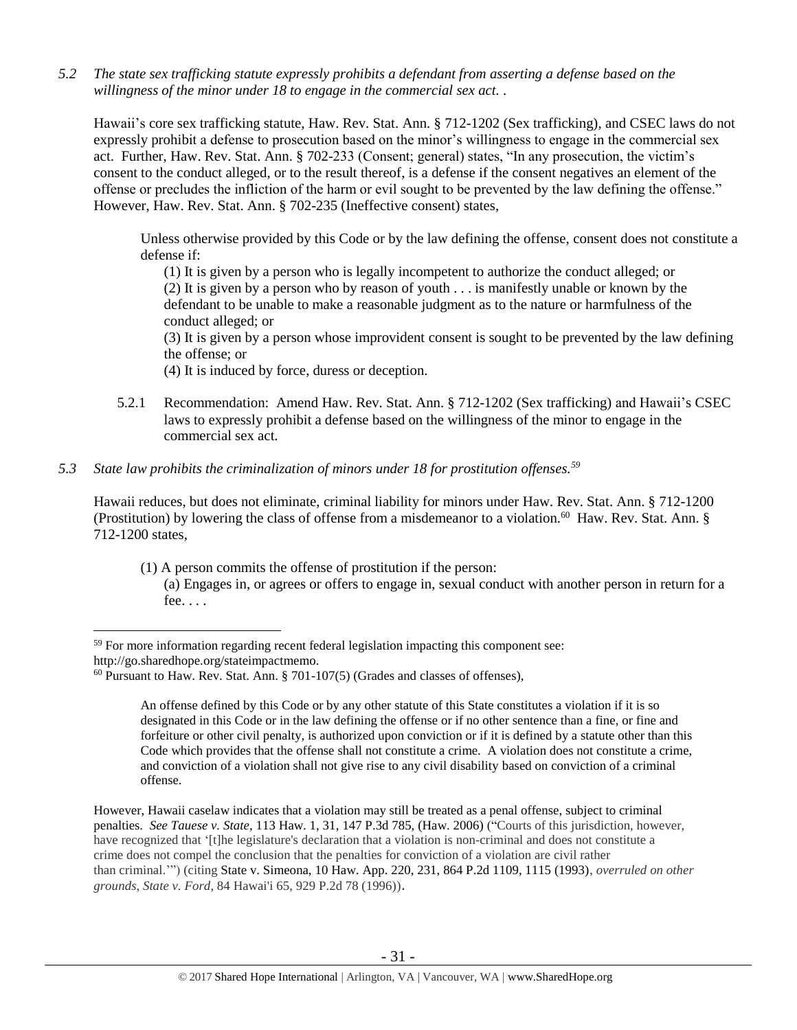*5.2 The state sex trafficking statute expressly prohibits a defendant from asserting a defense based on the willingness of the minor under 18 to engage in the commercial sex act. .*

Hawaii's core sex trafficking statute, Haw. Rev. Stat. Ann. § 712-1202 (Sex trafficking), and CSEC laws do not expressly prohibit a defense to prosecution based on the minor's willingness to engage in the commercial sex act. Further, Haw. Rev. Stat. Ann. § 702-233 (Consent; general) states, "In any prosecution, the victim's consent to the conduct alleged, or to the result thereof, is a defense if the consent negatives an element of the offense or precludes the infliction of the harm or evil sought to be prevented by the law defining the offense." However, Haw. Rev. Stat. Ann. § 702-235 (Ineffective consent) states,

> Unless otherwise provided by this Code or by the law defining the offense, consent does not constitute a defense if:
>
> (1) It is given by a person who is legally incompetent to authorize the conduct alleged; or
>
> (2) It is given by a person who by reason of youth . . . is manifestly unable or known by the defendant to be unable to make a reasonable judgment as to the nature or harmfulness of the conduct alleged; or
>
> (3) It is given by a person whose improvident consent is sought to be prevented by the law defining the offense; or
>
> (4) It is induced by force, duress or deception.

5.2.1 Recommendation: Amend Haw. Rev. Stat. Ann. § 712-1202 (Sex trafficking) and Hawaii's CSEC laws to expressly prohibit a defense based on the willingness of the minor to engage in the commercial sex act.

*5.3 State law prohibits the criminalization of minors under 18 for prostitution offenses.*[59]

Hawaii reduces, but does not eliminate, criminal liability for minors under Haw. Rev. Stat. Ann. § 712-1200 (Prostitution) by lowering the class of offense from a misdemeanor to a violation.[60] Haw. Rev. Stat. Ann. § 712-1200 states,

> (1) A person commits the offense of prostitution if the person:
>
> (a) Engages in, or agrees or offers to engage in, sexual conduct with another person in return for a fee. . . .

---

[59] For more information regarding recent federal legislation impacting this component see: http://go.sharedhope.org/stateimpactmemo.

[60] Pursuant to Haw. Rev. Stat. Ann. § 701-107(5) (Grades and classes of offenses),

> An offense defined by this Code or by any other statute of this State constitutes a violation if it is so designated in this Code or in the law defining the offense or if no other sentence than a fine, or fine and forfeiture or other civil penalty, is authorized upon conviction or if it is defined by a statute other than this Code which provides that the offense shall not constitute a crime. A violation does not constitute a crime, and conviction of a violation shall not give rise to any civil disability based on conviction of a criminal offense.

However, Hawaii caselaw indicates that a violation may still be treated as a penal offense, subject to criminal penalties. *See Tauese v. State,* 113 Haw. 1, 31, 147 P.3d 785, (Haw. 2006) ("Courts of this jurisdiction, however, have recognized that '[t]he legislature's declaration that a violation is non-criminal and does not constitute a crime does not compel the conclusion that the penalties for conviction of a violation are civil rather than criminal.'") (citing State v. Simeona, 10 Haw. App. 220, 231, 864 P.2d 1109, 1115 (1993), *overruled on other grounds*, *State v. Ford*, 84 Hawai'i 65, 929 P.2d 78 (1996)).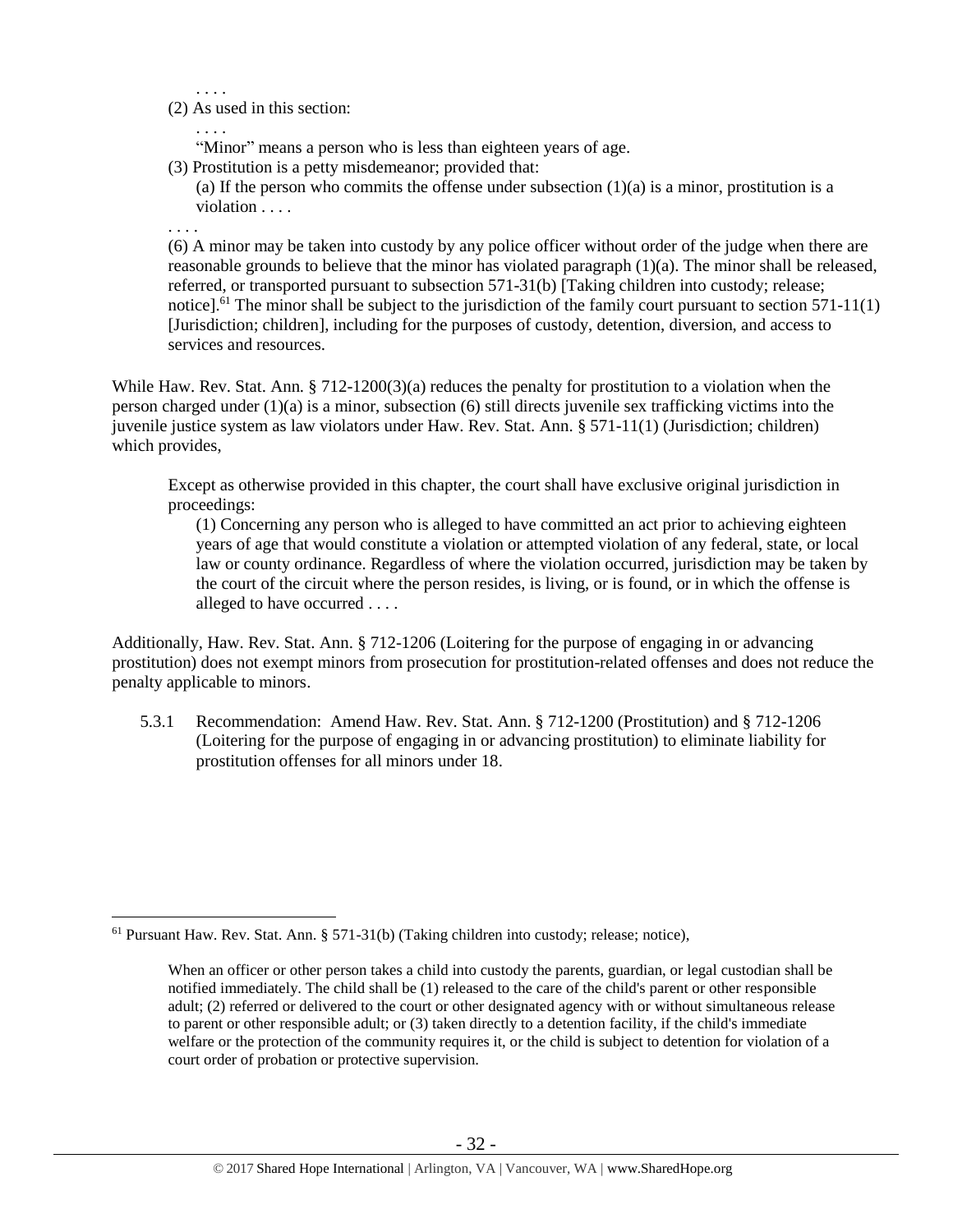. . . .

(2) As used in this section:

. . . .

"Minor" means a person who is less than eighteen years of age.

(3) Prostitution is a petty misdemeanor; provided that:

(a) If the person who commits the offense under subsection (1)(a) is a minor, prostitution is a violation . . . .

. . . .

(6) A minor may be taken into custody by any police officer without order of the judge when there are reasonable grounds to believe that the minor has violated paragraph (1)(a). The minor shall be released, referred, or transported pursuant to subsection 571-31(b) [Taking children into custody; release; notice].[61] The minor shall be subject to the jurisdiction of the family court pursuant to section 571-11(1) [Jurisdiction; children], including for the purposes of custody, detention, diversion, and access to services and resources.

While Haw. Rev. Stat. Ann. § 712-1200(3)(a) reduces the penalty for prostitution to a violation when the person charged under (1)(a) is a minor, subsection (6) still directs juvenile sex trafficking victims into the juvenile justice system as law violators under Haw. Rev. Stat. Ann. § 571-11(1) (Jurisdiction; children) which provides,

> Except as otherwise provided in this chapter, the court shall have exclusive original jurisdiction in proceedings:
>
> (1) Concerning any person who is alleged to have committed an act prior to achieving eighteen years of age that would constitute a violation or attempted violation of any federal, state, or local law or county ordinance. Regardless of where the violation occurred, jurisdiction may be taken by the court of the circuit where the person resides, is living, or is found, or in which the offense is alleged to have occurred . . . .

Additionally, Haw. Rev. Stat. Ann. § 712-1206 (Loitering for the purpose of engaging in or advancing prostitution) does not exempt minors from prosecution for prostitution-related offenses and does not reduce the penalty applicable to minors.

5.3.1 Recommendation: Amend Haw. Rev. Stat. Ann. § 712-1200 (Prostitution) and § 712-1206 (Loitering for the purpose of engaging in or advancing prostitution) to eliminate liability for prostitution offenses for all minors under 18.

---

[61] Pursuant Haw. Rev. Stat. Ann. § 571-31(b) (Taking children into custody; release; notice),

> When an officer or other person takes a child into custody the parents, guardian, or legal custodian shall be notified immediately. The child shall be (1) released to the care of the child's parent or other responsible adult; (2) referred or delivered to the court or other designated agency with or without simultaneous release to parent or other responsible adult; or (3) taken directly to a detention facility, if the child's immediate welfare or the protection of the community requires it, or the child is subject to detention for violation of a court order of probation or protective supervision.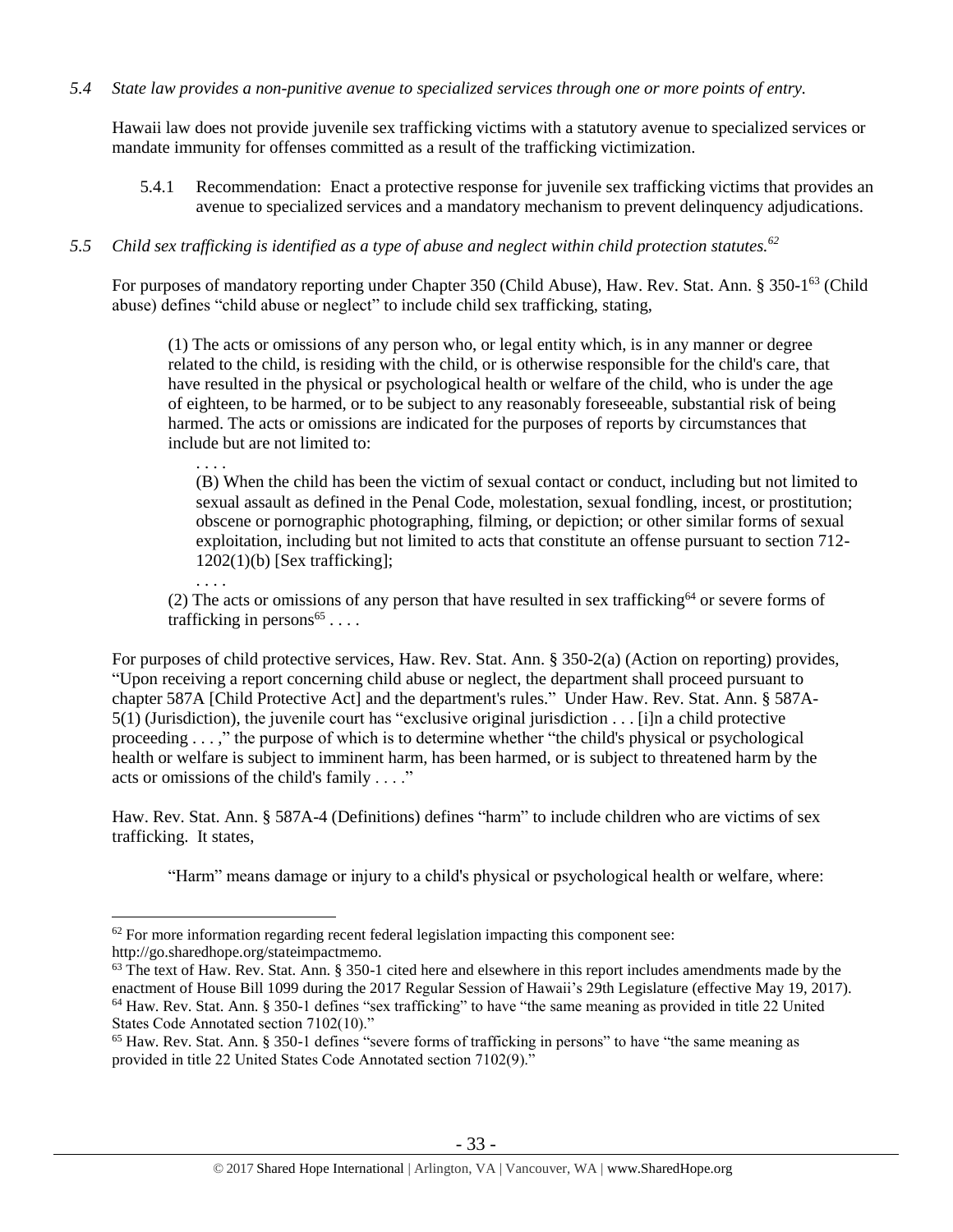*5.4 State law provides a non-punitive avenue to specialized services through one or more points of entry.*

Hawaii law does not provide juvenile sex trafficking victims with a statutory avenue to specialized services or mandate immunity for offenses committed as a result of the trafficking victimization.

5.4.1 Recommendation: Enact a protective response for juvenile sex trafficking victims that provides an avenue to specialized services and a mandatory mechanism to prevent delinquency adjudications.

*5.5 Child sex trafficking is identified as a type of abuse and neglect within child protection statutes.[62]*

For purposes of mandatory reporting under Chapter 350 (Child Abuse), Haw. Rev. Stat. Ann. § 350-1[63] (Child abuse) defines "child abuse or neglect" to include child sex trafficking, stating,

> (1) The acts or omissions of any person who, or legal entity which, is in any manner or degree related to the child, is residing with the child, or is otherwise responsible for the child's care, that have resulted in the physical or psychological health or welfare of the child, who is under the age of eighteen, to be harmed, or to be subject to any reasonably foreseeable, substantial risk of being harmed. The acts or omissions are indicated for the purposes of reports by circumstances that include but are not limited to:
>
> > . . . .
> >
> > (B) When the child has been the victim of sexual contact or conduct, including but not limited to sexual assault as defined in the Penal Code, molestation, sexual fondling, incest, or prostitution; obscene or pornographic photographing, filming, or depiction; or other similar forms of sexual exploitation, including but not limited to acts that constitute an offense pursuant to section 712-1202(1)(b) [Sex trafficking];
> >
> > . . . .
>
> (2) The acts or omissions of any person that have resulted in sex trafficking[64] or severe forms of trafficking in persons[65] . . . .

For purposes of child protective services, Haw. Rev. Stat. Ann. § 350-2(a) (Action on reporting) provides, "Upon receiving a report concerning child abuse or neglect, the department shall proceed pursuant to chapter 587A [Child Protective Act] and the department's rules." Under Haw. Rev. Stat. Ann. § 587A-5(1) (Jurisdiction), the juvenile court has "exclusive original jurisdiction . . . [i]n a child protective proceeding . . . ," the purpose of which is to determine whether "the child's physical or psychological health or welfare is subject to imminent harm, has been harmed, or is subject to threatened harm by the acts or omissions of the child's family . . . ."

Haw. Rev. Stat. Ann. § 587A-4 (Definitions) defines "harm" to include children who are victims of sex trafficking. It states,

> "Harm" means damage or injury to a child's physical or psychological health or welfare, where:

---

[62] For more information regarding recent federal legislation impacting this component see: http://go.sharedhope.org/stateimpactmemo.

[63] The text of Haw. Rev. Stat. Ann. § 350-1 cited here and elsewhere in this report includes amendments made by the enactment of House Bill 1099 during the 2017 Regular Session of Hawaii's 29th Legislature (effective May 19, 2017).

[64] Haw. Rev. Stat. Ann. § 350-1 defines "sex trafficking" to have "the same meaning as provided in title 22 United States Code Annotated section 7102(10)."

[65] Haw. Rev. Stat. Ann. § 350-1 defines "severe forms of trafficking in persons" to have "the same meaning as provided in title 22 United States Code Annotated section 7102(9)."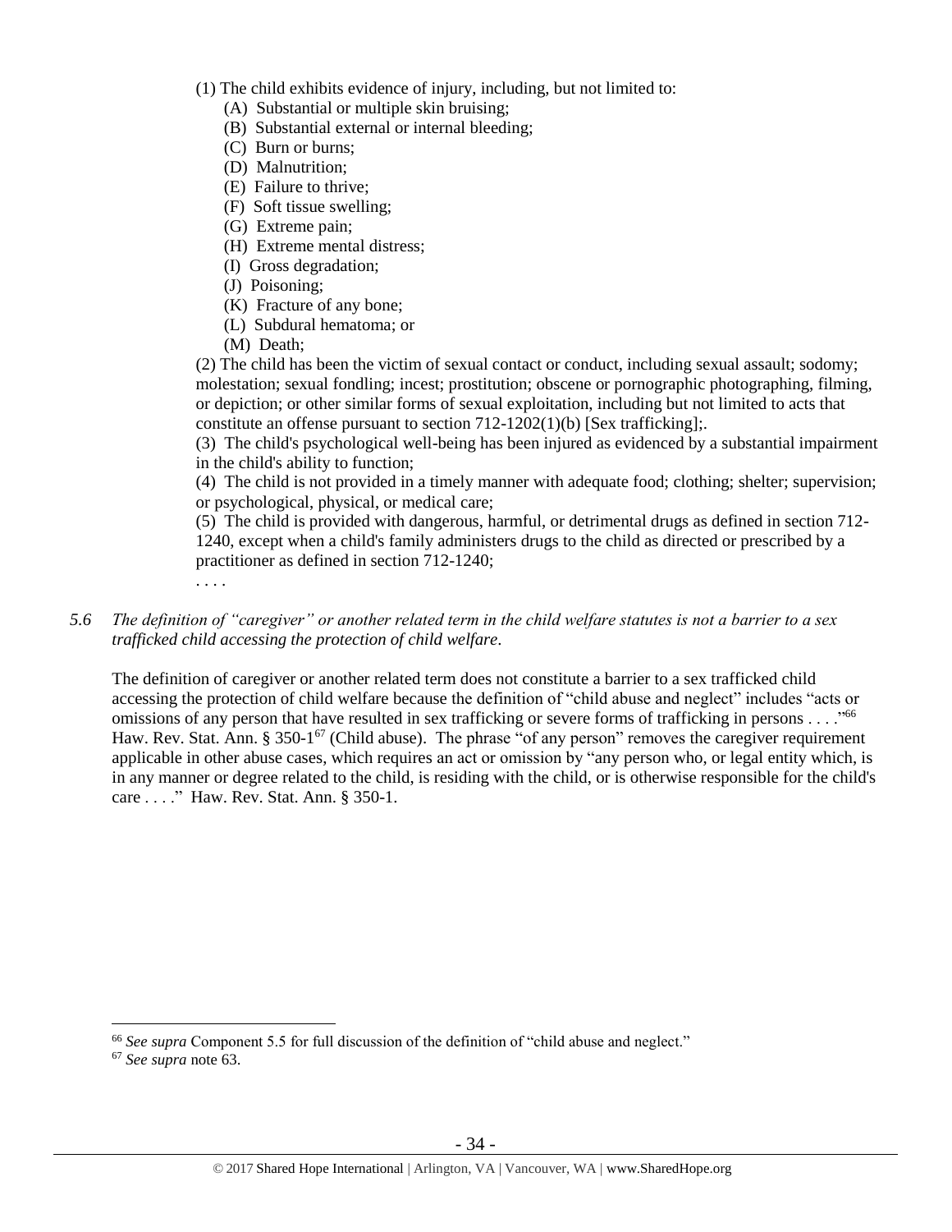(1) The child exhibits evidence of injury, including, but not limited to:

- (A) Substantial or multiple skin bruising;
- (B) Substantial external or internal bleeding;
- (C) Burn or burns;
- (D) Malnutrition;
- (E) Failure to thrive;
- (F) Soft tissue swelling;
- (G) Extreme pain;
- (H) Extreme mental distress;
- (I) Gross degradation;
- (J) Poisoning;
- (K) Fracture of any bone;
- (L) Subdural hematoma; or
- (M) Death;

(2) The child has been the victim of sexual contact or conduct, including sexual assault; sodomy; molestation; sexual fondling; incest; prostitution; obscene or pornographic photographing, filming, or depiction; or other similar forms of sexual exploitation, including but not limited to acts that constitute an offense pursuant to section 712-1202(1)(b) [Sex trafficking];.

(3) The child's psychological well-being has been injured as evidenced by a substantial impairment in the child's ability to function;

(4) The child is not provided in a timely manner with adequate food; clothing; shelter; supervision; or psychological, physical, or medical care;

(5) The child is provided with dangerous, harmful, or detrimental drugs as defined in section 712-1240, except when a child's family administers drugs to the child as directed or prescribed by a practitioner as defined in section 712-1240;

. . . .

*5.6 The definition of "caregiver" or another related term in the child welfare statutes is not a barrier to a sex trafficked child accessing the protection of child welfare.*

The definition of caregiver or another related term does not constitute a barrier to a sex trafficked child accessing the protection of child welfare because the definition of "child abuse and neglect" includes "acts or omissions of any person that have resulted in sex trafficking or severe forms of trafficking in persons . . . ."[66] Haw. Rev. Stat. Ann. § 350-1[67] (Child abuse). The phrase "of any person" removes the caregiver requirement applicable in other abuse cases, which requires an act or omission by "any person who, or legal entity which, is in any manner or degree related to the child, is residing with the child, or is otherwise responsible for the child's care . . . ." Haw. Rev. Stat. Ann. § 350-1.

---

[66] *See supra* Component 5.5 for full discussion of the definition of "child abuse and neglect."

[67] *See supra* note 63.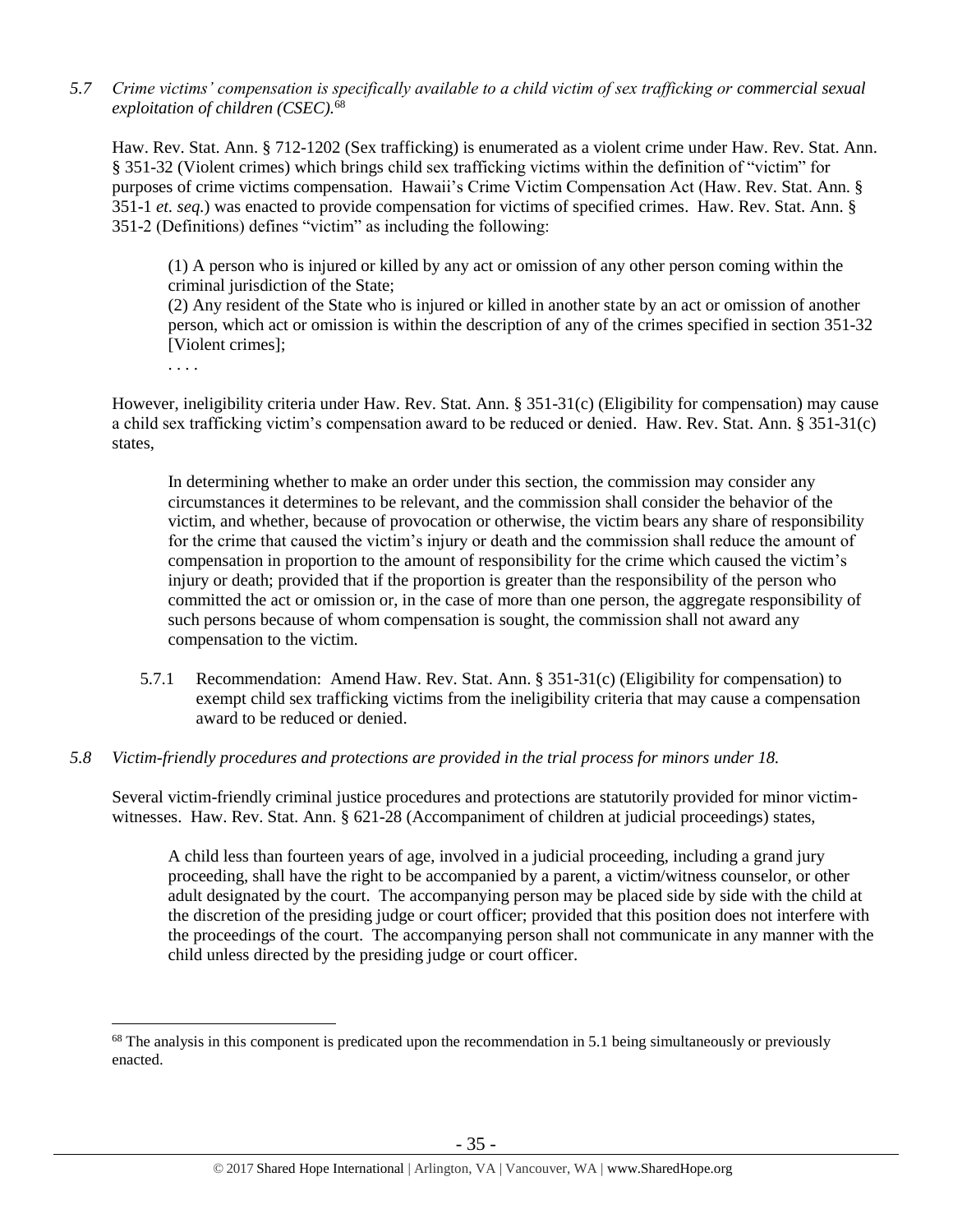*5.7 Crime victims' compensation is specifically available to a child victim of sex trafficking or commercial sexual exploitation of children (CSEC).*[68]

Haw. Rev. Stat. Ann. § 712-1202 (Sex trafficking) is enumerated as a violent crime under Haw. Rev. Stat. Ann. § 351-32 (Violent crimes) which brings child sex trafficking victims within the definition of "victim" for purposes of crime victims compensation. Hawaii's Crime Victim Compensation Act (Haw. Rev. Stat. Ann. § 351-1 *et. seq.*) was enacted to provide compensation for victims of specified crimes. Haw. Rev. Stat. Ann. § 351-2 (Definitions) defines "victim" as including the following:

> (1) A person who is injured or killed by any act or omission of any other person coming within the criminal jurisdiction of the State;
> (2) Any resident of the State who is injured or killed in another state by an act or omission of another person, which act or omission is within the description of any of the crimes specified in section 351-32 [Violent crimes];
> . . . .

However, ineligibility criteria under Haw. Rev. Stat. Ann. § 351-31(c) (Eligibility for compensation) may cause a child sex trafficking victim's compensation award to be reduced or denied. Haw. Rev. Stat. Ann. § 351-31(c) states,

> In determining whether to make an order under this section, the commission may consider any circumstances it determines to be relevant, and the commission shall consider the behavior of the victim, and whether, because of provocation or otherwise, the victim bears any share of responsibility for the crime that caused the victim's injury or death and the commission shall reduce the amount of compensation in proportion to the amount of responsibility for the crime which caused the victim's injury or death; provided that if the proportion is greater than the responsibility of the person who committed the act or omission or, in the case of more than one person, the aggregate responsibility of such persons because of whom compensation is sought, the commission shall not award any compensation to the victim.

5.7.1 Recommendation: Amend Haw. Rev. Stat. Ann. § 351-31(c) (Eligibility for compensation) to exempt child sex trafficking victims from the ineligibility criteria that may cause a compensation award to be reduced or denied.

*5.8 Victim-friendly procedures and protections are provided in the trial process for minors under 18.*

Several victim-friendly criminal justice procedures and protections are statutorily provided for minor victim-witnesses. Haw. Rev. Stat. Ann. § 621-28 (Accompaniment of children at judicial proceedings) states,

> A child less than fourteen years of age, involved in a judicial proceeding, including a grand jury proceeding, shall have the right to be accompanied by a parent, a victim/witness counselor, or other adult designated by the court. The accompanying person may be placed side by side with the child at the discretion of the presiding judge or court officer; provided that this position does not interfere with the proceedings of the court. The accompanying person shall not communicate in any manner with the child unless directed by the presiding judge or court officer.

[68] The analysis in this component is predicated upon the recommendation in 5.1 being simultaneously or previously enacted.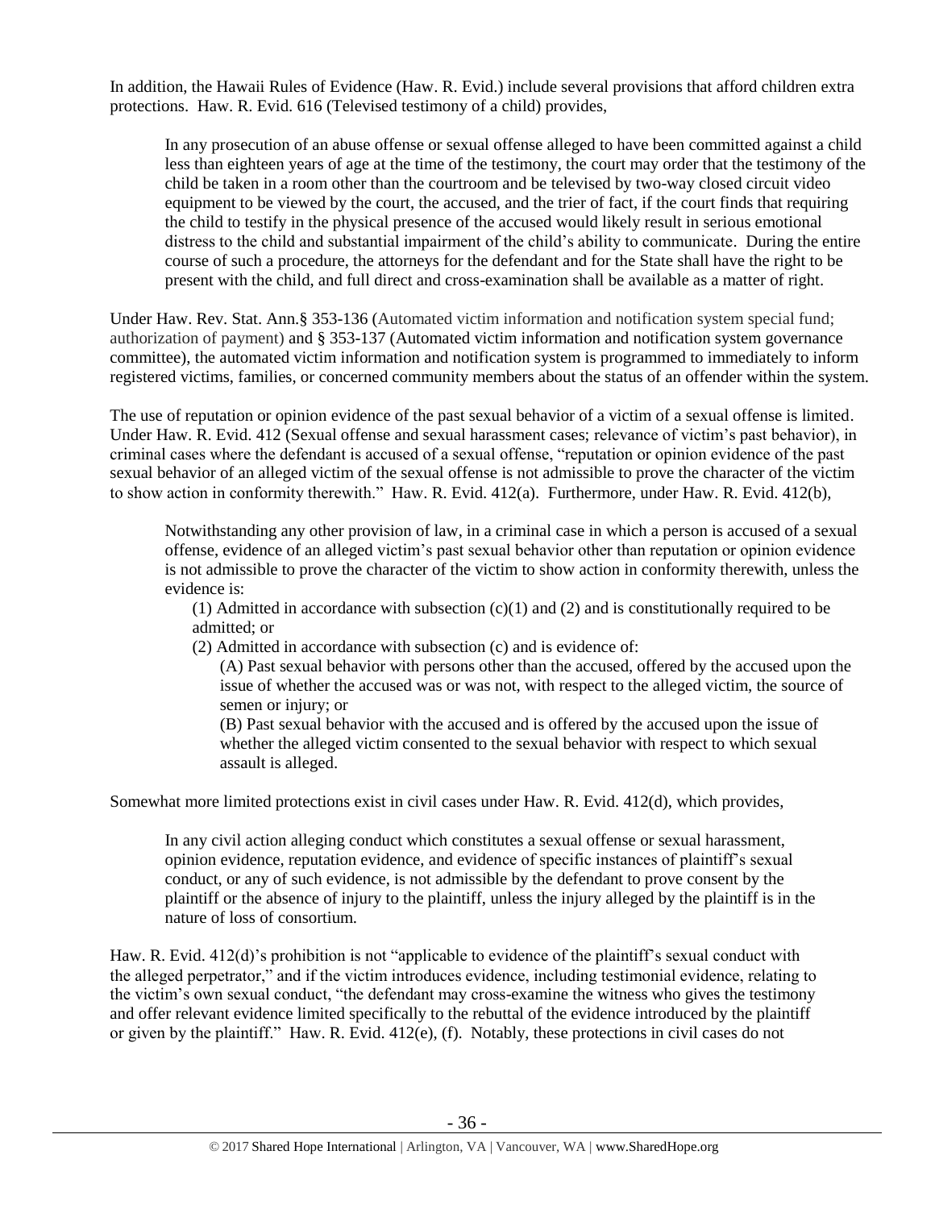In addition, the Hawaii Rules of Evidence (Haw. R. Evid.) include several provisions that afford children extra protections. Haw. R. Evid. 616 (Televised testimony of a child) provides,

> In any prosecution of an abuse offense or sexual offense alleged to have been committed against a child less than eighteen years of age at the time of the testimony, the court may order that the testimony of the child be taken in a room other than the courtroom and be televised by two-way closed circuit video equipment to be viewed by the court, the accused, and the trier of fact, if the court finds that requiring the child to testify in the physical presence of the accused would likely result in serious emotional distress to the child and substantial impairment of the child's ability to communicate. During the entire course of such a procedure, the attorneys for the defendant and for the State shall have the right to be present with the child, and full direct and cross-examination shall be available as a matter of right.

Under Haw. Rev. Stat. Ann.§ 353-136 (Automated victim information and notification system special fund; authorization of payment) and § 353-137 (Automated victim information and notification system governance committee), the automated victim information and notification system is programmed to immediately to inform registered victims, families, or concerned community members about the status of an offender within the system.

The use of reputation or opinion evidence of the past sexual behavior of a victim of a sexual offense is limited. Under Haw. R. Evid. 412 (Sexual offense and sexual harassment cases; relevance of victim's past behavior), in criminal cases where the defendant is accused of a sexual offense, "reputation or opinion evidence of the past sexual behavior of an alleged victim of the sexual offense is not admissible to prove the character of the victim to show action in conformity therewith." Haw. R. Evid. 412(a). Furthermore, under Haw. R. Evid. 412(b),

> Notwithstanding any other provision of law, in a criminal case in which a person is accused of a sexual offense, evidence of an alleged victim's past sexual behavior other than reputation or opinion evidence is not admissible to prove the character of the victim to show action in conformity therewith, unless the evidence is:
>
> (1) Admitted in accordance with subsection (c)(1) and (2) and is constitutionally required to be admitted; or
>
> (2) Admitted in accordance with subsection (c) and is evidence of:
>
> (A) Past sexual behavior with persons other than the accused, offered by the accused upon the issue of whether the accused was or was not, with respect to the alleged victim, the source of semen or injury; or
>
> (B) Past sexual behavior with the accused and is offered by the accused upon the issue of whether the alleged victim consented to the sexual behavior with respect to which sexual assault is alleged.

Somewhat more limited protections exist in civil cases under Haw. R. Evid. 412(d), which provides,

> In any civil action alleging conduct which constitutes a sexual offense or sexual harassment, opinion evidence, reputation evidence, and evidence of specific instances of plaintiff's sexual conduct, or any of such evidence, is not admissible by the defendant to prove consent by the plaintiff or the absence of injury to the plaintiff, unless the injury alleged by the plaintiff is in the nature of loss of consortium.

Haw. R. Evid. 412(d)'s prohibition is not "applicable to evidence of the plaintiff's sexual conduct with the alleged perpetrator," and if the victim introduces evidence, including testimonial evidence, relating to the victim's own sexual conduct, "the defendant may cross-examine the witness who gives the testimony and offer relevant evidence limited specifically to the rebuttal of the evidence introduced by the plaintiff or given by the plaintiff." Haw. R. Evid. 412(e), (f). Notably, these protections in civil cases do not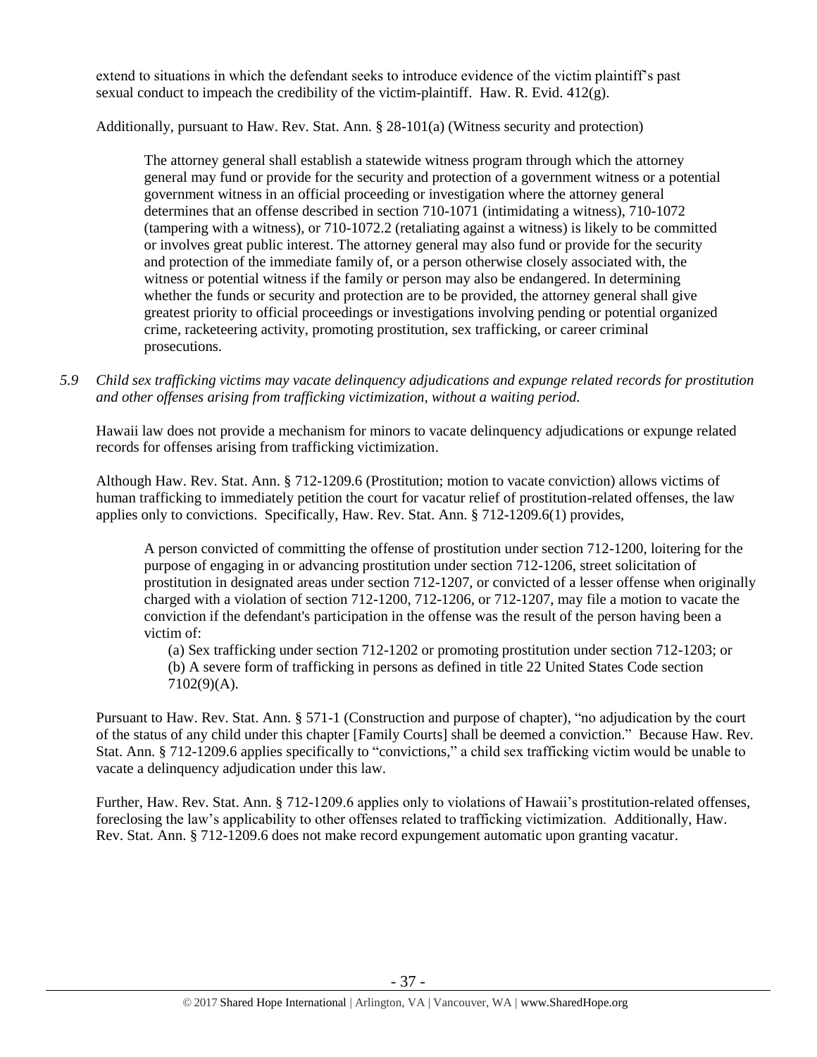extend to situations in which the defendant seeks to introduce evidence of the victim plaintiff's past sexual conduct to impeach the credibility of the victim-plaintiff. Haw. R. Evid. 412(g).

Additionally, pursuant to Haw. Rev. Stat. Ann. § 28-101(a) (Witness security and protection)

> The attorney general shall establish a statewide witness program through which the attorney general may fund or provide for the security and protection of a government witness or a potential government witness in an official proceeding or investigation where the attorney general determines that an offense described in section 710-1071 (intimidating a witness), 710-1072 (tampering with a witness), or 710-1072.2 (retaliating against a witness) is likely to be committed or involves great public interest. The attorney general may also fund or provide for the security and protection of the immediate family of, or a person otherwise closely associated with, the witness or potential witness if the family or person may also be endangered. In determining whether the funds or security and protection are to be provided, the attorney general shall give greatest priority to official proceedings or investigations involving pending or potential organized crime, racketeering activity, promoting prostitution, sex trafficking, or career criminal prosecutions.

*5.9 Child sex trafficking victims may vacate delinquency adjudications and expunge related records for prostitution and other offenses arising from trafficking victimization, without a waiting period.*

Hawaii law does not provide a mechanism for minors to vacate delinquency adjudications or expunge related records for offenses arising from trafficking victimization.

Although Haw. Rev. Stat. Ann. § 712-1209.6 (Prostitution; motion to vacate conviction) allows victims of human trafficking to immediately petition the court for vacatur relief of prostitution-related offenses, the law applies only to convictions. Specifically, Haw. Rev. Stat. Ann. § 712-1209.6(1) provides,

> A person convicted of committing the offense of prostitution under section 712-1200, loitering for the purpose of engaging in or advancing prostitution under section 712-1206, street solicitation of prostitution in designated areas under section 712-1207, or convicted of a lesser offense when originally charged with a violation of section 712-1200, 712-1206, or 712-1207, may file a motion to vacate the conviction if the defendant's participation in the offense was the result of the person having been a victim of:
>
> (a) Sex trafficking under section 712-1202 or promoting prostitution under section 712-1203; or
> (b) A severe form of trafficking in persons as defined in title 22 United States Code section 7102(9)(A).

Pursuant to Haw. Rev. Stat. Ann. § 571-1 (Construction and purpose of chapter), "no adjudication by the court of the status of any child under this chapter [Family Courts] shall be deemed a conviction." Because Haw. Rev. Stat. Ann. § 712-1209.6 applies specifically to "convictions," a child sex trafficking victim would be unable to vacate a delinquency adjudication under this law.

Further, Haw. Rev. Stat. Ann. § 712-1209.6 applies only to violations of Hawaii's prostitution-related offenses, foreclosing the law's applicability to other offenses related to trafficking victimization. Additionally, Haw. Rev. Stat. Ann. § 712-1209.6 does not make record expungement automatic upon granting vacatur.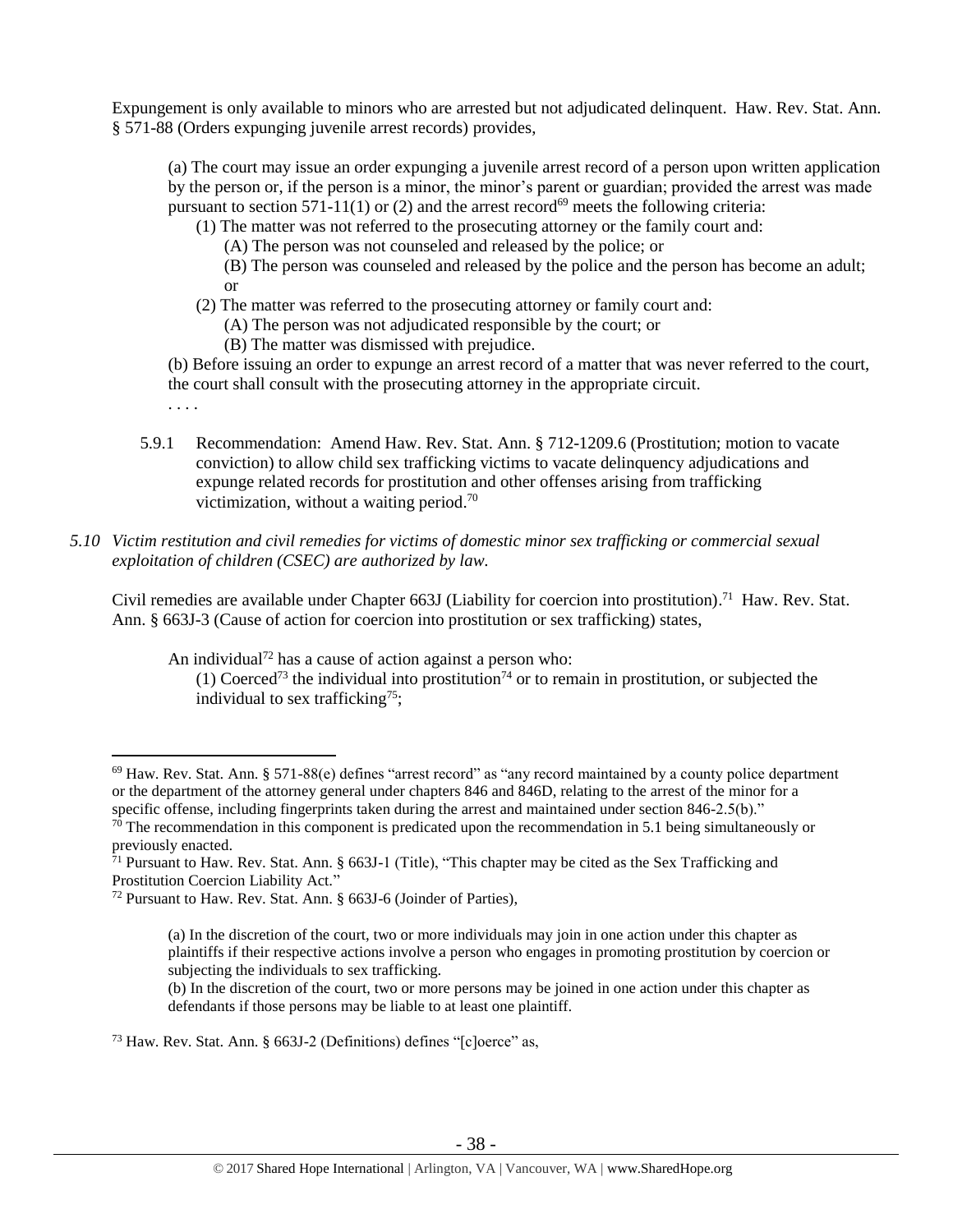Expungement is only available to minors who are arrested but not adjudicated delinquent. Haw. Rev. Stat. Ann. § 571-88 (Orders expunging juvenile arrest records) provides,

> (a) The court may issue an order expunging a juvenile arrest record of a person upon written application by the person or, if the person is a minor, the minor's parent or guardian; provided the arrest was made pursuant to section 571-11(1) or (2) and the arrest record[69] meets the following criteria:
>
> (1) The matter was not referred to the prosecuting attorney or the family court and:
>
> (A) The person was not counseled and released by the police; or
>
> (B) The person was counseled and released by the police and the person has become an adult; or
>
> (2) The matter was referred to the prosecuting attorney or family court and:
>
> (A) The person was not adjudicated responsible by the court; or
>
> (B) The matter was dismissed with prejudice.
>
> (b) Before issuing an order to expunge an arrest record of a matter that was never referred to the court, the court shall consult with the prosecuting attorney in the appropriate circuit.
>
> . . . .

5.9.1 Recommendation: Amend Haw. Rev. Stat. Ann. § 712-1209.6 (Prostitution; motion to vacate conviction) to allow child sex trafficking victims to vacate delinquency adjudications and expunge related records for prostitution and other offenses arising from trafficking victimization, without a waiting period.[70]

*5.10 Victim restitution and civil remedies for victims of domestic minor sex trafficking or commercial sexual exploitation of children (CSEC) are authorized by law.*

Civil remedies are available under Chapter 663J (Liability for coercion into prostitution).[71] Haw. Rev. Stat. Ann. § 663J-3 (Cause of action for coercion into prostitution or sex trafficking) states,

> An individual[72] has a cause of action against a person who:
>
> (1) Coerced[73] the individual into prostitution[74] or to remain in prostitution, or subjected the individual to sex trafficking[75];

---

[69] Haw. Rev. Stat. Ann. § 571-88(e) defines "arrest record" as "any record maintained by a county police department or the department of the attorney general under chapters 846 and 846D, relating to the arrest of the minor for a specific offense, including fingerprints taken during the arrest and maintained under section 846-2.5(b)."

[70] The recommendation in this component is predicated upon the recommendation in 5.1 being simultaneously or previously enacted.

[71] Pursuant to Haw. Rev. Stat. Ann. § 663J-1 (Title), "This chapter may be cited as the Sex Trafficking and Prostitution Coercion Liability Act."

[72] Pursuant to Haw. Rev. Stat. Ann. § 663J-6 (Joinder of Parties),

> (a) In the discretion of the court, two or more individuals may join in one action under this chapter as plaintiffs if their respective actions involve a person who engages in promoting prostitution by coercion or subjecting the individuals to sex trafficking.
>
> (b) In the discretion of the court, two or more persons may be joined in one action under this chapter as defendants if those persons may be liable to at least one plaintiff.

[73] Haw. Rev. Stat. Ann. § 663J-2 (Definitions) defines "[c]oerce" as,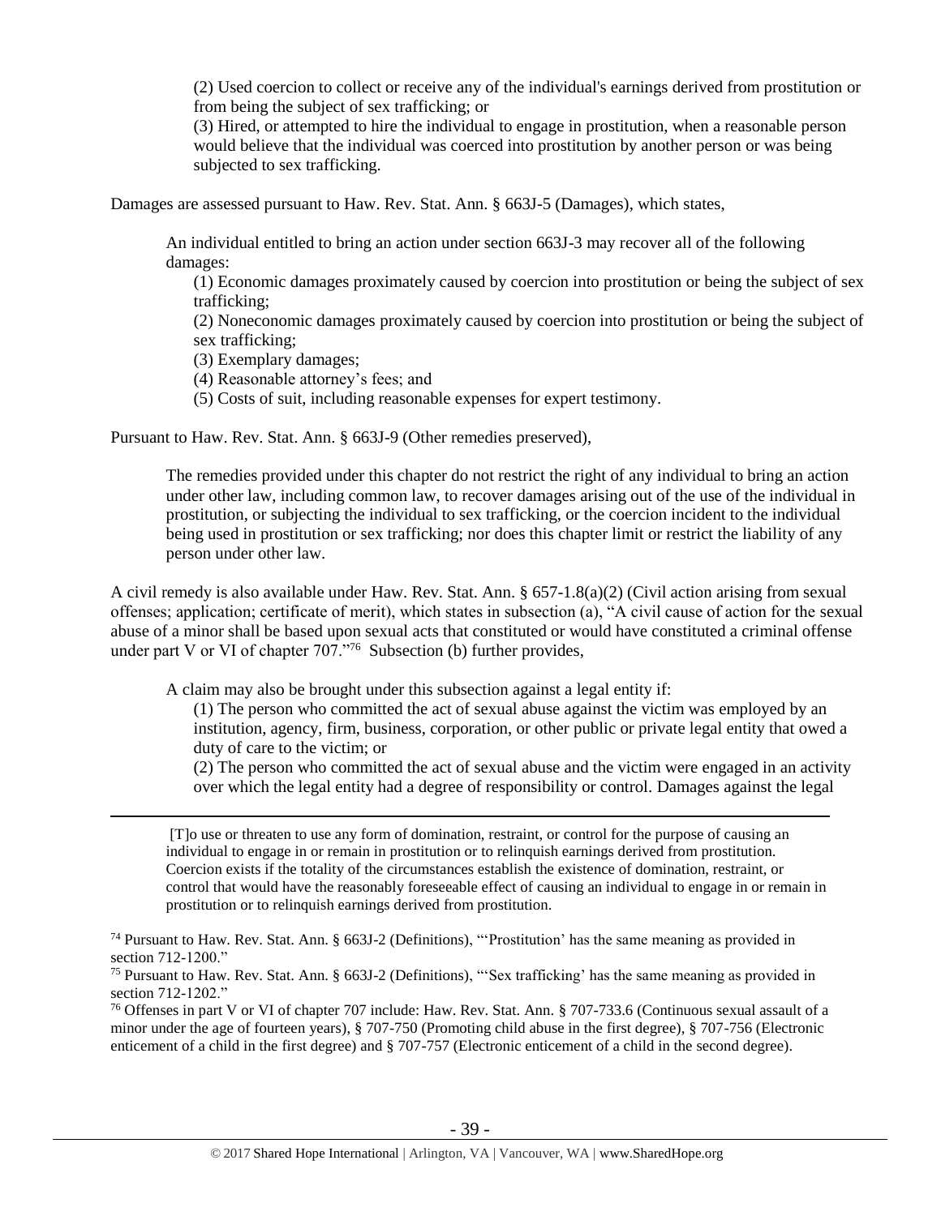(2) Used coercion to collect or receive any of the individual's earnings derived from prostitution or from being the subject of sex trafficking; or

(3) Hired, or attempted to hire the individual to engage in prostitution, when a reasonable person would believe that the individual was coerced into prostitution by another person or was being subjected to sex trafficking.

Damages are assessed pursuant to Haw. Rev. Stat. Ann. § 663J-5 (Damages), which states,

> An individual entitled to bring an action under section 663J-3 may recover all of the following damages:
>
> (1) Economic damages proximately caused by coercion into prostitution or being the subject of sex trafficking;
>
> (2) Noneconomic damages proximately caused by coercion into prostitution or being the subject of sex trafficking;
>
> (3) Exemplary damages;
>
> (4) Reasonable attorney's fees; and
>
> (5) Costs of suit, including reasonable expenses for expert testimony.

Pursuant to Haw. Rev. Stat. Ann. § 663J-9 (Other remedies preserved),

> The remedies provided under this chapter do not restrict the right of any individual to bring an action under other law, including common law, to recover damages arising out of the use of the individual in prostitution, or subjecting the individual to sex trafficking, or the coercion incident to the individual being used in prostitution or sex trafficking; nor does this chapter limit or restrict the liability of any person under other law.

A civil remedy is also available under Haw. Rev. Stat. Ann. § 657-1.8(a)(2) (Civil action arising from sexual offenses; application; certificate of merit), which states in subsection (a), "A civil cause of action for the sexual abuse of a minor shall be based upon sexual acts that constituted or would have constituted a criminal offense under part V or VI of chapter 707."[76] Subsection (b) further provides,

> A claim may also be brought under this subsection against a legal entity if:
>
> (1) The person who committed the act of sexual abuse against the victim was employed by an institution, agency, firm, business, corporation, or other public or private legal entity that owed a duty of care to the victim; or
>
> (2) The person who committed the act of sexual abuse and the victim were engaged in an activity over which the legal entity had a degree of responsibility or control. Damages against the legal

---

[T]o use or threaten to use any form of domination, restraint, or control for the purpose of causing an individual to engage in or remain in prostitution or to relinquish earnings derived from prostitution. Coercion exists if the totality of the circumstances establish the existence of domination, restraint, or control that would have the reasonably foreseeable effect of causing an individual to engage in or remain in prostitution or to relinquish earnings derived from prostitution.

[74] Pursuant to Haw. Rev. Stat. Ann. § 663J-2 (Definitions), "'Prostitution' has the same meaning as provided in section 712-1200."

[75] Pursuant to Haw. Rev. Stat. Ann. § 663J-2 (Definitions), "'Sex trafficking' has the same meaning as provided in section 712-1202."

[76] Offenses in part V or VI of chapter 707 include: Haw. Rev. Stat. Ann. § 707-733.6 (Continuous sexual assault of a minor under the age of fourteen years), § 707-750 (Promoting child abuse in the first degree), § 707-756 (Electronic enticement of a child in the first degree) and § 707-757 (Electronic enticement of a child in the second degree).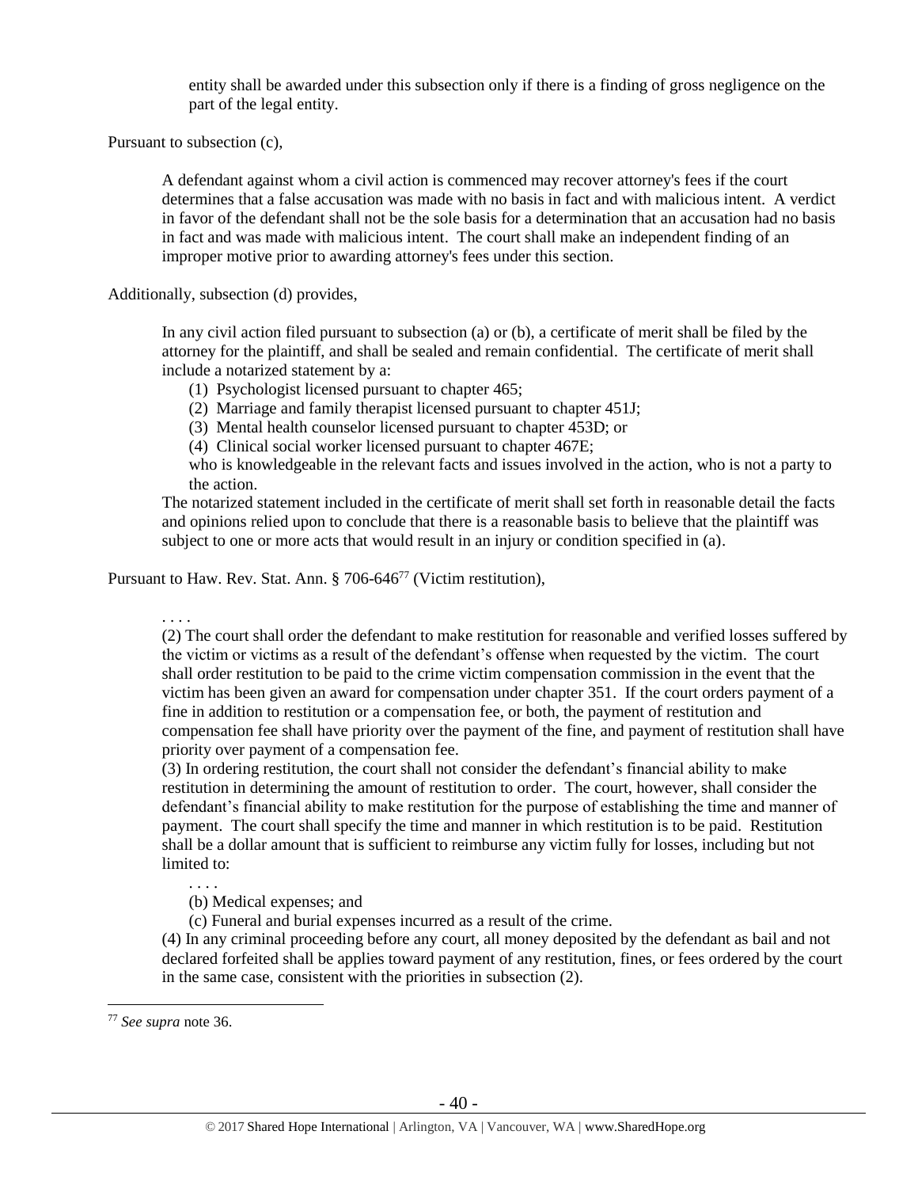> entity shall be awarded under this subsection only if there is a finding of gross negligence on the part of the legal entity.

Pursuant to subsection (c),

> A defendant against whom a civil action is commenced may recover attorney's fees if the court determines that a false accusation was made with no basis in fact and with malicious intent. A verdict in favor of the defendant shall not be the sole basis for a determination that an accusation had no basis in fact and was made with malicious intent. The court shall make an independent finding of an improper motive prior to awarding attorney's fees under this section.

Additionally, subsection (d) provides,

> In any civil action filed pursuant to subsection (a) or (b), a certificate of merit shall be filed by the attorney for the plaintiff, and shall be sealed and remain confidential. The certificate of merit shall include a notarized statement by a:
>
> (1) Psychologist licensed pursuant to chapter 465;
> (2) Marriage and family therapist licensed pursuant to chapter 451J;
> (3) Mental health counselor licensed pursuant to chapter 453D; or
> (4) Clinical social worker licensed pursuant to chapter 467E;
>
> who is knowledgeable in the relevant facts and issues involved in the action, who is not a party to the action.
>
> The notarized statement included in the certificate of merit shall set forth in reasonable detail the facts and opinions relied upon to conclude that there is a reasonable basis to believe that the plaintiff was subject to one or more acts that would result in an injury or condition specified in (a).

Pursuant to Haw. Rev. Stat. Ann. § 706-646[77] (Victim restitution),

> . . . .
>
> (2) The court shall order the defendant to make restitution for reasonable and verified losses suffered by the victim or victims as a result of the defendant's offense when requested by the victim. The court shall order restitution to be paid to the crime victim compensation commission in the event that the victim has been given an award for compensation under chapter 351. If the court orders payment of a fine in addition to restitution or a compensation fee, or both, the payment of restitution and compensation fee shall have priority over the payment of the fine, and payment of restitution shall have priority over payment of a compensation fee.
>
> (3) In ordering restitution, the court shall not consider the defendant's financial ability to make restitution in determining the amount of restitution to order. The court, however, shall consider the defendant's financial ability to make restitution for the purpose of establishing the time and manner of payment. The court shall specify the time and manner in which restitution is to be paid. Restitution shall be a dollar amount that is sufficient to reimburse any victim fully for losses, including but not limited to:
>
> . . . .
>
> (b) Medical expenses; and
>
> (c) Funeral and burial expenses incurred as a result of the crime.
>
> (4) In any criminal proceeding before any court, all money deposited by the defendant as bail and not declared forfeited shall be applies toward payment of any restitution, fines, or fees ordered by the court in the same case, consistent with the priorities in subsection (2).

[77] *See supra* note 36.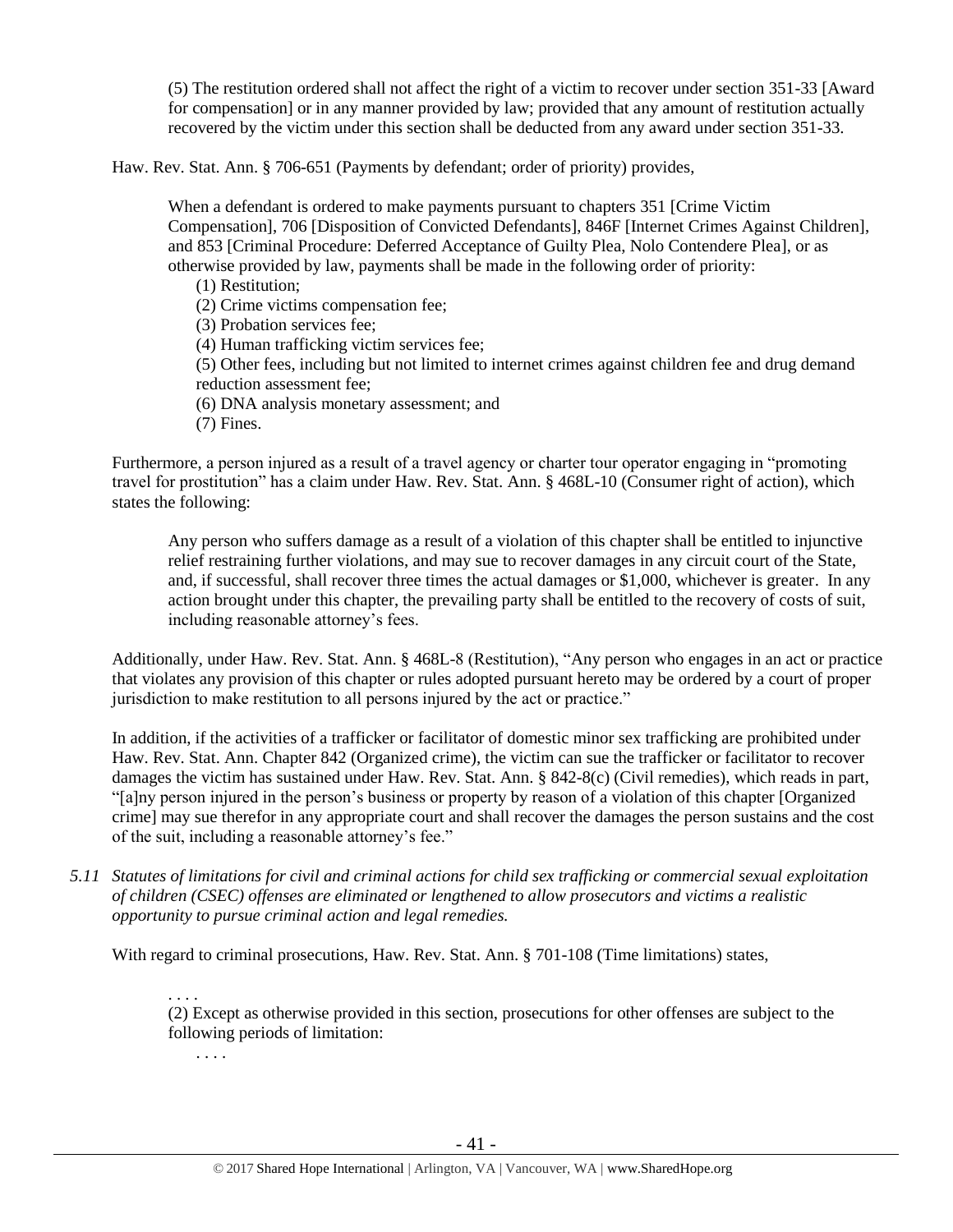> (5) The restitution ordered shall not affect the right of a victim to recover under section 351-33 [Award for compensation] or in any manner provided by law; provided that any amount of restitution actually recovered by the victim under this section shall be deducted from any award under section 351-33.

Haw. Rev. Stat. Ann. § 706-651 (Payments by defendant; order of priority) provides,

> When a defendant is ordered to make payments pursuant to chapters 351 [Crime Victim Compensation], 706 [Disposition of Convicted Defendants], 846F [Internet Crimes Against Children], and 853 [Criminal Procedure: Deferred Acceptance of Guilty Plea, Nolo Contendere Plea], or as otherwise provided by law, payments shall be made in the following order of priority:
>
> (1) Restitution;
> (2) Crime victims compensation fee;
> (3) Probation services fee;
> (4) Human trafficking victim services fee;
> (5) Other fees, including but not limited to internet crimes against children fee and drug demand reduction assessment fee;
> (6) DNA analysis monetary assessment; and
> (7) Fines.

Furthermore, a person injured as a result of a travel agency or charter tour operator engaging in "promoting travel for prostitution" has a claim under Haw. Rev. Stat. Ann. § 468L-10 (Consumer right of action), which states the following:

> Any person who suffers damage as a result of a violation of this chapter shall be entitled to injunctive relief restraining further violations, and may sue to recover damages in any circuit court of the State, and, if successful, shall recover three times the actual damages or $1,000, whichever is greater. In any action brought under this chapter, the prevailing party shall be entitled to the recovery of costs of suit, including reasonable attorney's fees.

Additionally, under Haw. Rev. Stat. Ann. § 468L-8 (Restitution), "Any person who engages in an act or practice that violates any provision of this chapter or rules adopted pursuant hereto may be ordered by a court of proper jurisdiction to make restitution to all persons injured by the act or practice."

In addition, if the activities of a trafficker or facilitator of domestic minor sex trafficking are prohibited under Haw. Rev. Stat. Ann. Chapter 842 (Organized crime), the victim can sue the trafficker or facilitator to recover damages the victim has sustained under Haw. Rev. Stat. Ann. § 842-8(c) (Civil remedies), which reads in part, "[a]ny person injured in the person's business or property by reason of a violation of this chapter [Organized crime] may sue therefor in any appropriate court and shall recover the damages the person sustains and the cost of the suit, including a reasonable attorney's fee."

*5.11 Statutes of limitations for civil and criminal actions for child sex trafficking or commercial sexual exploitation of children (CSEC) offenses are eliminated or lengthened to allow prosecutors and victims a realistic opportunity to pursue criminal action and legal remedies.*

With regard to criminal prosecutions, Haw. Rev. Stat. Ann. § 701-108 (Time limitations) states,

> . . . .
> (2) Except as otherwise provided in this section, prosecutions for other offenses are subject to the following periods of limitation:
>
> . . . .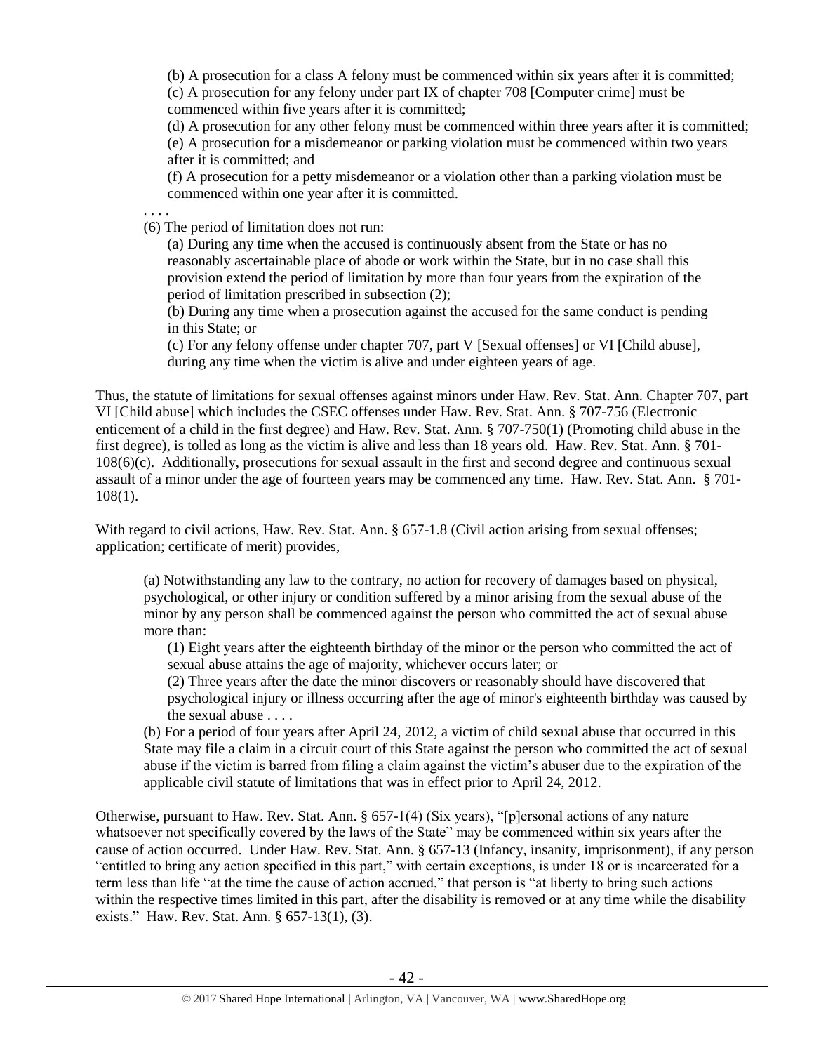(b) A prosecution for a class A felony must be commenced within six years after it is committed;

(c) A prosecution for any felony under part IX of chapter 708 [Computer crime] must be commenced within five years after it is committed;

(d) A prosecution for any other felony must be commenced within three years after it is committed;

(e) A prosecution for a misdemeanor or parking violation must be commenced within two years after it is committed; and

(f) A prosecution for a petty misdemeanor or a violation other than a parking violation must be commenced within one year after it is committed.

. . . .

(6) The period of limitation does not run:

(a) During any time when the accused is continuously absent from the State or has no reasonably ascertainable place of abode or work within the State, but in no case shall this provision extend the period of limitation by more than four years from the expiration of the period of limitation prescribed in subsection (2);

(b) During any time when a prosecution against the accused for the same conduct is pending in this State; or

(c) For any felony offense under chapter 707, part V [Sexual offenses] or VI [Child abuse], during any time when the victim is alive and under eighteen years of age.

Thus, the statute of limitations for sexual offenses against minors under Haw. Rev. Stat. Ann. Chapter 707, part VI [Child abuse] which includes the CSEC offenses under Haw. Rev. Stat. Ann. § 707-756 (Electronic enticement of a child in the first degree) and Haw. Rev. Stat. Ann. § 707-750(1) (Promoting child abuse in the first degree), is tolled as long as the victim is alive and less than 18 years old. Haw. Rev. Stat. Ann. § 701-108(6)(c). Additionally, prosecutions for sexual assault in the first and second degree and continuous sexual assault of a minor under the age of fourteen years may be commenced any time. Haw. Rev. Stat. Ann. § 701-108(1).

With regard to civil actions, Haw. Rev. Stat. Ann. § 657-1.8 (Civil action arising from sexual offenses; application; certificate of merit) provides,

> (a) Notwithstanding any law to the contrary, no action for recovery of damages based on physical, psychological, or other injury or condition suffered by a minor arising from the sexual abuse of the minor by any person shall be commenced against the person who committed the act of sexual abuse more than:
>
> (1) Eight years after the eighteenth birthday of the minor or the person who committed the act of sexual abuse attains the age of majority, whichever occurs later; or
>
> (2) Three years after the date the minor discovers or reasonably should have discovered that psychological injury or illness occurring after the age of minor's eighteenth birthday was caused by the sexual abuse . . . .
>
> (b) For a period of four years after April 24, 2012, a victim of child sexual abuse that occurred in this State may file a claim in a circuit court of this State against the person who committed the act of sexual abuse if the victim is barred from filing a claim against the victim's abuser due to the expiration of the applicable civil statute of limitations that was in effect prior to April 24, 2012.

Otherwise, pursuant to Haw. Rev. Stat. Ann. § 657-1(4) (Six years), "[p]ersonal actions of any nature whatsoever not specifically covered by the laws of the State" may be commenced within six years after the cause of action occurred. Under Haw. Rev. Stat. Ann. § 657-13 (Infancy, insanity, imprisonment), if any person "entitled to bring any action specified in this part," with certain exceptions, is under 18 or is incarcerated for a term less than life "at the time the cause of action accrued," that person is "at liberty to bring such actions within the respective times limited in this part, after the disability is removed or at any time while the disability exists." Haw. Rev. Stat. Ann. § 657-13(1), (3).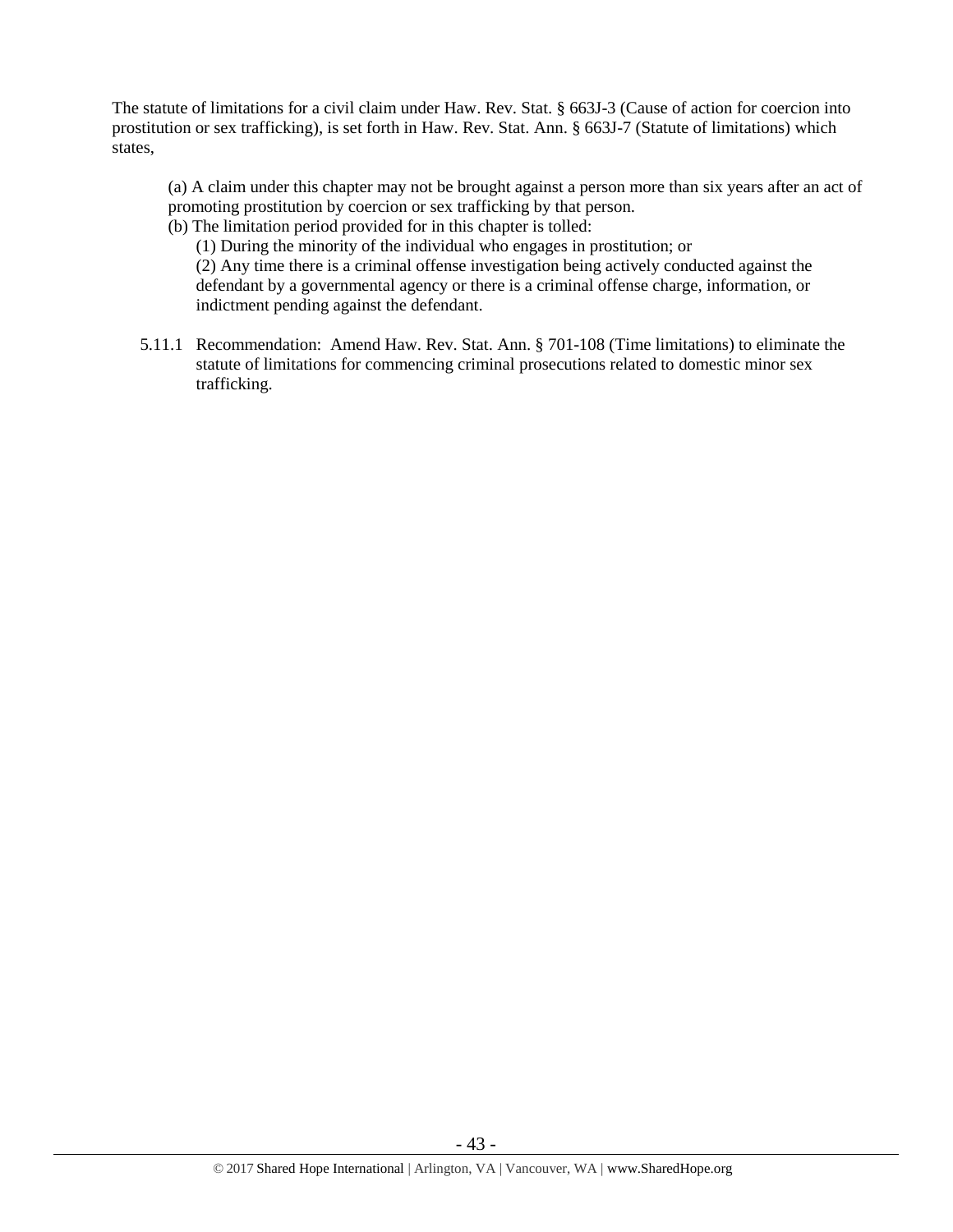The statute of limitations for a civil claim under Haw. Rev. Stat. § 663J-3 (Cause of action for coercion into prostitution or sex trafficking), is set forth in Haw. Rev. Stat. Ann. § 663J-7 (Statute of limitations) which states,

> (a) A claim under this chapter may not be brought against a person more than six years after an act of promoting prostitution by coercion or sex trafficking by that person.
>
> (b) The limitation period provided for in this chapter is tolled:
>
> > (1) During the minority of the individual who engages in prostitution; or
> >
> > (2) Any time there is a criminal offense investigation being actively conducted against the defendant by a governmental agency or there is a criminal offense charge, information, or indictment pending against the defendant.

5.11.1 Recommendation: Amend Haw. Rev. Stat. Ann. § 701-108 (Time limitations) to eliminate the statute of limitations for commencing criminal prosecutions related to domestic minor sex trafficking.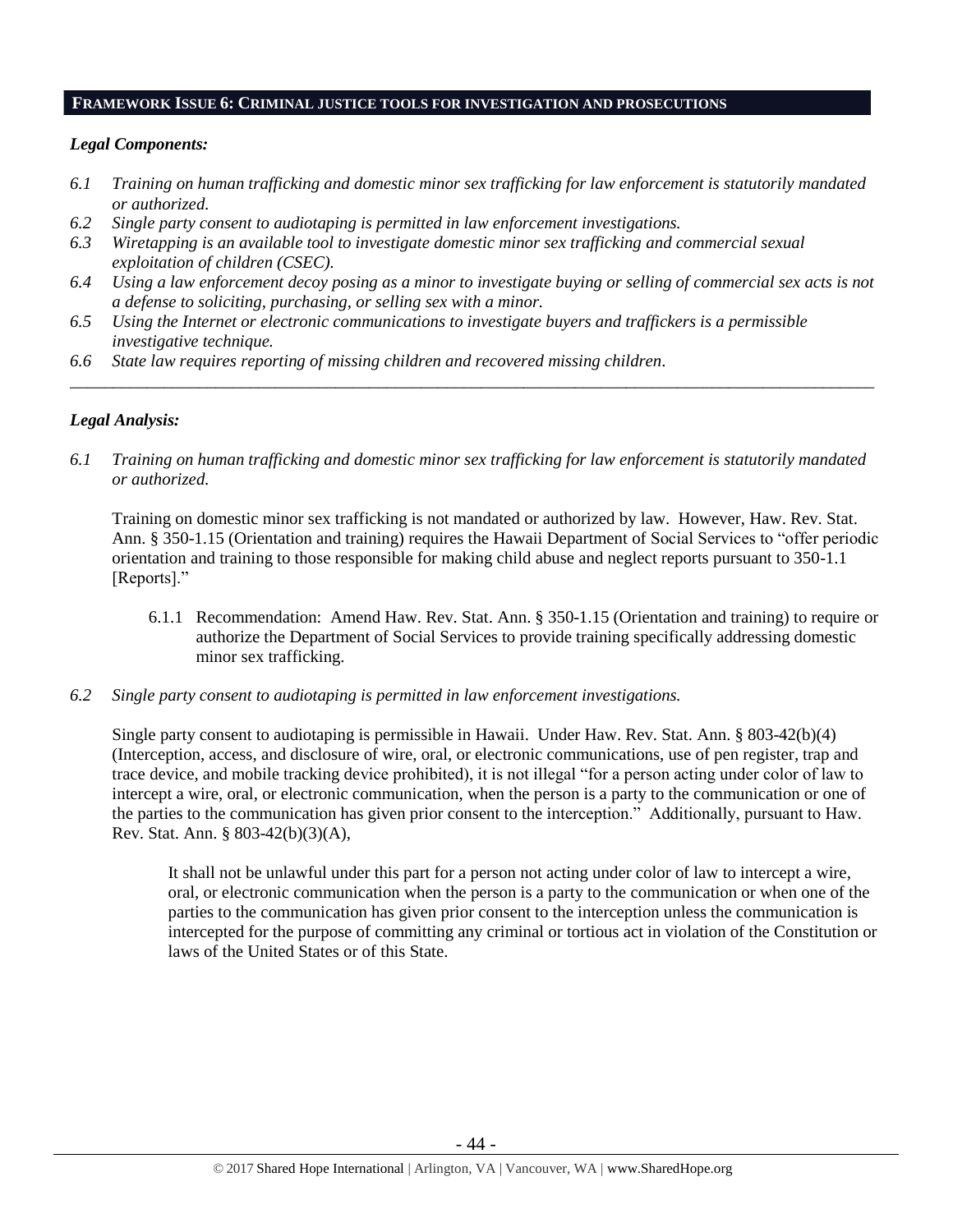## FRAMEWORK ISSUE 6: CRIMINAL JUSTICE TOOLS FOR INVESTIGATION AND PROSECUTIONS

### *Legal Components:*

*6.1 Training on human trafficking and domestic minor sex trafficking for law enforcement is statutorily mandated or authorized.*
*6.2 Single party consent to audiotaping is permitted in law enforcement investigations.*
*6.3 Wiretapping is an available tool to investigate domestic minor sex trafficking and commercial sexual exploitation of children (CSEC).*
*6.4 Using a law enforcement decoy posing as a minor to investigate buying or selling of commercial sex acts is not a defense to soliciting, purchasing, or selling sex with a minor.*
*6.5 Using the Internet or electronic communications to investigate buyers and traffickers is a permissible investigative technique.*
*6.6 State law requires reporting of missing children and recovered missing children.*

---

### *Legal Analysis:*

*6.1 Training on human trafficking and domestic minor sex trafficking for law enforcement is statutorily mandated or authorized.*

Training on domestic minor sex trafficking is not mandated or authorized by law. However, Haw. Rev. Stat. Ann. § 350-1.15 (Orientation and training) requires the Hawaii Department of Social Services to "offer periodic orientation and training to those responsible for making child abuse and neglect reports pursuant to 350-1.1 [Reports]."

6.1.1 Recommendation: Amend Haw. Rev. Stat. Ann. § 350-1.15 (Orientation and training) to require or authorize the Department of Social Services to provide training specifically addressing domestic minor sex trafficking.

*6.2 Single party consent to audiotaping is permitted in law enforcement investigations.*

Single party consent to audiotaping is permissible in Hawaii. Under Haw. Rev. Stat. Ann. § 803-42(b)(4) (Interception, access, and disclosure of wire, oral, or electronic communications, use of pen register, trap and trace device, and mobile tracking device prohibited), it is not illegal "for a person acting under color of law to intercept a wire, oral, or electronic communication, when the person is a party to the communication or one of the parties to the communication has given prior consent to the interception." Additionally, pursuant to Haw. Rev. Stat. Ann. § 803-42(b)(3)(A),

> It shall not be unlawful under this part for a person not acting under color of law to intercept a wire, oral, or electronic communication when the person is a party to the communication or when one of the parties to the communication has given prior consent to the interception unless the communication is intercepted for the purpose of committing any criminal or tortious act in violation of the Constitution or laws of the United States or of this State.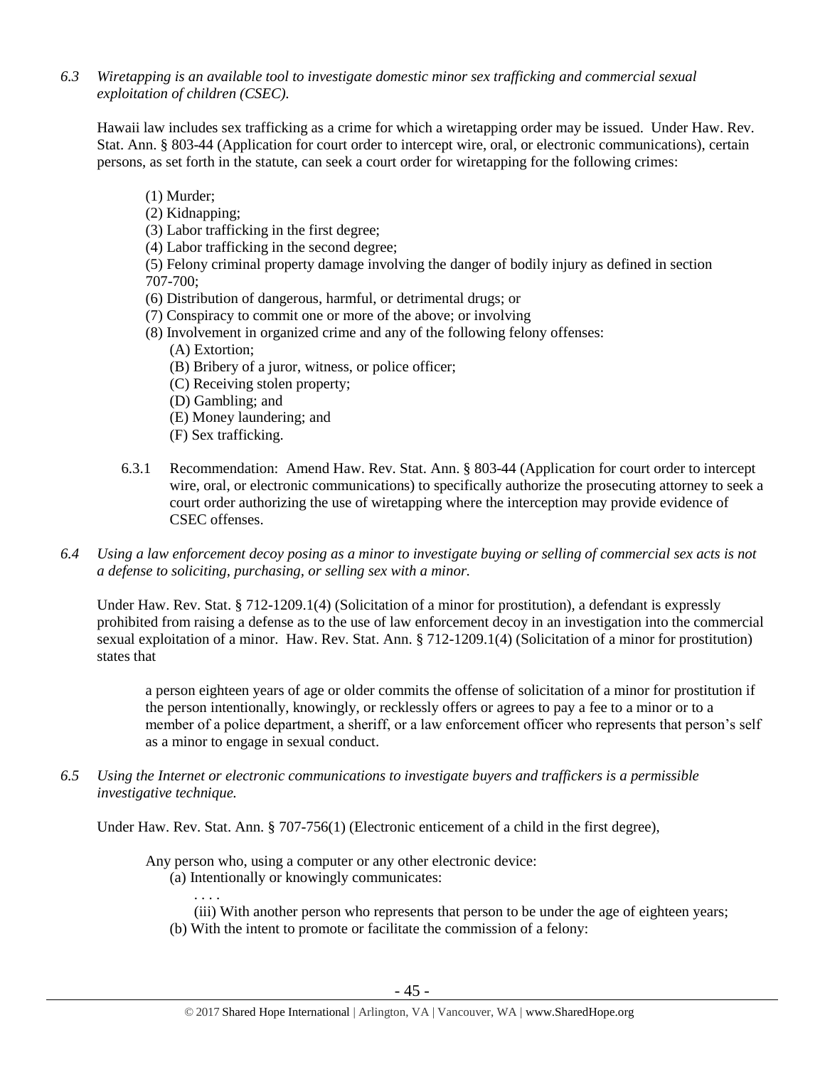*6.3 Wiretapping is an available tool to investigate domestic minor sex trafficking and commercial sexual exploitation of children (CSEC).*

Hawaii law includes sex trafficking as a crime for which a wiretapping order may be issued. Under Haw. Rev. Stat. Ann. § 803-44 (Application for court order to intercept wire, oral, or electronic communications), certain persons, as set forth in the statute, can seek a court order for wiretapping for the following crimes:

> (1) Murder;
> (2) Kidnapping;
> (3) Labor trafficking in the first degree;
> (4) Labor trafficking in the second degree;
> (5) Felony criminal property damage involving the danger of bodily injury as defined in section 707-700;
> (6) Distribution of dangerous, harmful, or detrimental drugs; or
> (7) Conspiracy to commit one or more of the above; or involving
> (8) Involvement in organized crime and any of the following felony offenses:
>     (A) Extortion;
>     (B) Bribery of a juror, witness, or police officer;
>     (C) Receiving stolen property;
>     (D) Gambling; and
>     (E) Money laundering; and
>     (F) Sex trafficking.

6.3.1 Recommendation: Amend Haw. Rev. Stat. Ann. § 803-44 (Application for court order to intercept wire, oral, or electronic communications) to specifically authorize the prosecuting attorney to seek a court order authorizing the use of wiretapping where the interception may provide evidence of CSEC offenses.

*6.4 Using a law enforcement decoy posing as a minor to investigate buying or selling of commercial sex acts is not a defense to soliciting, purchasing, or selling sex with a minor.*

Under Haw. Rev. Stat. § 712-1209.1(4) (Solicitation of a minor for prostitution), a defendant is expressly prohibited from raising a defense as to the use of law enforcement decoy in an investigation into the commercial sexual exploitation of a minor. Haw. Rev. Stat. Ann. § 712-1209.1(4) (Solicitation of a minor for prostitution) states that

> a person eighteen years of age or older commits the offense of solicitation of a minor for prostitution if the person intentionally, knowingly, or recklessly offers or agrees to pay a fee to a minor or to a member of a police department, a sheriff, or a law enforcement officer who represents that person's self as a minor to engage in sexual conduct.

*6.5 Using the Internet or electronic communications to investigate buyers and traffickers is a permissible investigative technique.*

Under Haw. Rev. Stat. Ann. § 707-756(1) (Electronic enticement of a child in the first degree),

> Any person who, using a computer or any other electronic device:
>     (a) Intentionally or knowingly communicates:
>         . . . .
>         (iii) With another person who represents that person to be under the age of eighteen years;
>     (b) With the intent to promote or facilitate the commission of a felony: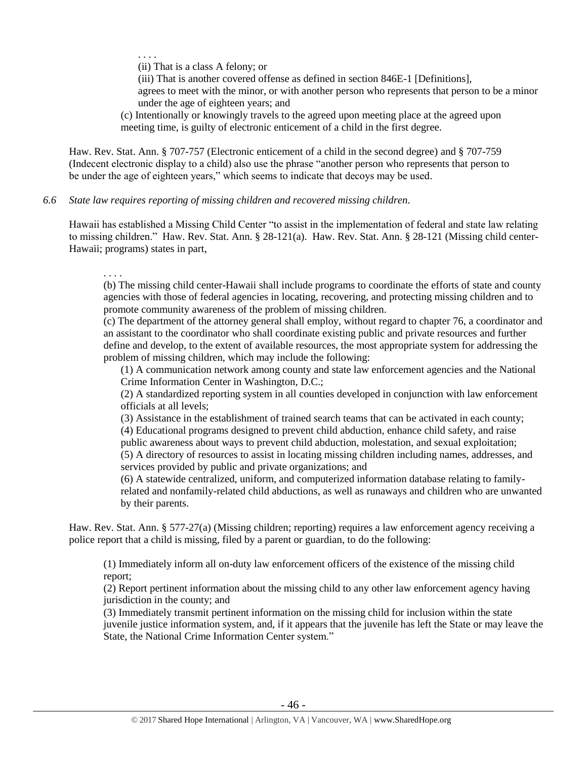. . . .

(ii) That is a class A felony; or

(iii) That is another covered offense as defined in section 846E-1 [Definitions], agrees to meet with the minor, or with another person who represents that person to be a minor under the age of eighteen years; and

(c) Intentionally or knowingly travels to the agreed upon meeting place at the agreed upon meeting time, is guilty of electronic enticement of a child in the first degree.

Haw. Rev. Stat. Ann. § 707-757 (Electronic enticement of a child in the second degree) and § 707-759 (Indecent electronic display to a child) also use the phrase "another person who represents that person to be under the age of eighteen years," which seems to indicate that decoys may be used.

*6.6 State law requires reporting of missing children and recovered missing children.*

Hawaii has established a Missing Child Center "to assist in the implementation of federal and state law relating to missing children." Haw. Rev. Stat. Ann. § 28-121(a). Haw. Rev. Stat. Ann. § 28-121 (Missing child center-Hawaii; programs) states in part,

> . . . .
>
> (b) The missing child center-Hawaii shall include programs to coordinate the efforts of state and county agencies with those of federal agencies in locating, recovering, and protecting missing children and to promote community awareness of the problem of missing children.
>
> (c) The department of the attorney general shall employ, without regard to chapter 76, a coordinator and an assistant to the coordinator who shall coordinate existing public and private resources and further define and develop, to the extent of available resources, the most appropriate system for addressing the problem of missing children, which may include the following:
>
> (1) A communication network among county and state law enforcement agencies and the National Crime Information Center in Washington, D.C.;
>
> (2) A standardized reporting system in all counties developed in conjunction with law enforcement officials at all levels;
>
> (3) Assistance in the establishment of trained search teams that can be activated in each county;
>
> (4) Educational programs designed to prevent child abduction, enhance child safety, and raise public awareness about ways to prevent child abduction, molestation, and sexual exploitation;
>
> (5) A directory of resources to assist in locating missing children including names, addresses, and services provided by public and private organizations; and
>
> (6) A statewide centralized, uniform, and computerized information database relating to family-related and nonfamily-related child abductions, as well as runaways and children who are unwanted by their parents.

Haw. Rev. Stat. Ann. § 577-27(a) (Missing children; reporting) requires a law enforcement agency receiving a police report that a child is missing, filed by a parent or guardian, to do the following:

> (1) Immediately inform all on-duty law enforcement officers of the existence of the missing child report;
>
> (2) Report pertinent information about the missing child to any other law enforcement agency having jurisdiction in the county; and
>
> (3) Immediately transmit pertinent information on the missing child for inclusion within the state juvenile justice information system, and, if it appears that the juvenile has left the State or may leave the State, the National Crime Information Center system."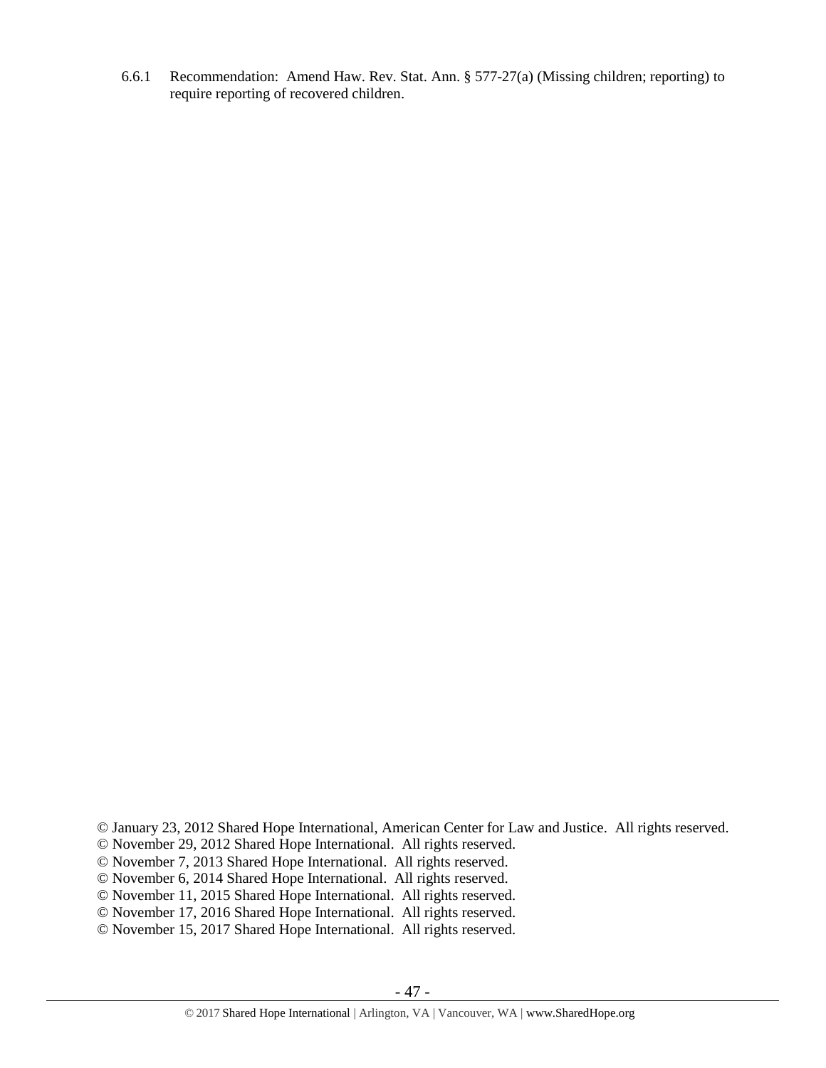6.6.1 Recommendation: Amend Haw. Rev. Stat. Ann. § 577-27(a) (Missing children; reporting) to require reporting of recovered children.

© January 23, 2012 Shared Hope International, American Center for Law and Justice. All rights reserved.
© November 29, 2012 Shared Hope International. All rights reserved.
© November 7, 2013 Shared Hope International. All rights reserved.
© November 6, 2014 Shared Hope International. All rights reserved.
© November 11, 2015 Shared Hope International. All rights reserved.
© November 17, 2016 Shared Hope International. All rights reserved.
© November 15, 2017 Shared Hope International. All rights reserved.